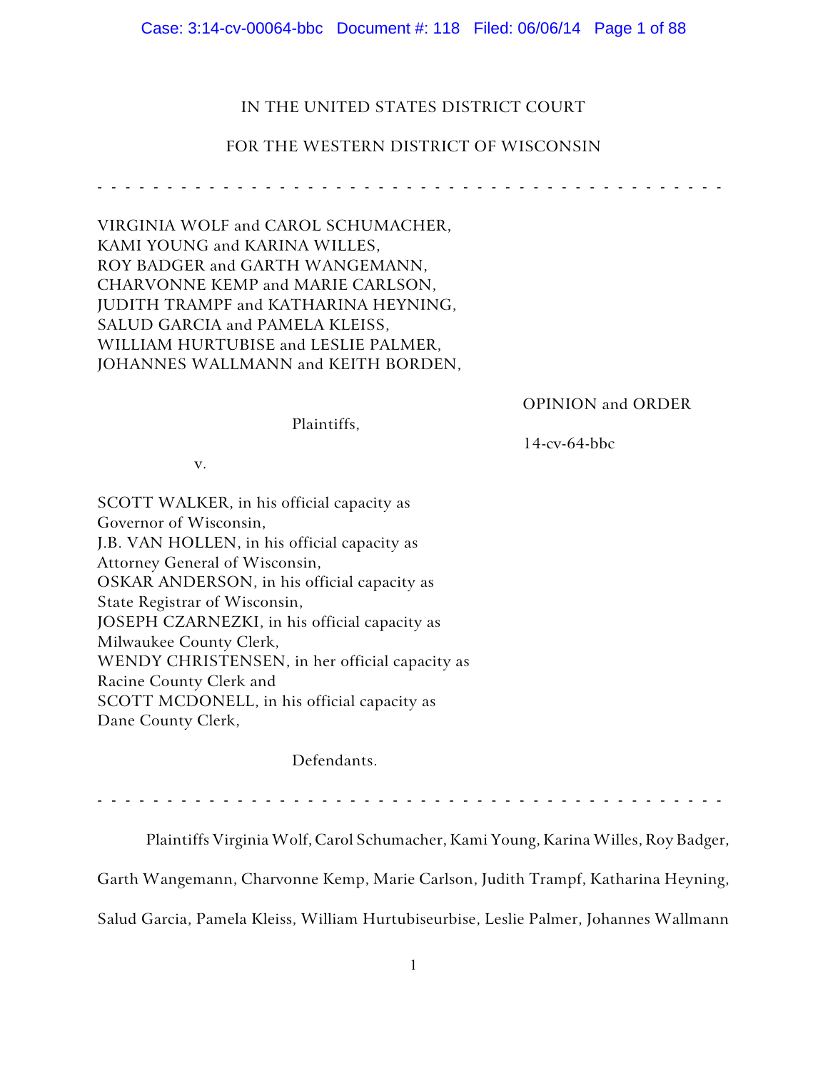IN THE UNITED STATES DISTRICT COURT

FOR THE WESTERN DISTRICT OF WISCONSIN

- - - - - - - - - - - - - - - - - - - - - - - - - - - - - - - - - - - - - - - - - - - - -

VIRGINIA WOLF and CAROL SCHUMACHER,
KAMI YOUNG and KARINA WILLES,
ROY BADGER and GARTH WANGEMANN,
CHARVONNE KEMP and MARIE CARLSON,
JUDITH TRAMPF and KATHARINA HEYNING,
SALUD GARCIA and PAMELA KLEISS,
WILLIAM HURTUBISE and LESLIE PALMER,
JOHANNES WALLMANN and KEITH BORDEN,

OPINION and ORDER

Plaintiffs,

14-cv-64-bbc

v.

SCOTT WALKER, in his official capacity as
Governor of Wisconsin,
J.B. VAN HOLLEN, in his official capacity as
Attorney General of Wisconsin,
OSKAR ANDERSON, in his official capacity as
State Registrar of Wisconsin,
JOSEPH CZARNEZKI, in his official capacity as
Milwaukee County Clerk,
WENDY CHRISTENSEN, in her official capacity as
Racine County Clerk and
SCOTT MCDONELL, in his official capacity as
Dane County Clerk,

Defendants.

- - - - - - - - - - - - - - - - - - - - - - - - - - - - - - - - - - - - - - - - - - - - -

Plaintiffs Virginia Wolf, Carol Schumacher, Kami Young, Karina Willes, Roy Badger, Garth Wangemann, Charvonne Kemp, Marie Carlson, Judith Trampf, Katharina Heyning, Salud Garcia, Pamela Kleiss, William Hurtubiseurbise, Leslie Palmer, Johannes Wallmann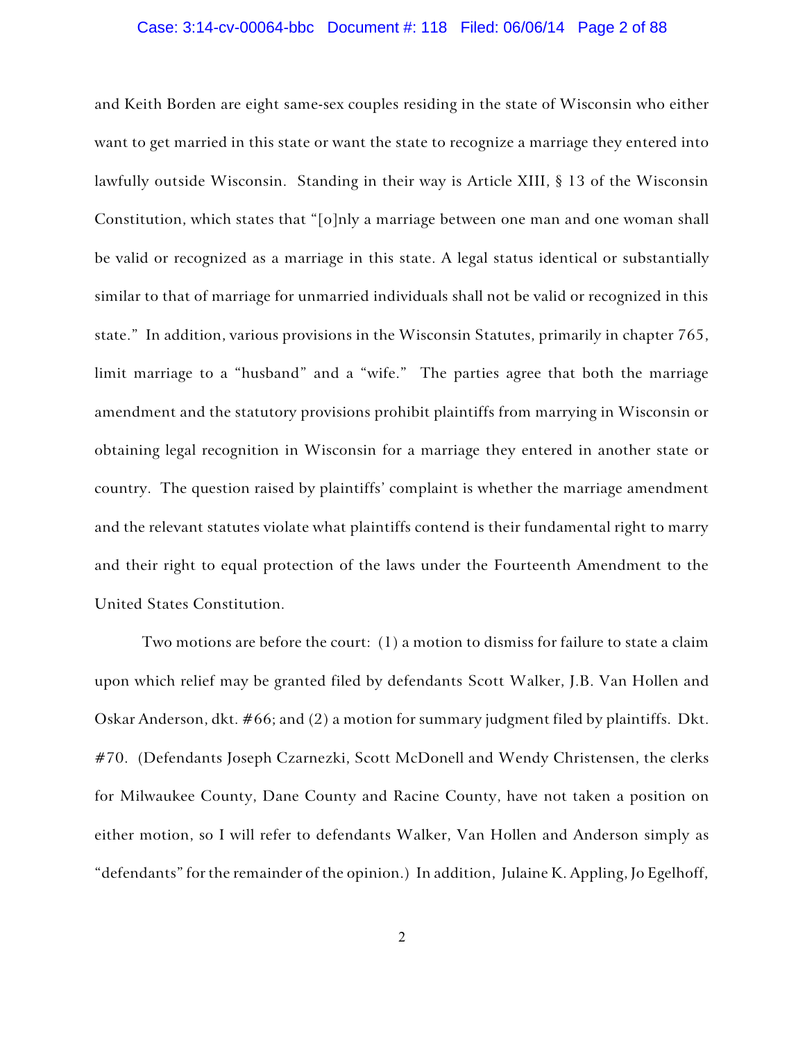and Keith Borden are eight same-sex couples residing in the state of Wisconsin who either want to get married in this state or want the state to recognize a marriage they entered into lawfully outside Wisconsin. Standing in their way is Article XIII, § 13 of the Wisconsin Constitution, which states that "[o]nly a marriage between one man and one woman shall be valid or recognized as a marriage in this state. A legal status identical or substantially similar to that of marriage for unmarried individuals shall not be valid or recognized in this state." In addition, various provisions in the Wisconsin Statutes, primarily in chapter 765, limit marriage to a "husband" and a "wife." The parties agree that both the marriage amendment and the statutory provisions prohibit plaintiffs from marrying in Wisconsin or obtaining legal recognition in Wisconsin for a marriage they entered in another state or country. The question raised by plaintiffs' complaint is whether the marriage amendment and the relevant statutes violate what plaintiffs contend is their fundamental right to marry and their right to equal protection of the laws under the Fourteenth Amendment to the United States Constitution.

Two motions are before the court: (1) a motion to dismiss for failure to state a claim upon which relief may be granted filed by defendants Scott Walker, J.B. Van Hollen and Oskar Anderson, dkt. #66; and (2) a motion for summary judgment filed by plaintiffs. Dkt. #70. (Defendants Joseph Czarnezki, Scott McDonell and Wendy Christensen, the clerks for Milwaukee County, Dane County and Racine County, have not taken a position on either motion, so I will refer to defendants Walker, Van Hollen and Anderson simply as "defendants" for the remainder of the opinion.) In addition, Julaine K. Appling, Jo Egelhoff,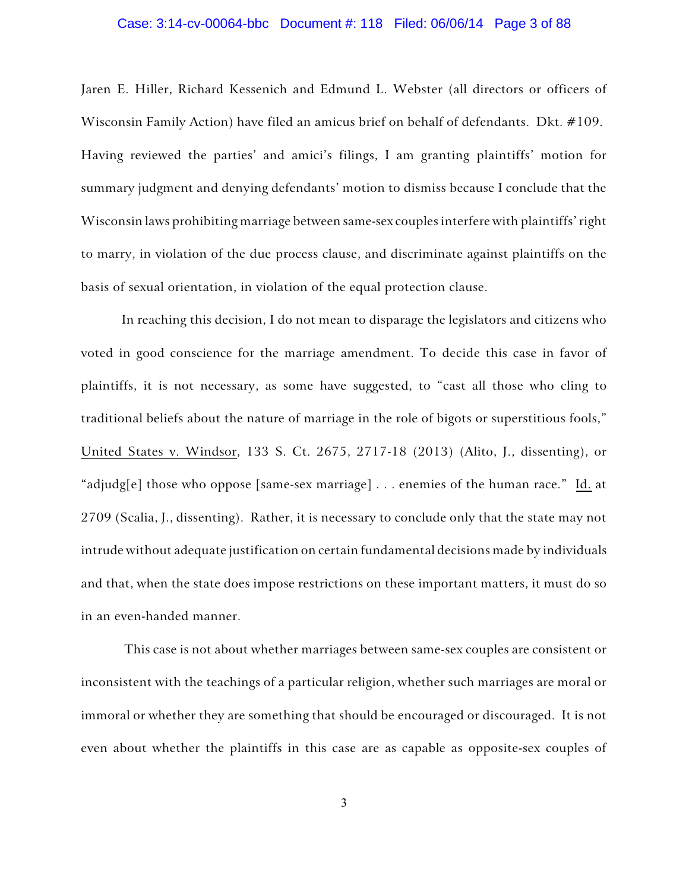Jaren E. Hiller, Richard Kessenich and Edmund L. Webster (all directors or officers of Wisconsin Family Action) have filed an amicus brief on behalf of defendants. Dkt. #109. Having reviewed the parties' and amici's filings, I am granting plaintiffs' motion for summary judgment and denying defendants' motion to dismiss because I conclude that the Wisconsin laws prohibiting marriage between same-sex couples interfere with plaintiffs' right to marry, in violation of the due process clause, and discriminate against plaintiffs on the basis of sexual orientation, in violation of the equal protection clause.

In reaching this decision, I do not mean to disparage the legislators and citizens who voted in good conscience for the marriage amendment. To decide this case in favor of plaintiffs, it is not necessary, as some have suggested, to "cast all those who cling to traditional beliefs about the nature of marriage in the role of bigots or superstitious fools," United States v. Windsor, 133 S. Ct. 2675, 2717-18 (2013) (Alito, J., dissenting), or "adjudg[e] those who oppose [same-sex marriage] . . . enemies of the human race." Id. at 2709 (Scalia, J., dissenting). Rather, it is necessary to conclude only that the state may not intrude without adequate justification on certain fundamental decisions made by individuals and that, when the state does impose restrictions on these important matters, it must do so in an even-handed manner.

This case is not about whether marriages between same-sex couples are consistent or inconsistent with the teachings of a particular religion, whether such marriages are moral or immoral or whether they are something that should be encouraged or discouraged. It is not even about whether the plaintiffs in this case are as capable as opposite-sex couples of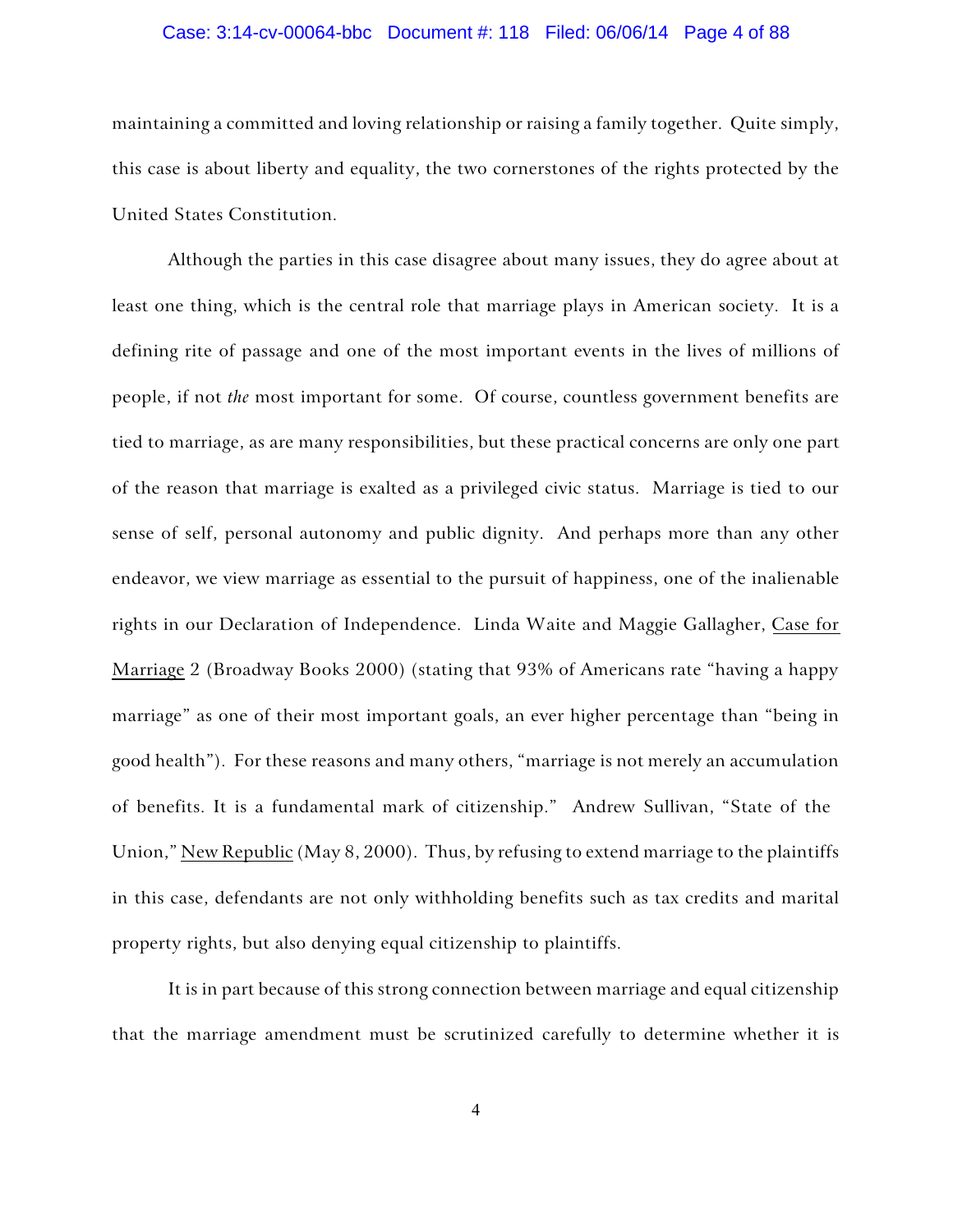maintaining a committed and loving relationship or raising a family together. Quite simply, this case is about liberty and equality, the two cornerstones of the rights protected by the United States Constitution.

Although the parties in this case disagree about many issues, they do agree about at least one thing, which is the central role that marriage plays in American society. It is a defining rite of passage and one of the most important events in the lives of millions of people, if not *the* most important for some. Of course, countless government benefits are tied to marriage, as are many responsibilities, but these practical concerns are only one part of the reason that marriage is exalted as a privileged civic status. Marriage is tied to our sense of self, personal autonomy and public dignity. And perhaps more than any other endeavor, we view marriage as essential to the pursuit of happiness, one of the inalienable rights in our Declaration of Independence. Linda Waite and Maggie Gallagher, Case for Marriage 2 (Broadway Books 2000) (stating that 93% of Americans rate "having a happy marriage" as one of their most important goals, an ever higher percentage than "being in good health"). For these reasons and many others, "marriage is not merely an accumulation of benefits. It is a fundamental mark of citizenship." Andrew Sullivan, "State of the Union," New Republic (May 8, 2000). Thus, by refusing to extend marriage to the plaintiffs in this case, defendants are not only withholding benefits such as tax credits and marital property rights, but also denying equal citizenship to plaintiffs.

It is in part because of this strong connection between marriage and equal citizenship that the marriage amendment must be scrutinized carefully to determine whether it is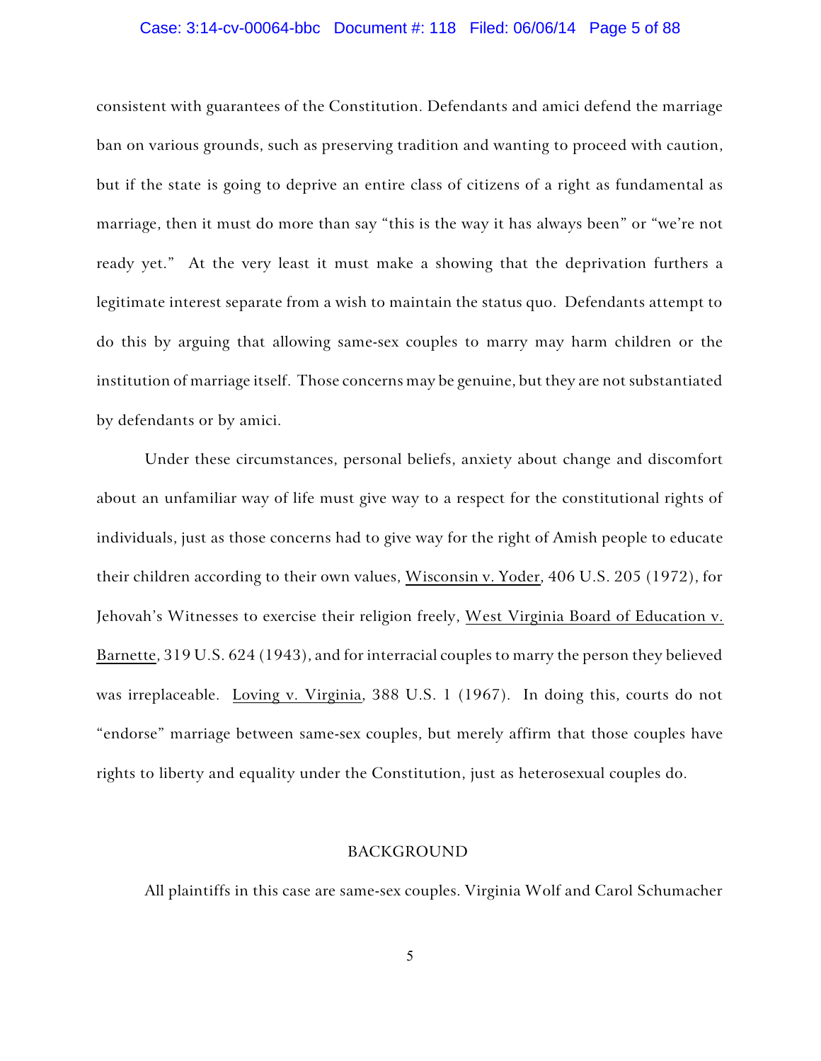consistent with guarantees of the Constitution. Defendants and amici defend the marriage ban on various grounds, such as preserving tradition and wanting to proceed with caution, but if the state is going to deprive an entire class of citizens of a right as fundamental as marriage, then it must do more than say "this is the way it has always been" or "we're not ready yet." At the very least it must make a showing that the deprivation furthers a legitimate interest separate from a wish to maintain the status quo. Defendants attempt to do this by arguing that allowing same-sex couples to marry may harm children or the institution of marriage itself. Those concerns may be genuine, but they are not substantiated by defendants or by amici.

Under these circumstances, personal beliefs, anxiety about change and discomfort about an unfamiliar way of life must give way to a respect for the constitutional rights of individuals, just as those concerns had to give way for the right of Amish people to educate their children according to their own values, Wisconsin v. Yoder, 406 U.S. 205 (1972), for Jehovah's Witnesses to exercise their religion freely, West Virginia Board of Education v. Barnette, 319 U.S. 624 (1943), and for interracial couples to marry the person they believed was irreplaceable. Loving v. Virginia, 388 U.S. 1 (1967). In doing this, courts do not "endorse" marriage between same-sex couples, but merely affirm that those couples have rights to liberty and equality under the Constitution, just as heterosexual couples do.

## BACKGROUND

All plaintiffs in this case are same-sex couples. Virginia Wolf and Carol Schumacher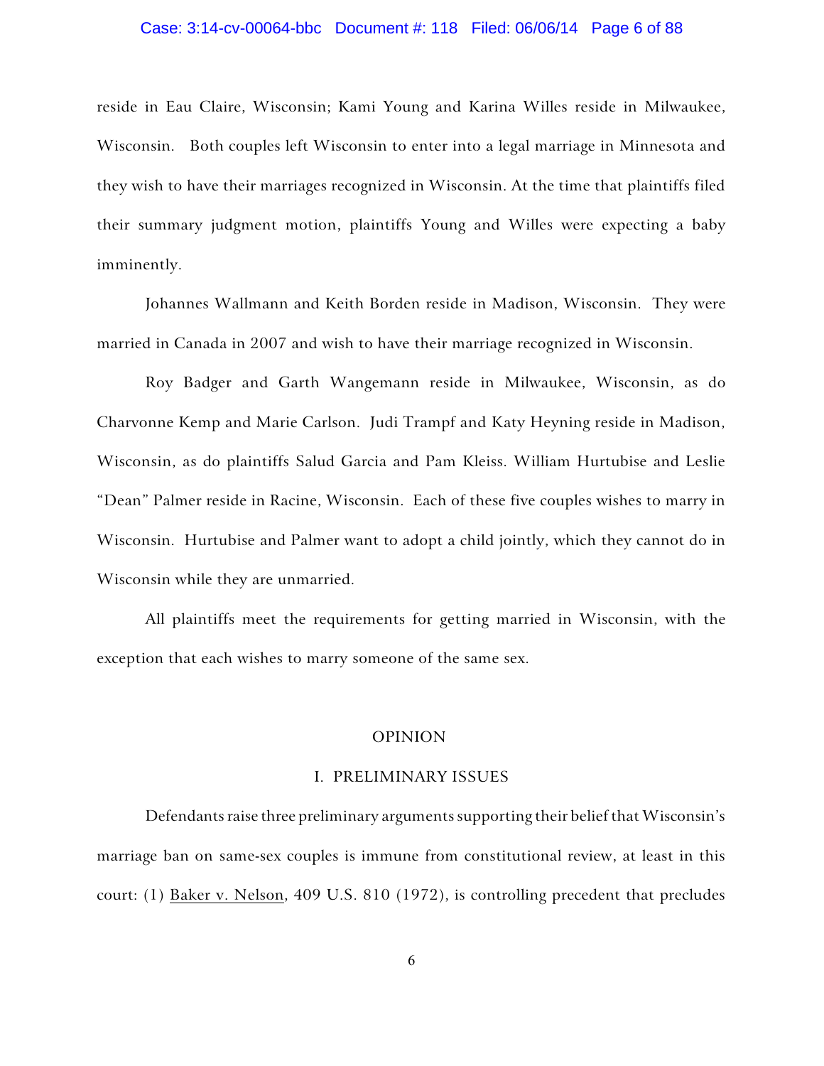reside in Eau Claire, Wisconsin; Kami Young and Karina Willes reside in Milwaukee, Wisconsin. Both couples left Wisconsin to enter into a legal marriage in Minnesota and they wish to have their marriages recognized in Wisconsin. At the time that plaintiffs filed their summary judgment motion, plaintiffs Young and Willes were expecting a baby imminently.

Johannes Wallmann and Keith Borden reside in Madison, Wisconsin. They were married in Canada in 2007 and wish to have their marriage recognized in Wisconsin.

Roy Badger and Garth Wangemann reside in Milwaukee, Wisconsin, as do Charvonne Kemp and Marie Carlson. Judi Trampf and Katy Heyning reside in Madison, Wisconsin, as do plaintiffs Salud Garcia and Pam Kleiss. William Hurtubise and Leslie "Dean" Palmer reside in Racine, Wisconsin. Each of these five couples wishes to marry in Wisconsin. Hurtubise and Palmer want to adopt a child jointly, which they cannot do in Wisconsin while they are unmarried.

All plaintiffs meet the requirements for getting married in Wisconsin, with the exception that each wishes to marry someone of the same sex.

## OPINION

### I. PRELIMINARY ISSUES

Defendants raise three preliminary arguments supporting their belief that Wisconsin's marriage ban on same-sex couples is immune from constitutional review, at least in this court: (1) Baker v. Nelson, 409 U.S. 810 (1972), is controlling precedent that precludes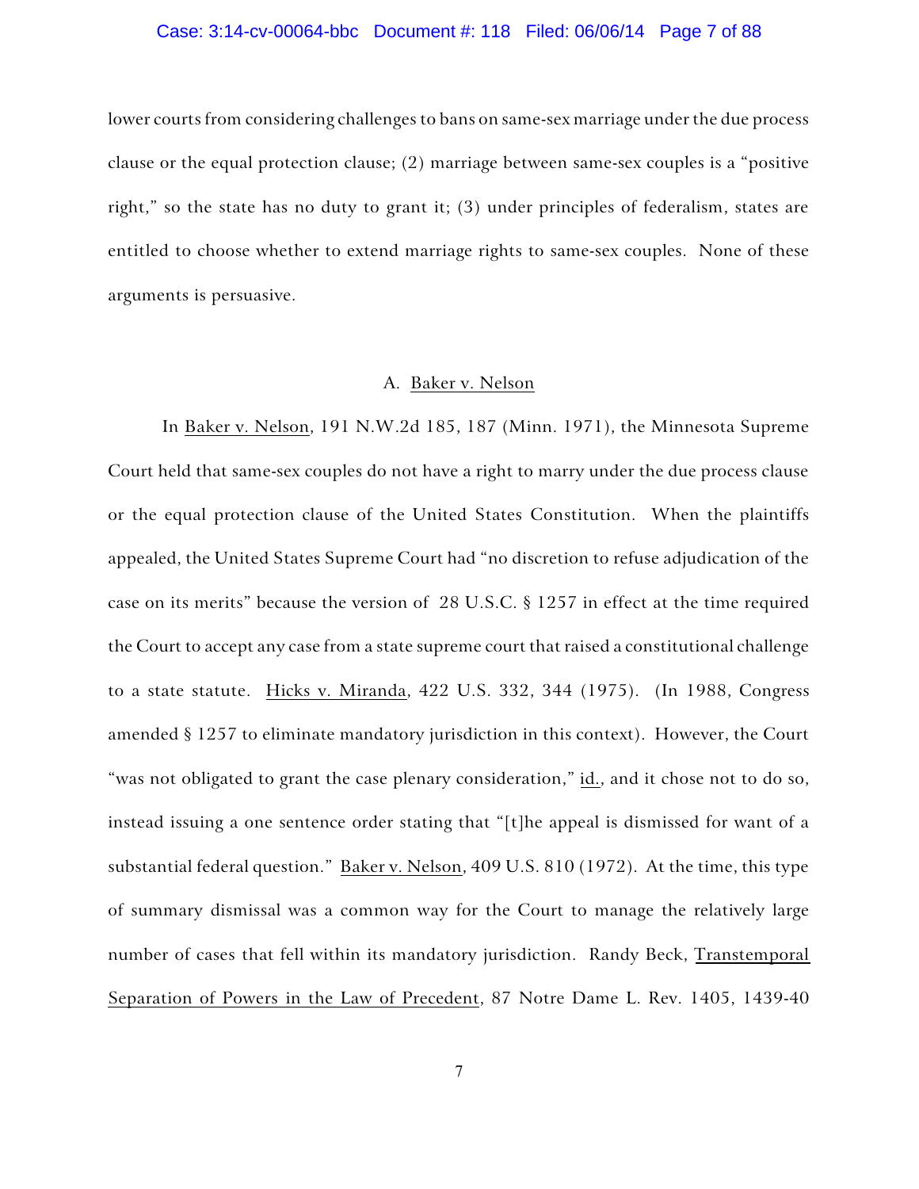lower courts from considering challenges to bans on same-sex marriage under the due process clause or the equal protection clause; (2) marriage between same-sex couples is a "positive right," so the state has no duty to grant it; (3) under principles of federalism, states are entitled to choose whether to extend marriage rights to same-sex couples. None of these arguments is persuasive.

### A. Baker v. Nelson

In Baker v. Nelson, 191 N.W.2d 185, 187 (Minn. 1971), the Minnesota Supreme Court held that same-sex couples do not have a right to marry under the due process clause or the equal protection clause of the United States Constitution. When the plaintiffs appealed, the United States Supreme Court had "no discretion to refuse adjudication of the case on its merits" because the version of 28 U.S.C. § 1257 in effect at the time required the Court to accept any case from a state supreme court that raised a constitutional challenge to a state statute. Hicks v. Miranda, 422 U.S. 332, 344 (1975). (In 1988, Congress amended § 1257 to eliminate mandatory jurisdiction in this context). However, the Court "was not obligated to grant the case plenary consideration," id., and it chose not to do so, instead issuing a one sentence order stating that "[t]he appeal is dismissed for want of a substantial federal question." Baker v. Nelson, 409 U.S. 810 (1972). At the time, this type of summary dismissal was a common way for the Court to manage the relatively large number of cases that fell within its mandatory jurisdiction. Randy Beck, Transtemporal Separation of Powers in the Law of Precedent, 87 Notre Dame L. Rev. 1405, 1439-40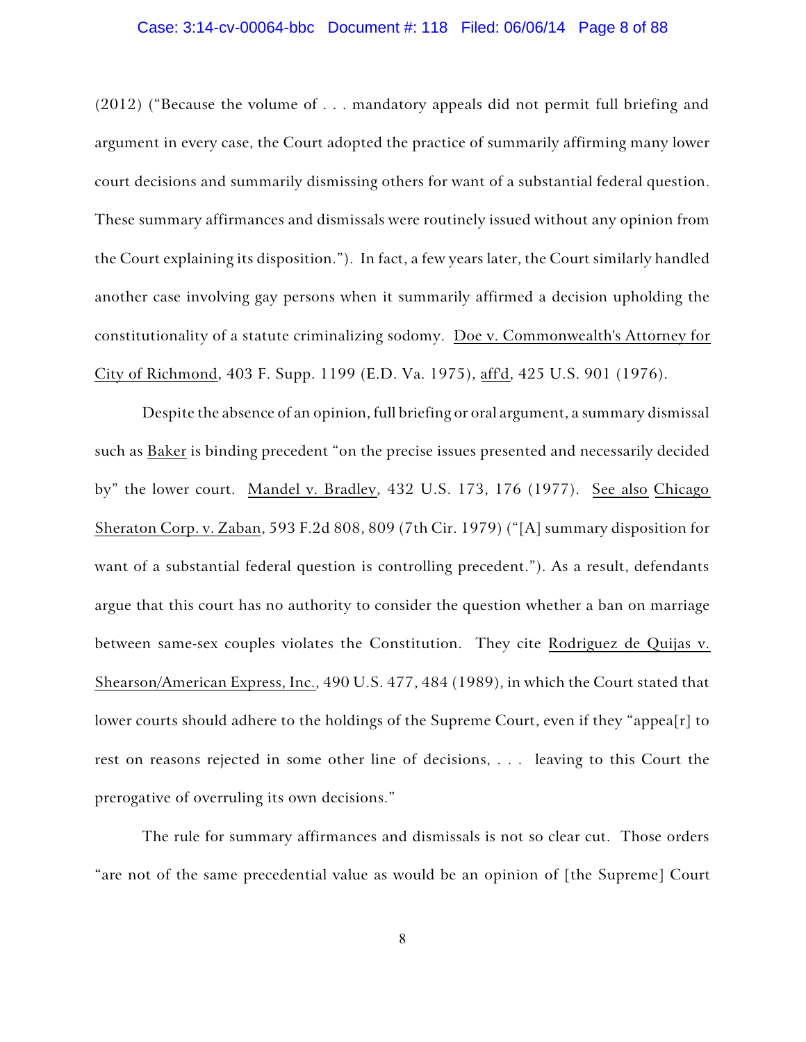(2012) ("Because the volume of . . . mandatory appeals did not permit full briefing and argument in every case, the Court adopted the practice of summarily affirming many lower court decisions and summarily dismissing others for want of a substantial federal question. These summary affirmances and dismissals were routinely issued without any opinion from the Court explaining its disposition."). In fact, a few years later, the Court similarly handled another case involving gay persons when it summarily affirmed a decision upholding the constitutionality of a statute criminalizing sodomy. Doe v. Commonwealth's Attorney for City of Richmond, 403 F. Supp. 1199 (E.D. Va. 1975), aff'd, 425 U.S. 901 (1976).

Despite the absence of an opinion, full briefing or oral argument, a summary dismissal such as Baker is binding precedent "on the precise issues presented and necessarily decided by" the lower court. Mandel v. Bradley, 432 U.S. 173, 176 (1977). See also Chicago Sheraton Corp. v. Zaban, 593 F.2d 808, 809 (7th Cir. 1979) ("[A] summary disposition for want of a substantial federal question is controlling precedent."). As a result, defendants argue that this court has no authority to consider the question whether a ban on marriage between same-sex couples violates the Constitution. They cite Rodriguez de Quijas v. Shearson/American Express, Inc., 490 U.S. 477, 484 (1989), in which the Court stated that lower courts should adhere to the holdings of the Supreme Court, even if they "appea[r] to rest on reasons rejected in some other line of decisions, . . . leaving to this Court the prerogative of overruling its own decisions."

The rule for summary affirmances and dismissals is not so clear cut. Those orders "are not of the same precedential value as would be an opinion of [the Supreme] Court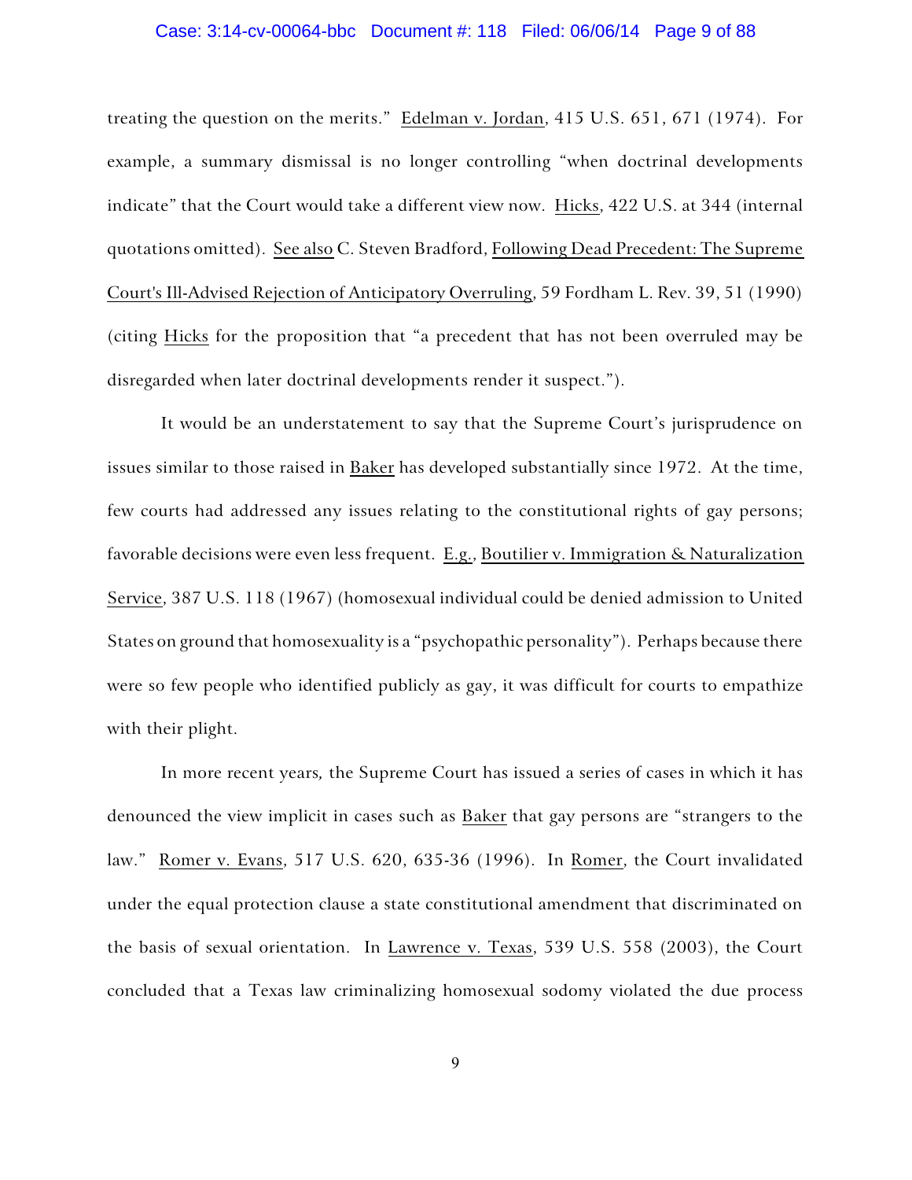treating the question on the merits." Edelman v. Jordan, 415 U.S. 651, 671 (1974). For example, a summary dismissal is no longer controlling "when doctrinal developments indicate" that the Court would take a different view now. Hicks, 422 U.S. at 344 (internal quotations omitted). See also C. Steven Bradford, Following Dead Precedent: The Supreme Court's Ill-Advised Rejection of Anticipatory Overruling, 59 Fordham L. Rev. 39, 51 (1990) (citing Hicks for the proposition that "a precedent that has not been overruled may be disregarded when later doctrinal developments render it suspect.").

It would be an understatement to say that the Supreme Court's jurisprudence on issues similar to those raised in Baker has developed substantially since 1972. At the time, few courts had addressed any issues relating to the constitutional rights of gay persons; favorable decisions were even less frequent. E.g., Boutilier v. Immigration & Naturalization Service, 387 U.S. 118 (1967) (homosexual individual could be denied admission to United States on ground that homosexuality is a "psychopathic personality"). Perhaps because there were so few people who identified publicly as gay, it was difficult for courts to empathize with their plight.

In more recent years, the Supreme Court has issued a series of cases in which it has denounced the view implicit in cases such as Baker that gay persons are "strangers to the law." Romer v. Evans, 517 U.S. 620, 635-36 (1996). In Romer, the Court invalidated under the equal protection clause a state constitutional amendment that discriminated on the basis of sexual orientation. In Lawrence v. Texas, 539 U.S. 558 (2003), the Court concluded that a Texas law criminalizing homosexual sodomy violated the due process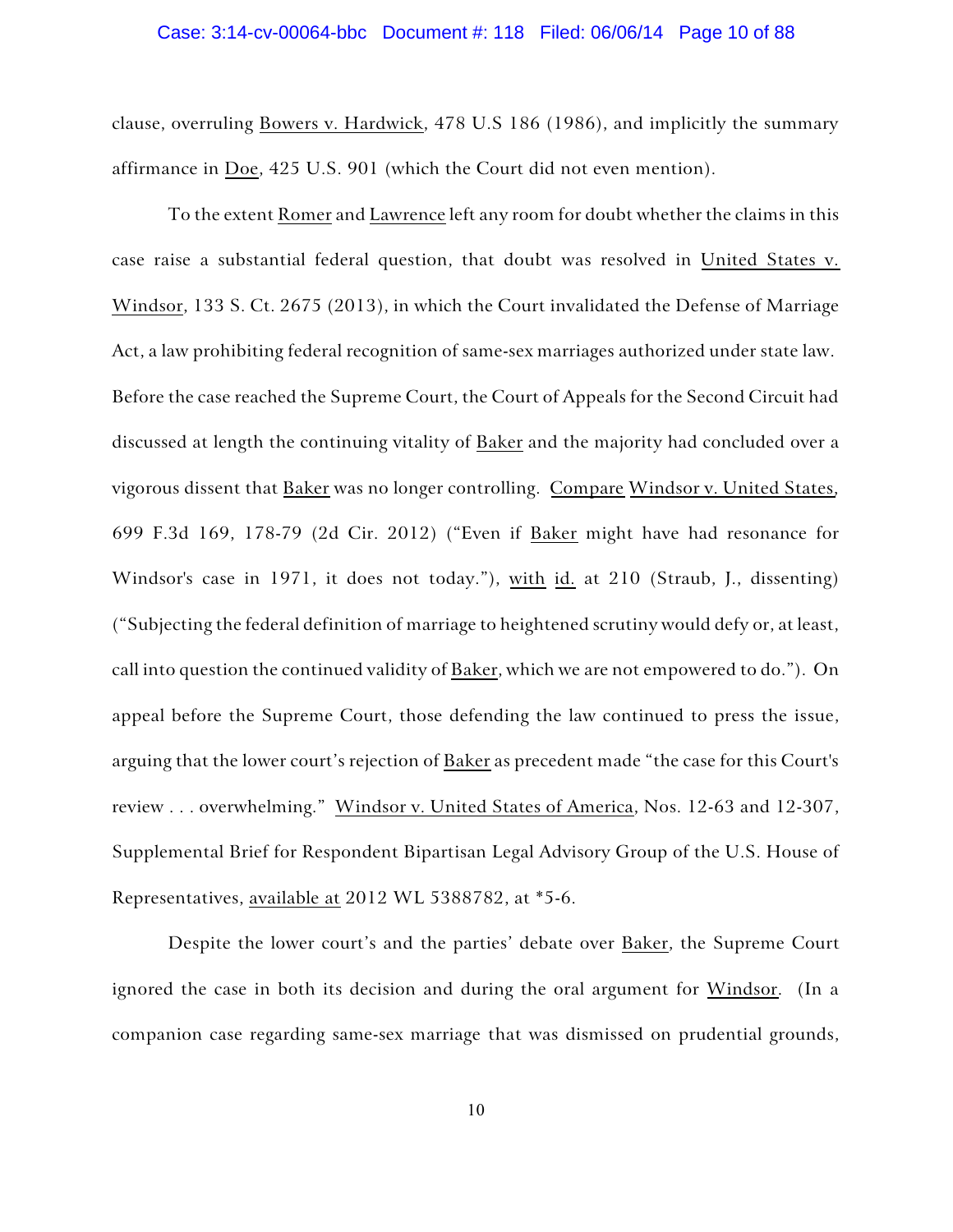clause, overruling Bowers v. Hardwick, 478 U.S 186 (1986), and implicitly the summary affirmance in Doe, 425 U.S. 901 (which the Court did not even mention).

To the extent Romer and Lawrence left any room for doubt whether the claims in this case raise a substantial federal question, that doubt was resolved in United States v. Windsor, 133 S. Ct. 2675 (2013), in which the Court invalidated the Defense of Marriage Act, a law prohibiting federal recognition of same-sex marriages authorized under state law. Before the case reached the Supreme Court, the Court of Appeals for the Second Circuit had discussed at length the continuing vitality of Baker and the majority had concluded over a vigorous dissent that Baker was no longer controlling. Compare Windsor v. United States, 699 F.3d 169, 178-79 (2d Cir. 2012) ("Even if Baker might have had resonance for Windsor's case in 1971, it does not today."), with id. at 210 (Straub, J., dissenting) ("Subjecting the federal definition of marriage to heightened scrutiny would defy or, at least, call into question the continued validity of Baker, which we are not empowered to do."). On appeal before the Supreme Court, those defending the law continued to press the issue, arguing that the lower court's rejection of Baker as precedent made "the case for this Court's review . . . overwhelming." Windsor v. United States of America, Nos. 12-63 and 12-307, Supplemental Brief for Respondent Bipartisan Legal Advisory Group of the U.S. House of Representatives, available at 2012 WL 5388782, at *5-6.

Despite the lower court's and the parties' debate over Baker, the Supreme Court ignored the case in both its decision and during the oral argument for Windsor. (In a companion case regarding same-sex marriage that was dismissed on prudential grounds,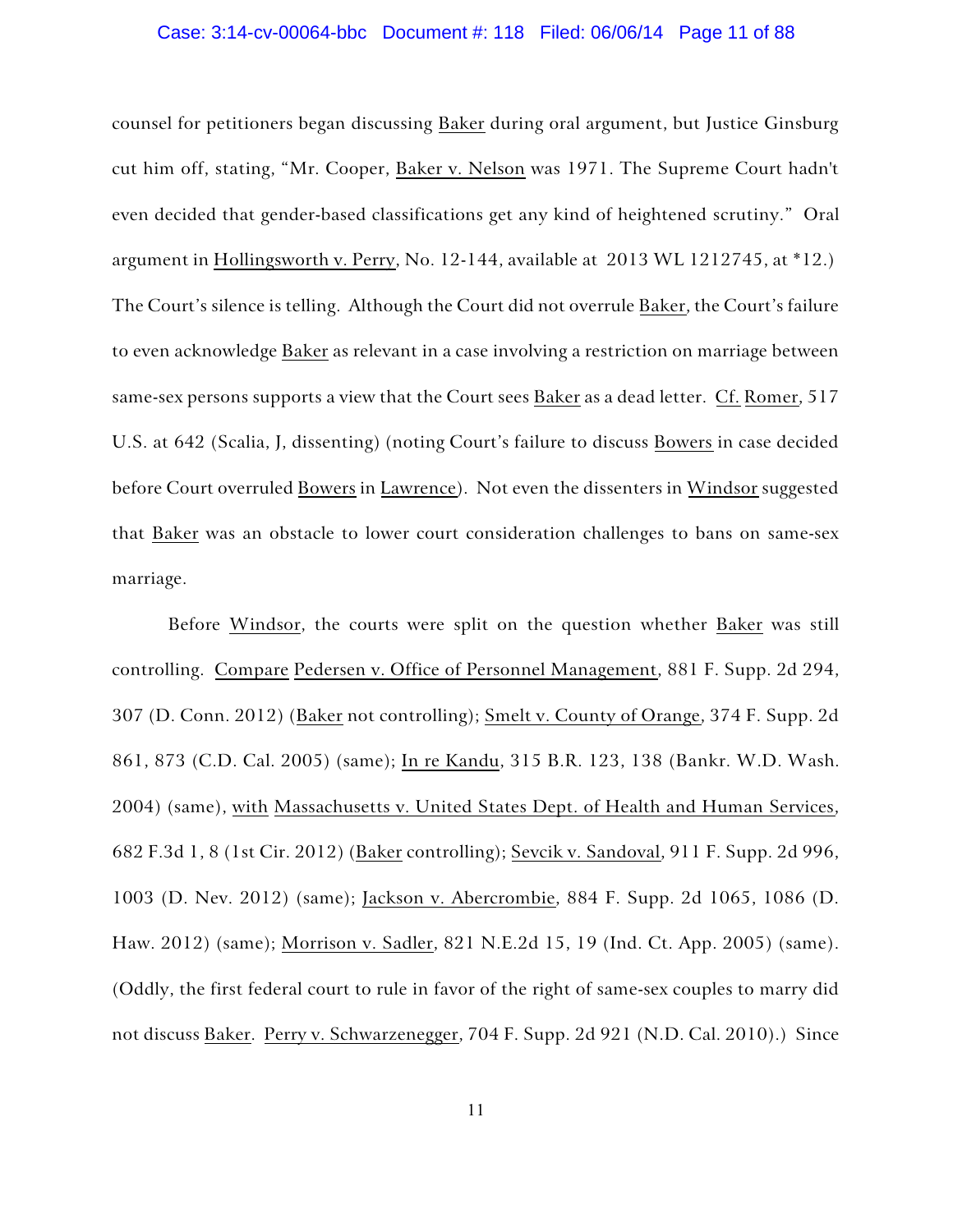counsel for petitioners began discussing Baker during oral argument, but Justice Ginsburg cut him off, stating, "Mr. Cooper, Baker v. Nelson was 1971. The Supreme Court hadn't even decided that gender-based classifications get any kind of heightened scrutiny." Oral argument in Hollingsworth v. Perry, No. 12-144, available at 2013 WL 1212745, at *12.) The Court's silence is telling. Although the Court did not overrule Baker, the Court's failure to even acknowledge Baker as relevant in a case involving a restriction on marriage between same-sex persons supports a view that the Court sees Baker as a dead letter. Cf. Romer, 517 U.S. at 642 (Scalia, J, dissenting) (noting Court's failure to discuss Bowers in case decided before Court overruled Bowers in Lawrence). Not even the dissenters in Windsor suggested that Baker was an obstacle to lower court consideration challenges to bans on same-sex marriage.

Before Windsor, the courts were split on the question whether Baker was still controlling. Compare Pedersen v. Office of Personnel Management, 881 F. Supp. 2d 294, 307 (D. Conn. 2012) (Baker not controlling); Smelt v. County of Orange, 374 F. Supp. 2d 861, 873 (C.D. Cal. 2005) (same); In re Kandu, 315 B.R. 123, 138 (Bankr. W.D. Wash. 2004) (same), with Massachusetts v. United States Dept. of Health and Human Services, 682 F.3d 1, 8 (1st Cir. 2012) (Baker controlling); Sevcik v. Sandoval, 911 F. Supp. 2d 996, 1003 (D. Nev. 2012) (same); Jackson v. Abercrombie, 884 F. Supp. 2d 1065, 1086 (D. Haw. 2012) (same); Morrison v. Sadler, 821 N.E.2d 15, 19 (Ind. Ct. App. 2005) (same). (Oddly, the first federal court to rule in favor of the right of same-sex couples to marry did not discuss Baker. Perry v. Schwarzenegger, 704 F. Supp. 2d 921 (N.D. Cal. 2010).) Since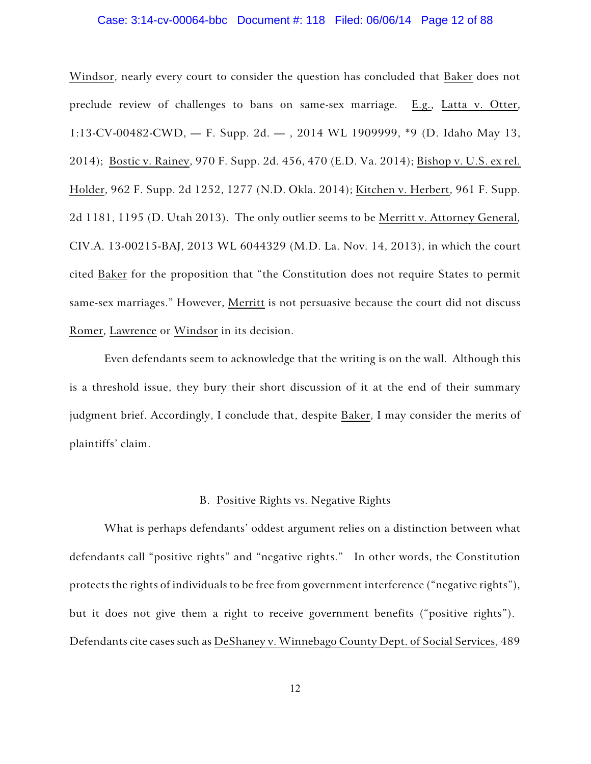Windsor, nearly every court to consider the question has concluded that Baker does not preclude review of challenges to bans on same-sex marriage. E.g., Latta v. Otter, 1:13-CV-00482-CWD, — F. Supp. 2d. — , 2014 WL 1909999, *9 (D. Idaho May 13, 2014); Bostic v. Rainey, 970 F. Supp. 2d. 456, 470 (E.D. Va. 2014); Bishop v. U.S. ex rel. Holder, 962 F. Supp. 2d 1252, 1277 (N.D. Okla. 2014); Kitchen v. Herbert, 961 F. Supp. 2d 1181, 1195 (D. Utah 2013). The only outlier seems to be Merritt v. Attorney General, CIV.A. 13-00215-BAJ, 2013 WL 6044329 (M.D. La. Nov. 14, 2013), in which the court cited Baker for the proposition that "the Constitution does not require States to permit same-sex marriages." However, Merritt is not persuasive because the court did not discuss Romer, Lawrence or Windsor in its decision.

Even defendants seem to acknowledge that the writing is on the wall. Although this is a threshold issue, they bury their short discussion of it at the end of their summary judgment brief. Accordingly, I conclude that, despite Baker, I may consider the merits of plaintiffs' claim.

### B. Positive Rights vs. Negative Rights

What is perhaps defendants' oddest argument relies on a distinction between what defendants call "positive rights" and "negative rights." In other words, the Constitution protects the rights of individuals to be free from government interference ("negative rights"), but it does not give them a right to receive government benefits ("positive rights"). Defendants cite cases such as DeShaney v. Winnebago County Dept. of Social Services, 489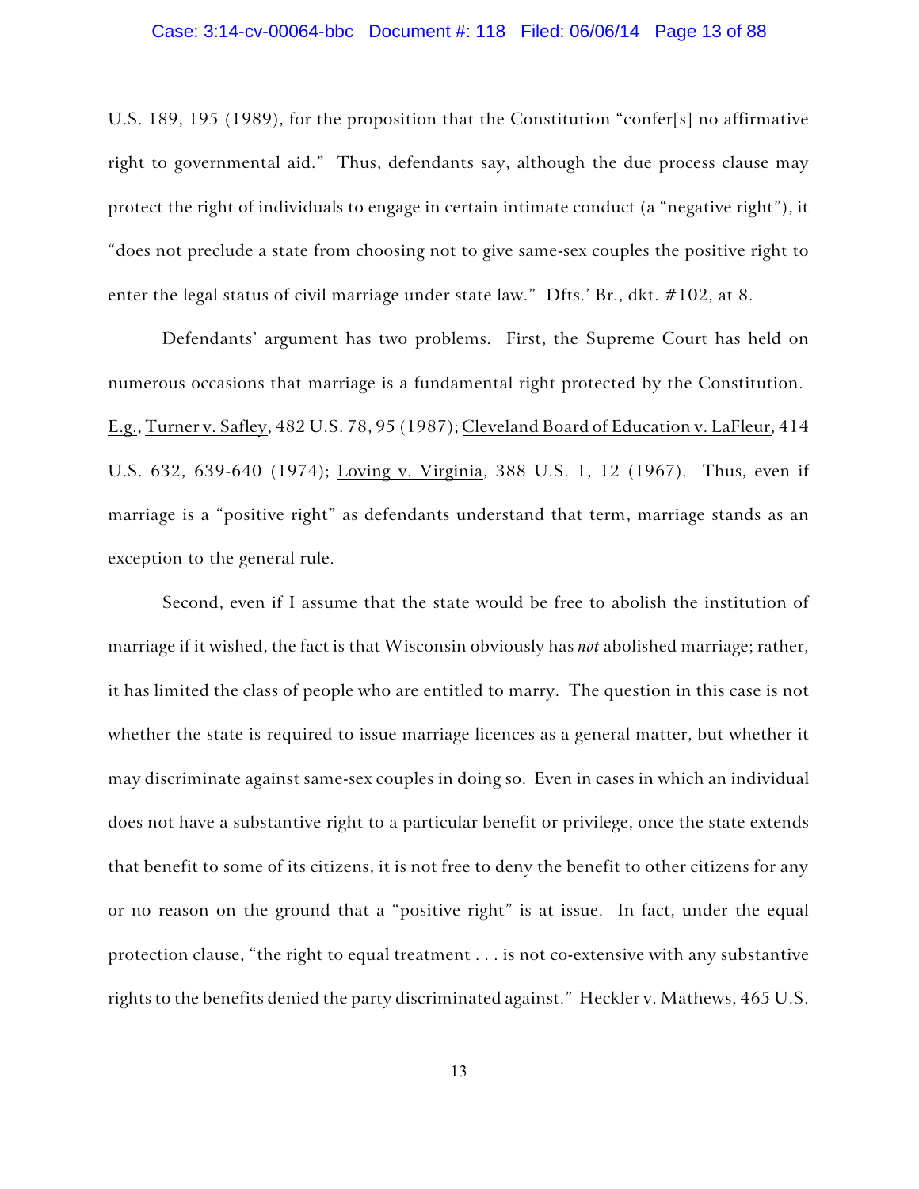U.S. 189, 195 (1989), for the proposition that the Constitution "confer[s] no affirmative right to governmental aid." Thus, defendants say, although the due process clause may protect the right of individuals to engage in certain intimate conduct (a "negative right"), it "does not preclude a state from choosing not to give same-sex couples the positive right to enter the legal status of civil marriage under state law." Dfts.' Br., dkt. #102, at 8.

Defendants' argument has two problems. First, the Supreme Court has held on numerous occasions that marriage is a fundamental right protected by the Constitution. E.g., Turner v. Safley, 482 U.S. 78, 95 (1987); Cleveland Board of Education v. LaFleur, 414 U.S. 632, 639-640 (1974); Loving v. Virginia, 388 U.S. 1, 12 (1967). Thus, even if marriage is a "positive right" as defendants understand that term, marriage stands as an exception to the general rule.

Second, even if I assume that the state would be free to abolish the institution of marriage if it wished, the fact is that Wisconsin obviously has *not* abolished marriage; rather, it has limited the class of people who are entitled to marry. The question in this case is not whether the state is required to issue marriage licences as a general matter, but whether it may discriminate against same-sex couples in doing so. Even in cases in which an individual does not have a substantive right to a particular benefit or privilege, once the state extends that benefit to some of its citizens, it is not free to deny the benefit to other citizens for any or no reason on the ground that a "positive right" is at issue. In fact, under the equal protection clause, "the right to equal treatment . . . is not co-extensive with any substantive rights to the benefits denied the party discriminated against." Heckler v. Mathews, 465 U.S.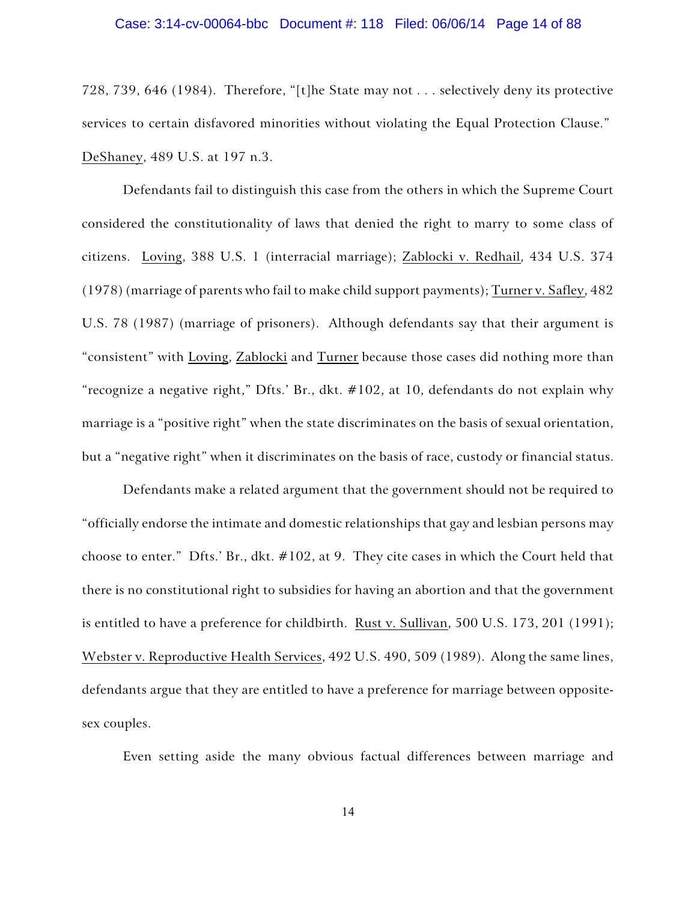728, 739, 646 (1984). Therefore, "[t]he State may not . . . selectively deny its protective services to certain disfavored minorities without violating the Equal Protection Clause." DeShaney, 489 U.S. at 197 n.3.

Defendants fail to distinguish this case from the others in which the Supreme Court considered the constitutionality of laws that denied the right to marry to some class of citizens. Loving, 388 U.S. 1 (interracial marriage); Zablocki v. Redhail, 434 U.S. 374 (1978) (marriage of parents who fail to make child support payments); Turner v. Safley, 482 U.S. 78 (1987) (marriage of prisoners). Although defendants say that their argument is "consistent" with Loving, Zablocki and Turner because those cases did nothing more than "recognize a negative right," Dfts.' Br., dkt. #102, at 10, defendants do not explain why marriage is a "positive right" when the state discriminates on the basis of sexual orientation, but a "negative right" when it discriminates on the basis of race, custody or financial status.

Defendants make a related argument that the government should not be required to "officially endorse the intimate and domestic relationships that gay and lesbian persons may choose to enter." Dfts.' Br., dkt. #102, at 9. They cite cases in which the Court held that there is no constitutional right to subsidies for having an abortion and that the government is entitled to have a preference for childbirth. Rust v. Sullivan, 500 U.S. 173, 201 (1991); Webster v. Reproductive Health Services, 492 U.S. 490, 509 (1989). Along the same lines, defendants argue that they are entitled to have a preference for marriage between opposite-sex couples.

Even setting aside the many obvious factual differences between marriage and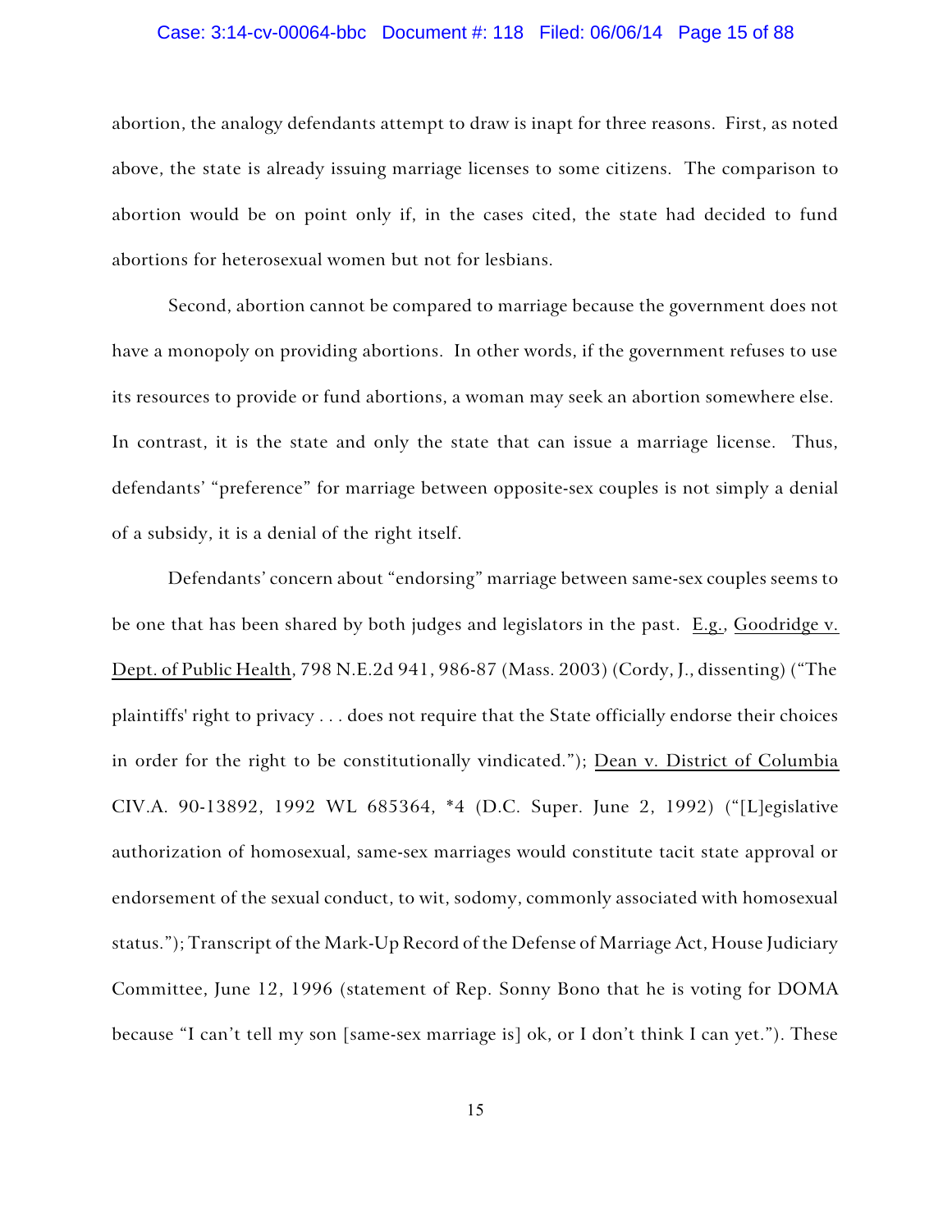abortion, the analogy defendants attempt to draw is inapt for three reasons. First, as noted above, the state is already issuing marriage licenses to some citizens. The comparison to abortion would be on point only if, in the cases cited, the state had decided to fund abortions for heterosexual women but not for lesbians.

Second, abortion cannot be compared to marriage because the government does not have a monopoly on providing abortions. In other words, if the government refuses to use its resources to provide or fund abortions, a woman may seek an abortion somewhere else. In contrast, it is the state and only the state that can issue a marriage license. Thus, defendants' "preference" for marriage between opposite-sex couples is not simply a denial of a subsidy, it is a denial of the right itself.

Defendants' concern about "endorsing" marriage between same-sex couples seems to be one that has been shared by both judges and legislators in the past. E.g., Goodridge v. Dept. of Public Health, 798 N.E.2d 941, 986-87 (Mass. 2003) (Cordy, J., dissenting) ("The plaintiffs' right to privacy . . . does not require that the State officially endorse their choices in order for the right to be constitutionally vindicated."); Dean v. District of Columbia CIV.A. 90-13892, 1992 WL 685364, *4 (D.C. Super. June 2, 1992) ("[L]egislative authorization of homosexual, same-sex marriages would constitute tacit state approval or endorsement of the sexual conduct, to wit, sodomy, commonly associated with homosexual status."); Transcript of the Mark-Up Record of the Defense of Marriage Act, House Judiciary Committee, June 12, 1996 (statement of Rep. Sonny Bono that he is voting for DOMA because "I can't tell my son [same-sex marriage is] ok, or I don't think I can yet."). These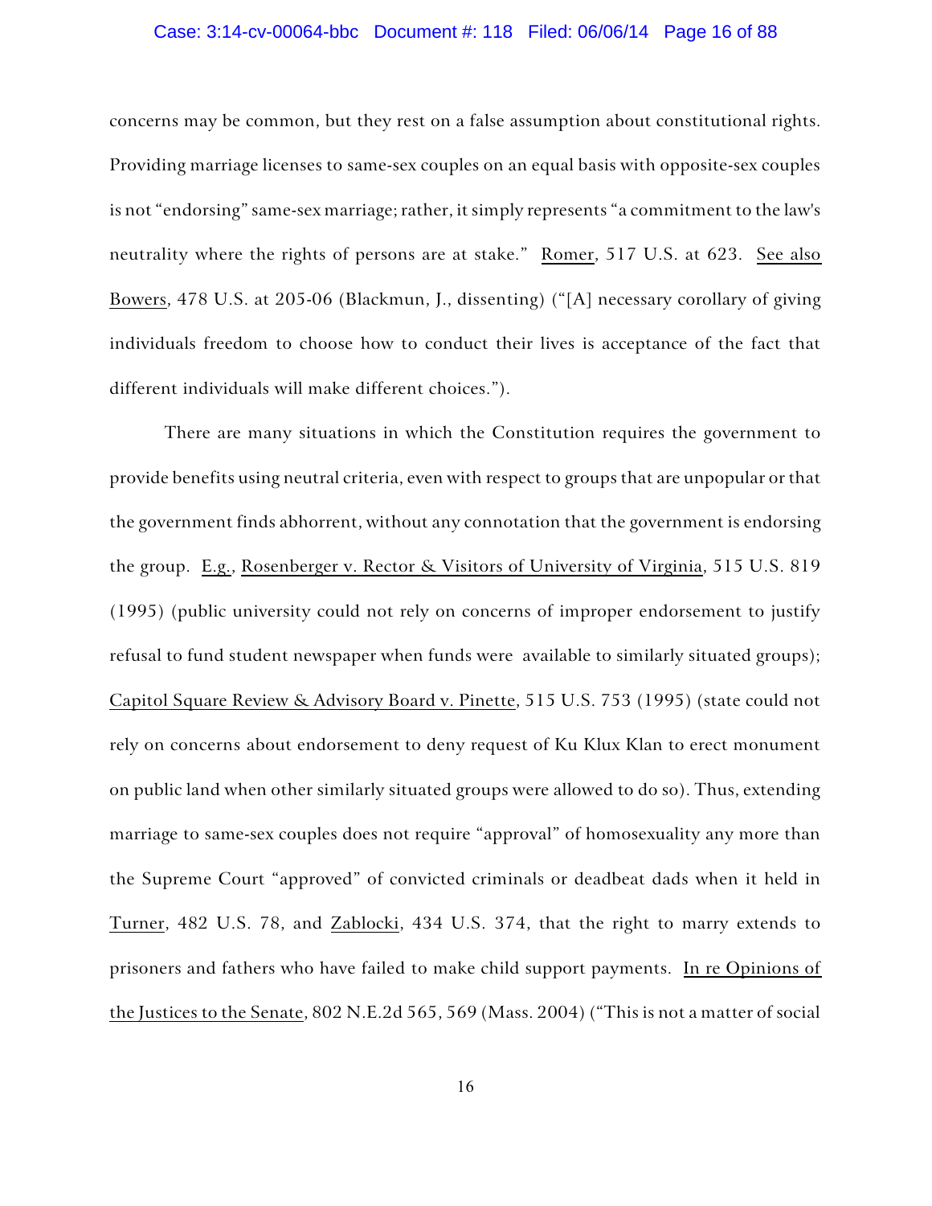concerns may be common, but they rest on a false assumption about constitutional rights. Providing marriage licenses to same-sex couples on an equal basis with opposite-sex couples is not "endorsing" same-sex marriage; rather, it simply represents "a commitment to the law's neutrality where the rights of persons are at stake." Romer, 517 U.S. at 623. See also Bowers, 478 U.S. at 205-06 (Blackmun, J., dissenting) ("[A] necessary corollary of giving individuals freedom to choose how to conduct their lives is acceptance of the fact that different individuals will make different choices.").

There are many situations in which the Constitution requires the government to provide benefits using neutral criteria, even with respect to groups that are unpopular or that the government finds abhorrent, without any connotation that the government is endorsing the group. E.g., Rosenberger v. Rector & Visitors of University of Virginia, 515 U.S. 819 (1995) (public university could not rely on concerns of improper endorsement to justify refusal to fund student newspaper when funds were available to similarly situated groups); Capitol Square Review & Advisory Board v. Pinette, 515 U.S. 753 (1995) (state could not rely on concerns about endorsement to deny request of Ku Klux Klan to erect monument on public land when other similarly situated groups were allowed to do so). Thus, extending marriage to same-sex couples does not require "approval" of homosexuality any more than the Supreme Court "approved" of convicted criminals or deadbeat dads when it held in Turner, 482 U.S. 78, and Zablocki, 434 U.S. 374, that the right to marry extends to prisoners and fathers who have failed to make child support payments. In re Opinions of the Justices to the Senate, 802 N.E.2d 565, 569 (Mass. 2004) ("This is not a matter of social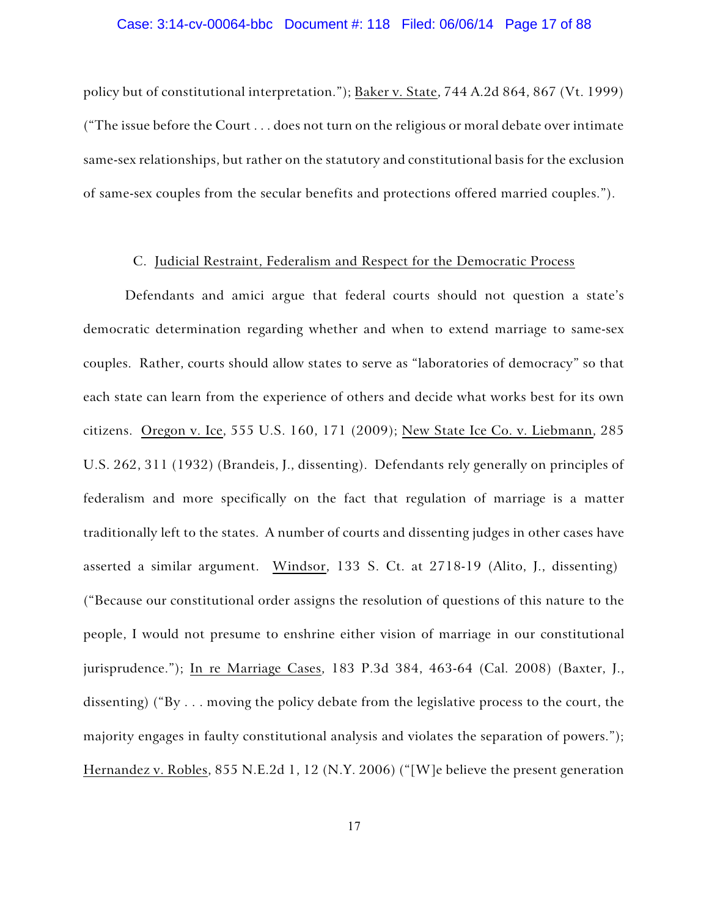policy but of constitutional interpretation."); Baker v. State, 744 A.2d 864, 867 (Vt. 1999) ("The issue before the Court . . . does not turn on the religious or moral debate over intimate same-sex relationships, but rather on the statutory and constitutional basis for the exclusion of same-sex couples from the secular benefits and protections offered married couples.").

### C. Judicial Restraint, Federalism and Respect for the Democratic Process

Defendants and amici argue that federal courts should not question a state's democratic determination regarding whether and when to extend marriage to same-sex couples. Rather, courts should allow states to serve as "laboratories of democracy" so that each state can learn from the experience of others and decide what works best for its own citizens. Oregon v. Ice, 555 U.S. 160, 171 (2009); New State Ice Co. v. Liebmann, 285 U.S. 262, 311 (1932) (Brandeis, J., dissenting). Defendants rely generally on principles of federalism and more specifically on the fact that regulation of marriage is a matter traditionally left to the states. A number of courts and dissenting judges in other cases have asserted a similar argument. Windsor, 133 S. Ct. at 2718-19 (Alito, J., dissenting) ("Because our constitutional order assigns the resolution of questions of this nature to the people, I would not presume to enshrine either vision of marriage in our constitutional jurisprudence."); In re Marriage Cases, 183 P.3d 384, 463-64 (Cal. 2008) (Baxter, J., dissenting) ("By . . . moving the policy debate from the legislative process to the court, the majority engages in faulty constitutional analysis and violates the separation of powers."); Hernandez v. Robles, 855 N.E.2d 1, 12 (N.Y. 2006) ("[W]e believe the present generation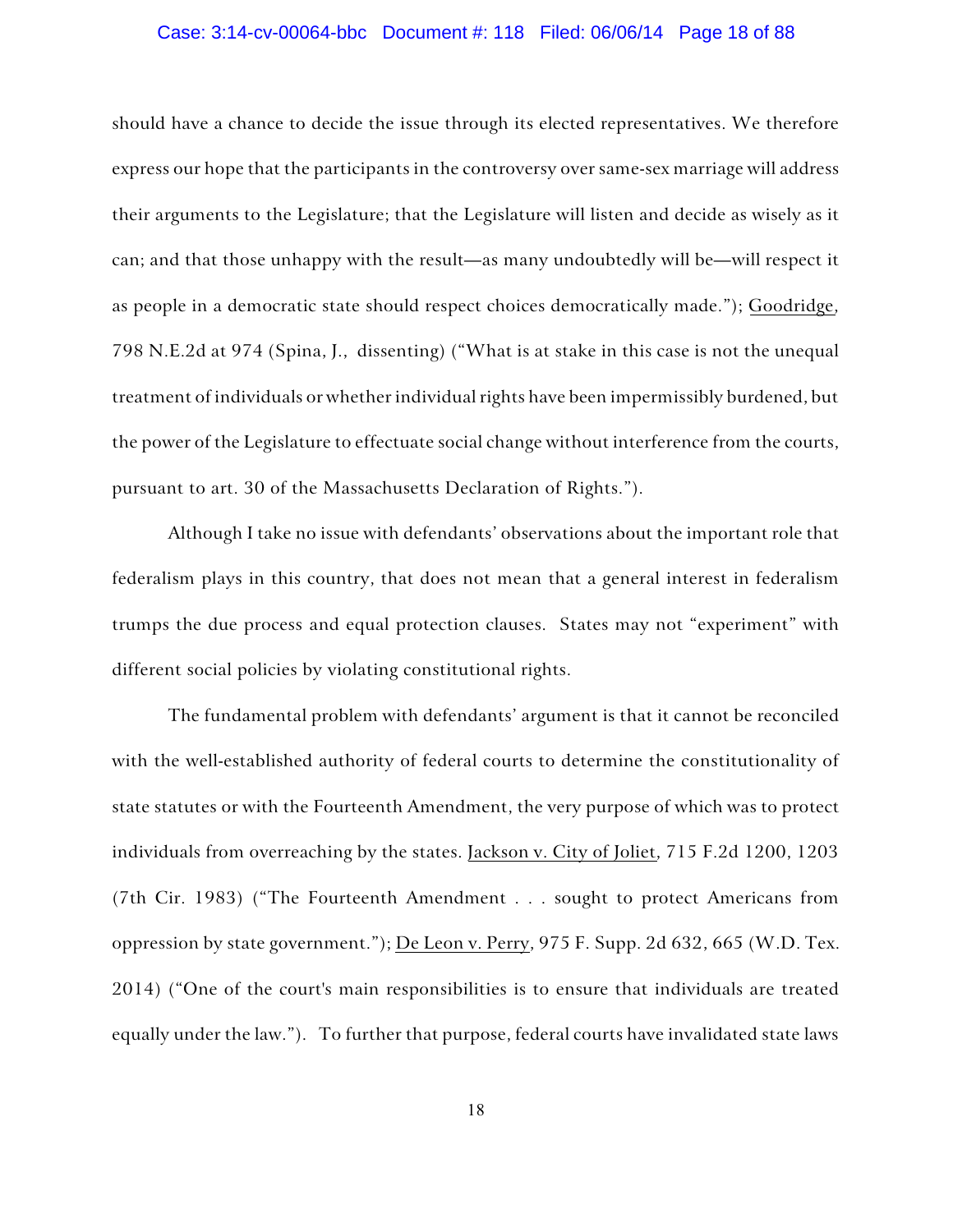should have a chance to decide the issue through its elected representatives. We therefore express our hope that the participants in the controversy over same-sex marriage will address their arguments to the Legislature; that the Legislature will listen and decide as wisely as it can; and that those unhappy with the result—as many undoubtedly will be—will respect it as people in a democratic state should respect choices democratically made."); Goodridge, 798 N.E.2d at 974 (Spina, J., dissenting) ("What is at stake in this case is not the unequal treatment of individuals or whether individual rights have been impermissibly burdened, but the power of the Legislature to effectuate social change without interference from the courts, pursuant to art. 30 of the Massachusetts Declaration of Rights.").

Although I take no issue with defendants' observations about the important role that federalism plays in this country, that does not mean that a general interest in federalism trumps the due process and equal protection clauses. States may not "experiment" with different social policies by violating constitutional rights.

The fundamental problem with defendants' argument is that it cannot be reconciled with the well-established authority of federal courts to determine the constitutionality of state statutes or with the Fourteenth Amendment, the very purpose of which was to protect individuals from overreaching by the states. Jackson v. City of Joliet, 715 F.2d 1200, 1203 (7th Cir. 1983) ("The Fourteenth Amendment . . . sought to protect Americans from oppression by state government."); De Leon v. Perry, 975 F. Supp. 2d 632, 665 (W.D. Tex. 2014) ("One of the court's main responsibilities is to ensure that individuals are treated equally under the law."). To further that purpose, federal courts have invalidated state laws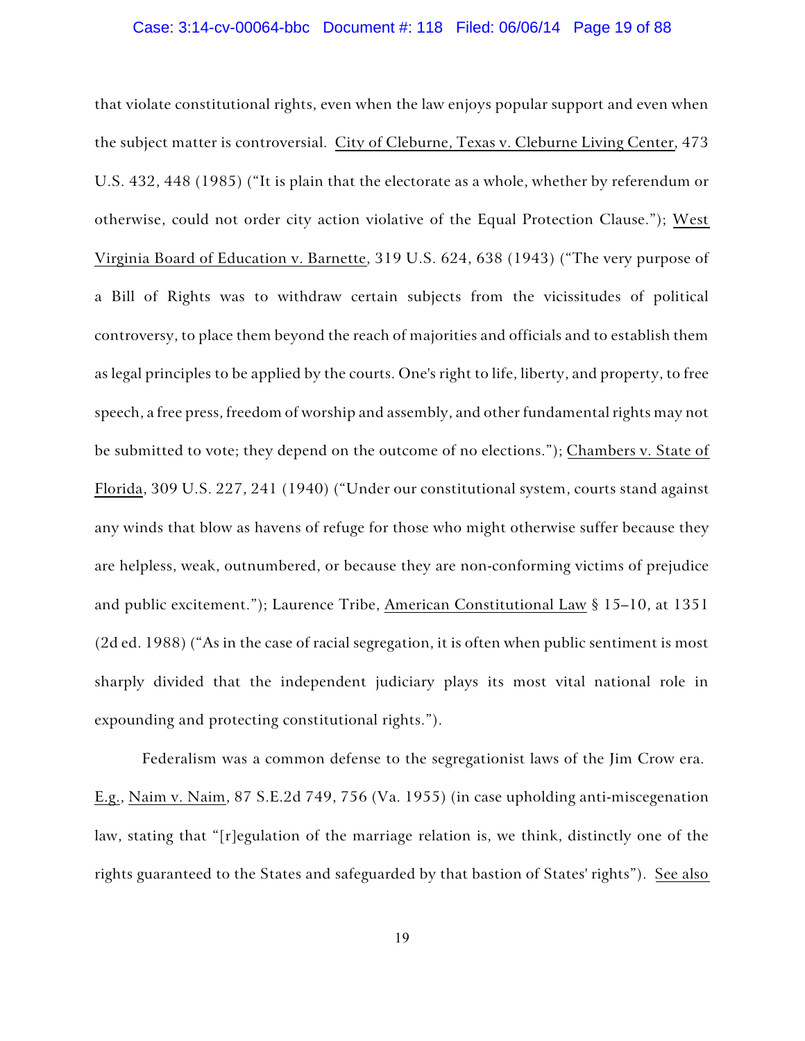that violate constitutional rights, even when the law enjoys popular support and even when the subject matter is controversial. City of Cleburne, Texas v. Cleburne Living Center, 473 U.S. 432, 448 (1985) ("It is plain that the electorate as a whole, whether by referendum or otherwise, could not order city action violative of the Equal Protection Clause."); West Virginia Board of Education v. Barnette, 319 U.S. 624, 638 (1943) ("The very purpose of a Bill of Rights was to withdraw certain subjects from the vicissitudes of political controversy, to place them beyond the reach of majorities and officials and to establish them as legal principles to be applied by the courts. One's right to life, liberty, and property, to free speech, a free press, freedom of worship and assembly, and other fundamental rights may not be submitted to vote; they depend on the outcome of no elections."); Chambers v. State of Florida, 309 U.S. 227, 241 (1940) ("Under our constitutional system, courts stand against any winds that blow as havens of refuge for those who might otherwise suffer because they are helpless, weak, outnumbered, or because they are non-conforming victims of prejudice and public excitement."); Laurence Tribe, American Constitutional Law § 15–10, at 1351 (2d ed. 1988) ("As in the case of racial segregation, it is often when public sentiment is most sharply divided that the independent judiciary plays its most vital national role in expounding and protecting constitutional rights.").

Federalism was a common defense to the segregationist laws of the Jim Crow era. E.g., Naim v. Naim, 87 S.E.2d 749, 756 (Va. 1955) (in case upholding anti-miscegenation law, stating that "[r]egulation of the marriage relation is, we think, distinctly one of the rights guaranteed to the States and safeguarded by that bastion of States' rights"). See also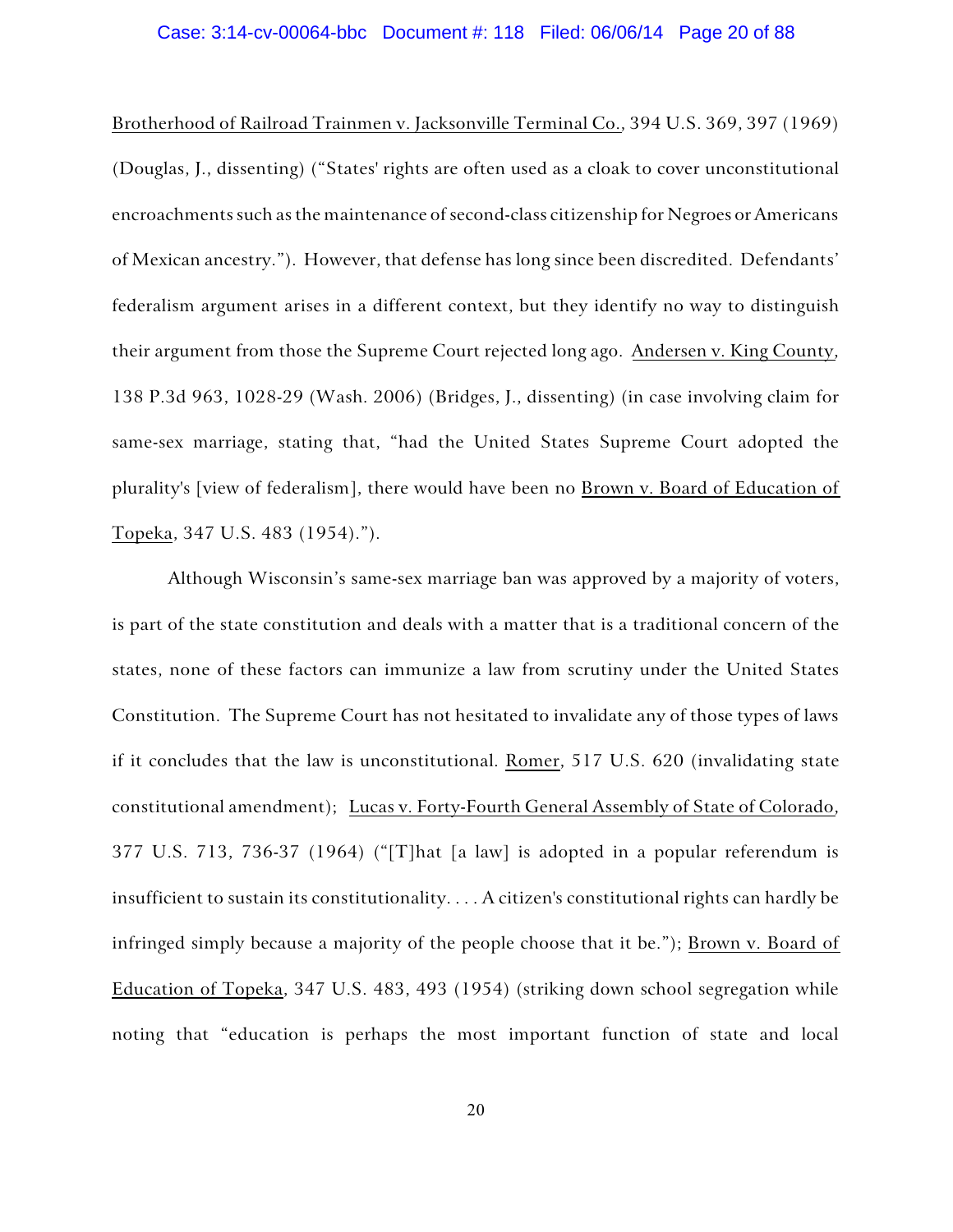Brotherhood of Railroad Trainmen v. Jacksonville Terminal Co., 394 U.S. 369, 397 (1969) (Douglas, J., dissenting) ("States' rights are often used as a cloak to cover unconstitutional encroachments such as the maintenance of second-class citizenship for Negroes or Americans of Mexican ancestry."). However, that defense has long since been discredited. Defendants' federalism argument arises in a different context, but they identify no way to distinguish their argument from those the Supreme Court rejected long ago. Andersen v. King County, 138 P.3d 963, 1028-29 (Wash. 2006) (Bridges, J., dissenting) (in case involving claim for same-sex marriage, stating that, "had the United States Supreme Court adopted the plurality's [view of federalism], there would have been no Brown v. Board of Education of Topeka, 347 U.S. 483 (1954).").

Although Wisconsin's same-sex marriage ban was approved by a majority of voters, is part of the state constitution and deals with a matter that is a traditional concern of the states, none of these factors can immunize a law from scrutiny under the United States Constitution. The Supreme Court has not hesitated to invalidate any of those types of laws if it concludes that the law is unconstitutional. Romer, 517 U.S. 620 (invalidating state constitutional amendment); Lucas v. Forty-Fourth General Assembly of State of Colorado, 377 U.S. 713, 736-37 (1964) ("[T]hat [a law] is adopted in a popular referendum is insufficient to sustain its constitutionality. . . . A citizen's constitutional rights can hardly be infringed simply because a majority of the people choose that it be."); Brown v. Board of Education of Topeka, 347 U.S. 483, 493 (1954) (striking down school segregation while noting that "education is perhaps the most important function of state and local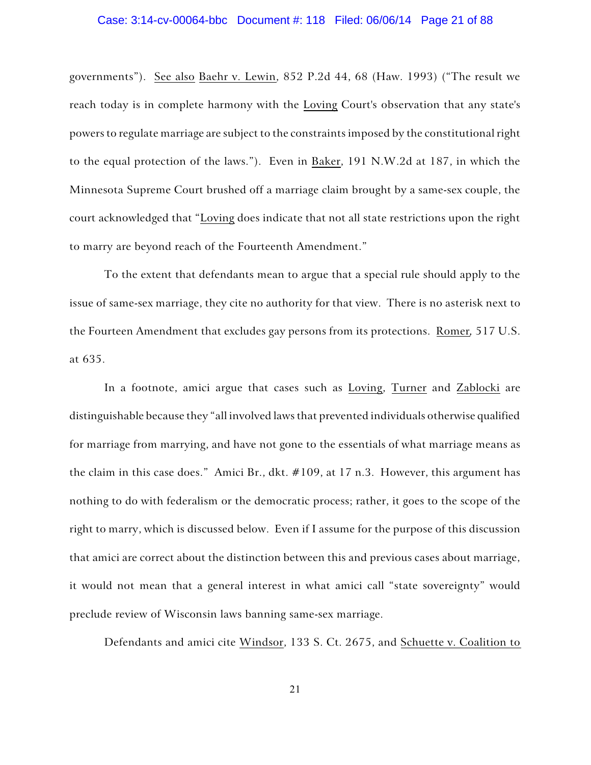governments"). See also Baehr v. Lewin, 852 P.2d 44, 68 (Haw. 1993) ("The result we reach today is in complete harmony with the Loving Court's observation that any state's powers to regulate marriage are subject to the constraints imposed by the constitutional right to the equal protection of the laws."). Even in Baker, 191 N.W.2d at 187, in which the Minnesota Supreme Court brushed off a marriage claim brought by a same-sex couple, the court acknowledged that "Loving does indicate that not all state restrictions upon the right to marry are beyond reach of the Fourteenth Amendment."

To the extent that defendants mean to argue that a special rule should apply to the issue of same-sex marriage, they cite no authority for that view. There is no asterisk next to the Fourteen Amendment that excludes gay persons from its protections. Romer, 517 U.S. at 635.

In a footnote, amici argue that cases such as Loving, Turner and Zablocki are distinguishable because they "all involved laws that prevented individuals otherwise qualified for marriage from marrying, and have not gone to the essentials of what marriage means as the claim in this case does." Amici Br., dkt. #109, at 17 n.3. However, this argument has nothing to do with federalism or the democratic process; rather, it goes to the scope of the right to marry, which is discussed below. Even if I assume for the purpose of this discussion that amici are correct about the distinction between this and previous cases about marriage, it would not mean that a general interest in what amici call "state sovereignty" would preclude review of Wisconsin laws banning same-sex marriage.

Defendants and amici cite Windsor, 133 S. Ct. 2675, and Schuette v. Coalition to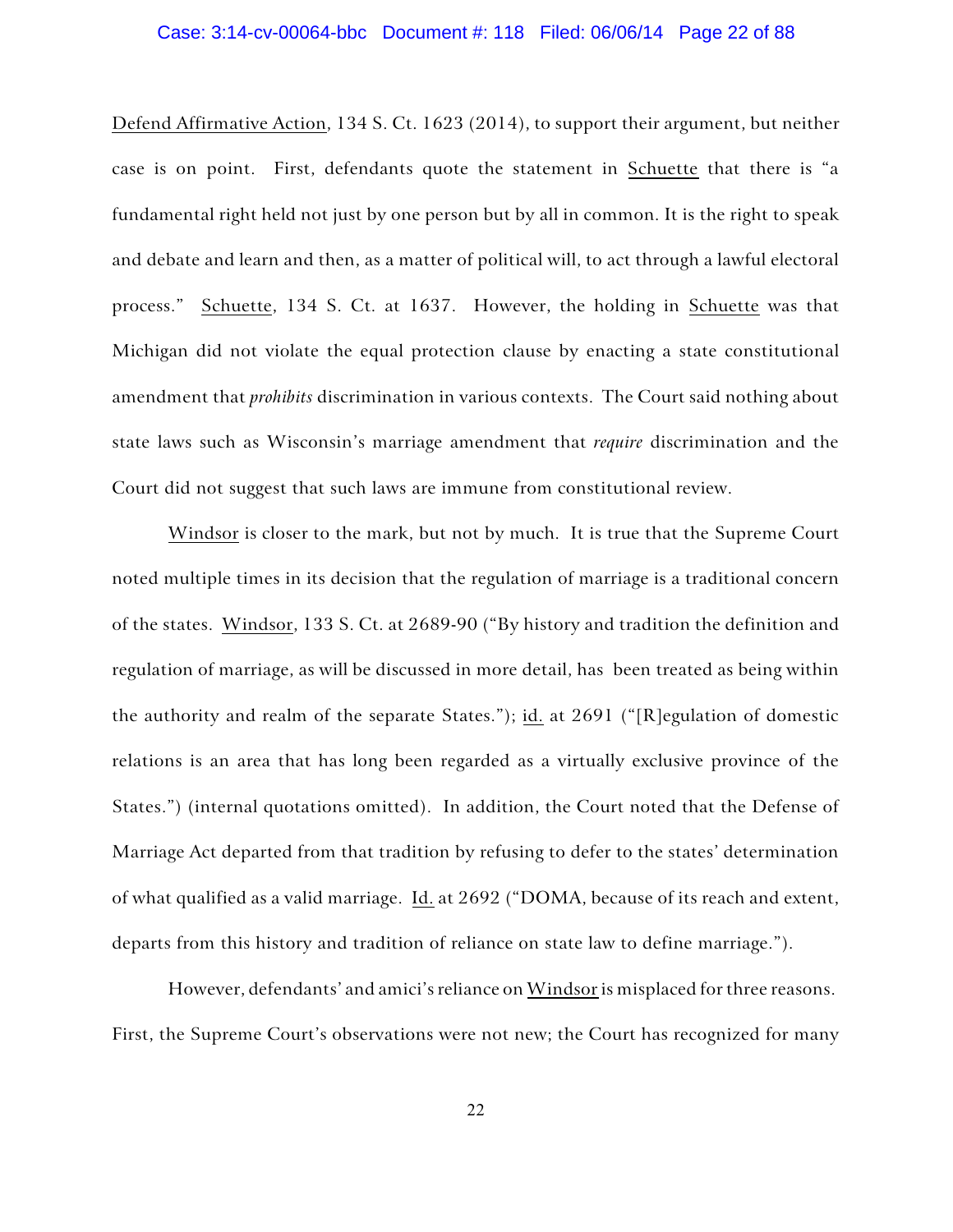Defend Affirmative Action, 134 S. Ct. 1623 (2014), to support their argument, but neither case is on point. First, defendants quote the statement in Schuette that there is "a fundamental right held not just by one person but by all in common. It is the right to speak and debate and learn and then, as a matter of political will, to act through a lawful electoral process." Schuette, 134 S. Ct. at 1637. However, the holding in Schuette was that Michigan did not violate the equal protection clause by enacting a state constitutional amendment that *prohibits* discrimination in various contexts. The Court said nothing about state laws such as Wisconsin's marriage amendment that *require* discrimination and the Court did not suggest that such laws are immune from constitutional review.

Windsor is closer to the mark, but not by much. It is true that the Supreme Court noted multiple times in its decision that the regulation of marriage is a traditional concern of the states. Windsor, 133 S. Ct. at 2689-90 ("By history and tradition the definition and regulation of marriage, as will be discussed in more detail, has been treated as being within the authority and realm of the separate States."); id. at 2691 ("[R]egulation of domestic relations is an area that has long been regarded as a virtually exclusive province of the States.") (internal quotations omitted). In addition, the Court noted that the Defense of Marriage Act departed from that tradition by refusing to defer to the states' determination of what qualified as a valid marriage. Id. at 2692 ("DOMA, because of its reach and extent, departs from this history and tradition of reliance on state law to define marriage.").

However, defendants' and amici's reliance on Windsor is misplaced for three reasons. First, the Supreme Court's observations were not new; the Court has recognized for many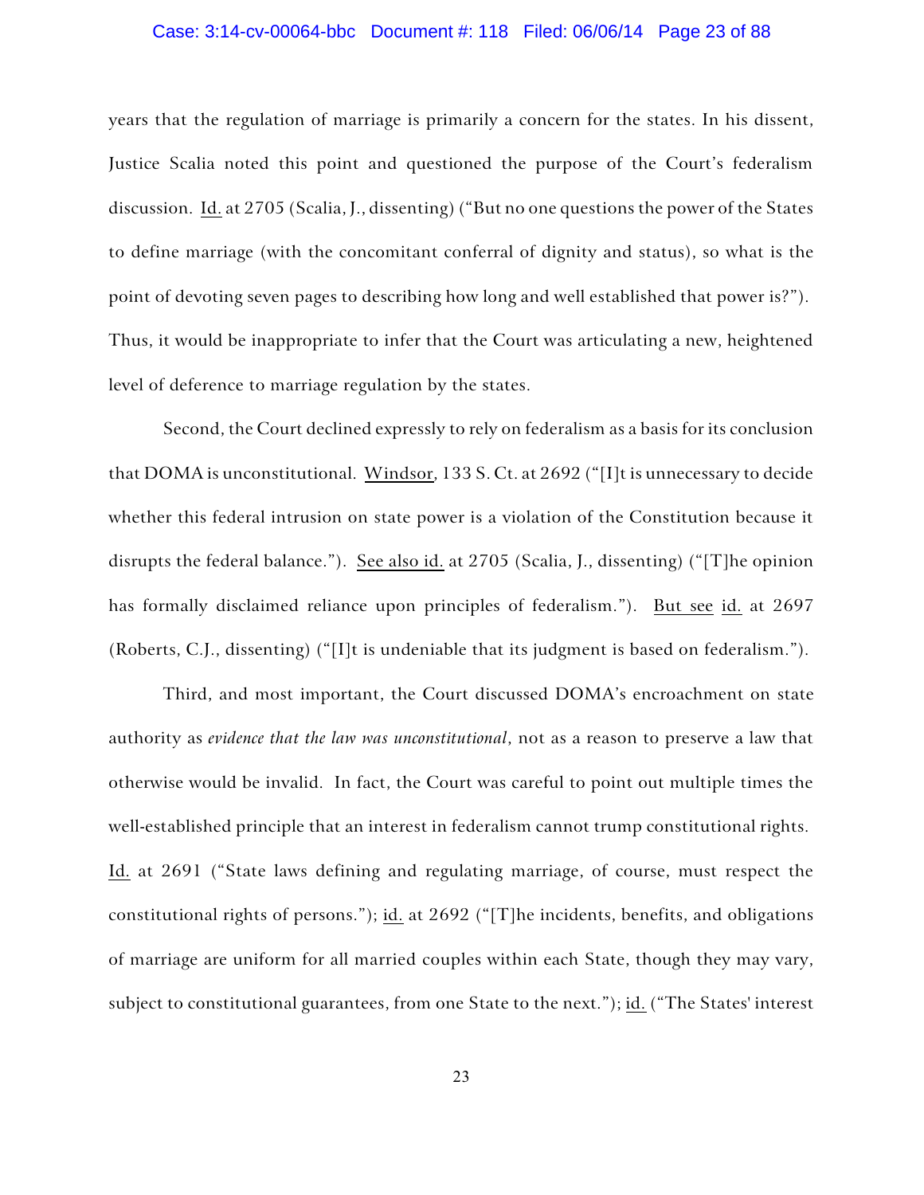years that the regulation of marriage is primarily a concern for the states. In his dissent, Justice Scalia noted this point and questioned the purpose of the Court's federalism discussion. Id. at 2705 (Scalia, J., dissenting) ("But no one questions the power of the States to define marriage (with the concomitant conferral of dignity and status), so what is the point of devoting seven pages to describing how long and well established that power is?"). Thus, it would be inappropriate to infer that the Court was articulating a new, heightened level of deference to marriage regulation by the states.

Second, the Court declined expressly to rely on federalism as a basis for its conclusion that DOMA is unconstitutional. Windsor, 133 S. Ct. at 2692 ("[I]t is unnecessary to decide whether this federal intrusion on state power is a violation of the Constitution because it disrupts the federal balance."). See also id. at 2705 (Scalia, J., dissenting) ("[T]he opinion has formally disclaimed reliance upon principles of federalism."). But see id. at 2697 (Roberts, C.J., dissenting) ("[I]t is undeniable that its judgment is based on federalism.").

Third, and most important, the Court discussed DOMA's encroachment on state authority as *evidence that the law was unconstitutional*, not as a reason to preserve a law that otherwise would be invalid. In fact, the Court was careful to point out multiple times the well-established principle that an interest in federalism cannot trump constitutional rights. Id. at 2691 ("State laws defining and regulating marriage, of course, must respect the constitutional rights of persons."); id. at 2692 ("[T]he incidents, benefits, and obligations of marriage are uniform for all married couples within each State, though they may vary, subject to constitutional guarantees, from one State to the next."); id. ("The States' interest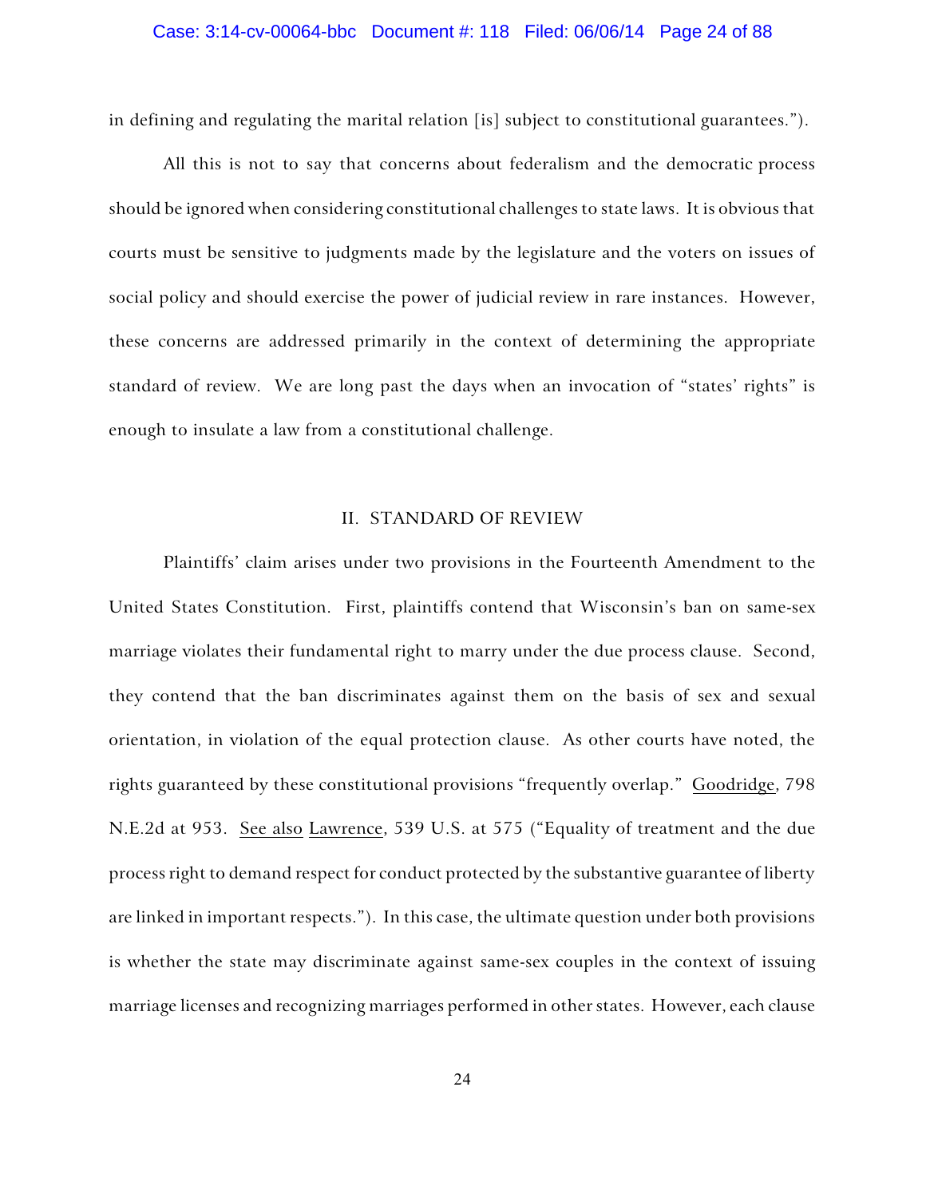in defining and regulating the marital relation [is] subject to constitutional guarantees.").

All this is not to say that concerns about federalism and the democratic process should be ignored when considering constitutional challenges to state laws. It is obvious that courts must be sensitive to judgments made by the legislature and the voters on issues of social policy and should exercise the power of judicial review in rare instances. However, these concerns are addressed primarily in the context of determining the appropriate standard of review. We are long past the days when an invocation of "states' rights" is enough to insulate a law from a constitutional challenge.

## II. STANDARD OF REVIEW

Plaintiffs' claim arises under two provisions in the Fourteenth Amendment to the United States Constitution. First, plaintiffs contend that Wisconsin's ban on same-sex marriage violates their fundamental right to marry under the due process clause. Second, they contend that the ban discriminates against them on the basis of sex and sexual orientation, in violation of the equal protection clause. As other courts have noted, the rights guaranteed by these constitutional provisions "frequently overlap." Goodridge, 798 N.E.2d at 953. See also Lawrence, 539 U.S. at 575 ("Equality of treatment and the due process right to demand respect for conduct protected by the substantive guarantee of liberty are linked in important respects."). In this case, the ultimate question under both provisions is whether the state may discriminate against same-sex couples in the context of issuing marriage licenses and recognizing marriages performed in other states. However, each clause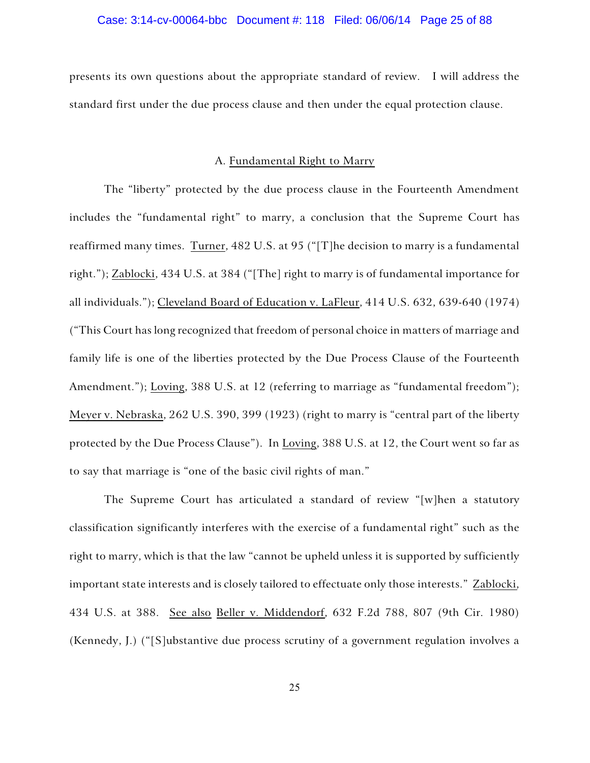presents its own questions about the appropriate standard of review. I will address the standard first under the due process clause and then under the equal protection clause.

### A. Fundamental Right to Marry

The "liberty" protected by the due process clause in the Fourteenth Amendment includes the "fundamental right" to marry, a conclusion that the Supreme Court has reaffirmed many times. Turner, 482 U.S. at 95 ("[T]he decision to marry is a fundamental right."); Zablocki, 434 U.S. at 384 ("[The] right to marry is of fundamental importance for all individuals."); Cleveland Board of Education v. LaFleur, 414 U.S. 632, 639-640 (1974) ("This Court has long recognized that freedom of personal choice in matters of marriage and family life is one of the liberties protected by the Due Process Clause of the Fourteenth Amendment."); Loving, 388 U.S. at 12 (referring to marriage as "fundamental freedom"); Meyer v. Nebraska, 262 U.S. 390, 399 (1923) (right to marry is "central part of the liberty protected by the Due Process Clause"). In Loving, 388 U.S. at 12, the Court went so far as to say that marriage is "one of the basic civil rights of man."

The Supreme Court has articulated a standard of review "[w]hen a statutory classification significantly interferes with the exercise of a fundamental right" such as the right to marry, which is that the law "cannot be upheld unless it is supported by sufficiently important state interests and is closely tailored to effectuate only those interests." Zablocki, 434 U.S. at 388. See also Beller v. Middendorf, 632 F.2d 788, 807 (9th Cir. 1980) (Kennedy, J.) ("[S]ubstantive due process scrutiny of a government regulation involves a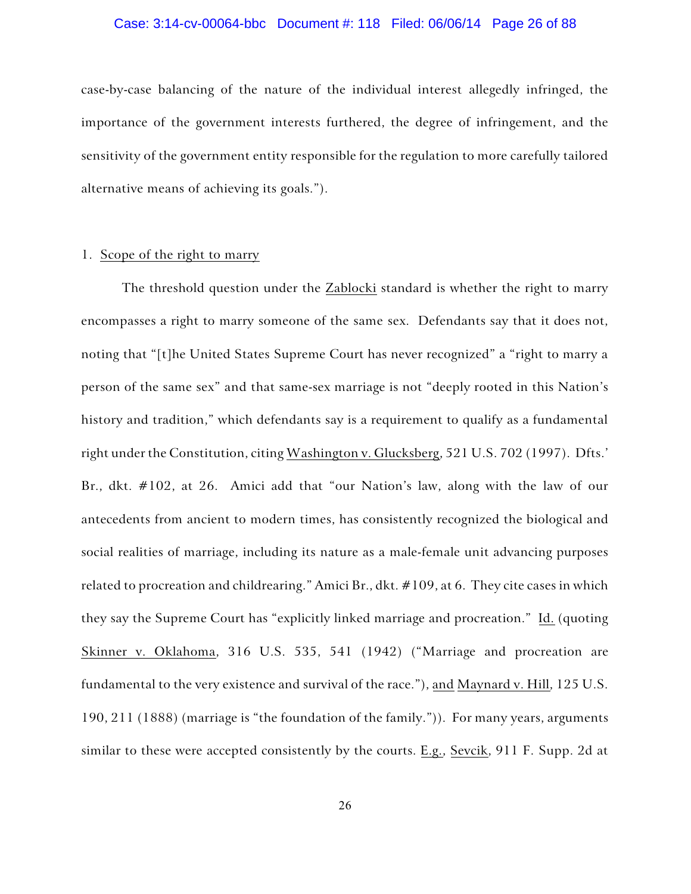case-by-case balancing of the nature of the individual interest allegedly infringed, the importance of the government interests furthered, the degree of infringement, and the sensitivity of the government entity responsible for the regulation to more carefully tailored alternative means of achieving its goals.").

1. Scope of the right to marry

The threshold question under the Zablocki standard is whether the right to marry encompasses a right to marry someone of the same sex. Defendants say that it does not, noting that "[t]he United States Supreme Court has never recognized" a "right to marry a person of the same sex" and that same-sex marriage is not "deeply rooted in this Nation's history and tradition," which defendants say is a requirement to qualify as a fundamental right under the Constitution, citing Washington v. Glucksberg, 521 U.S. 702 (1997). Dfts.' Br., dkt. #102, at 26. Amici add that "our Nation's law, along with the law of our antecedents from ancient to modern times, has consistently recognized the biological and social realities of marriage, including its nature as a male-female unit advancing purposes related to procreation and childrearing." Amici Br., dkt. #109, at 6. They cite cases in which they say the Supreme Court has "explicitly linked marriage and procreation." Id. (quoting Skinner v. Oklahoma, 316 U.S. 535, 541 (1942) ("Marriage and procreation are fundamental to the very existence and survival of the race."), and Maynard v. Hill, 125 U.S. 190, 211 (1888) (marriage is "the foundation of the family.")). For many years, arguments similar to these were accepted consistently by the courts. E.g., Sevcik, 911 F. Supp. 2d at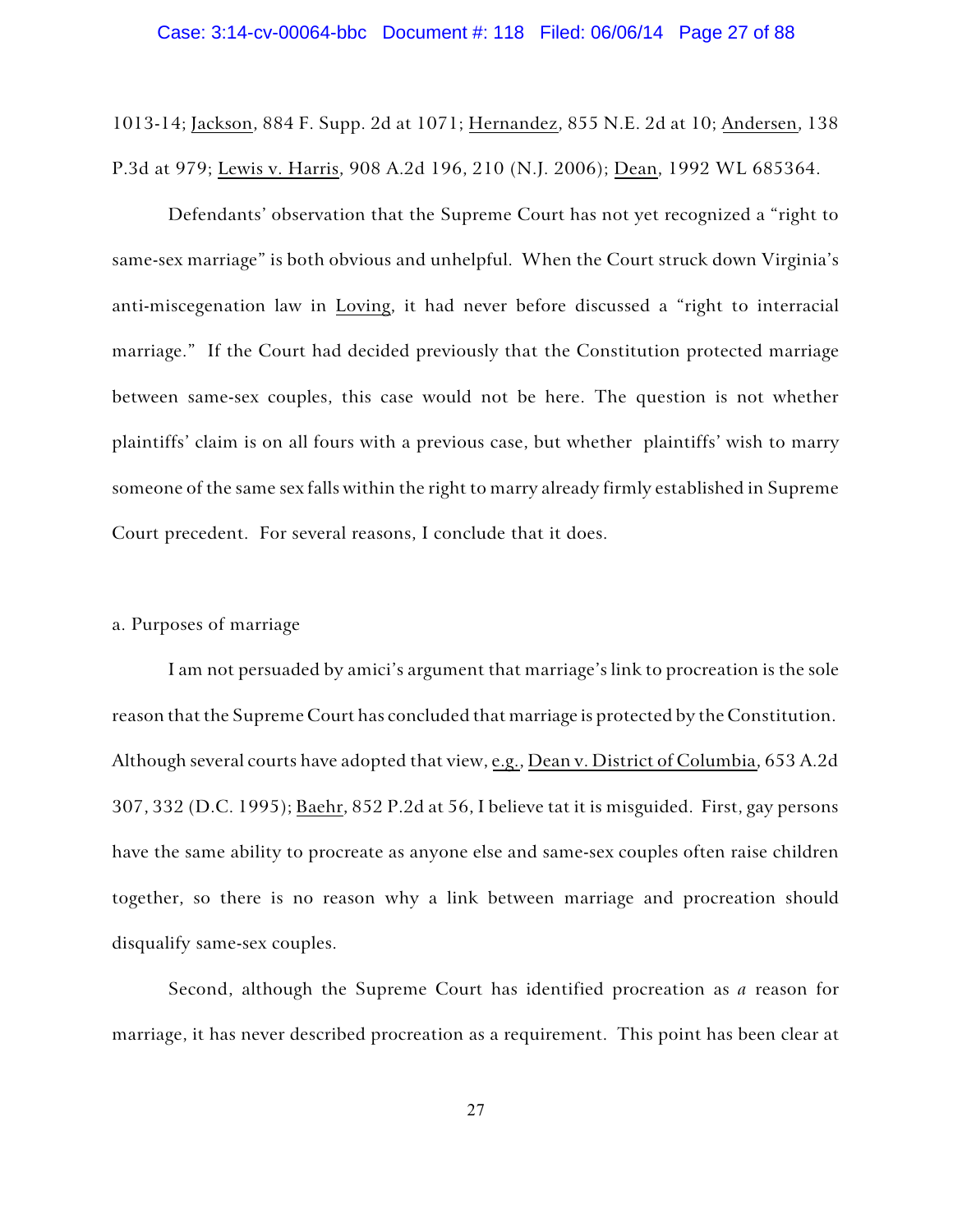1013-14; Jackson, 884 F. Supp. 2d at 1071; Hernandez, 855 N.E. 2d at 10; Andersen, 138 P.3d at 979; Lewis v. Harris, 908 A.2d 196, 210 (N.J. 2006); Dean, 1992 WL 685364.

Defendants' observation that the Supreme Court has not yet recognized a "right to same-sex marriage" is both obvious and unhelpful. When the Court struck down Virginia's anti-miscegenation law in Loving, it had never before discussed a "right to interracial marriage." If the Court had decided previously that the Constitution protected marriage between same-sex couples, this case would not be here. The question is not whether plaintiffs' claim is on all fours with a previous case, but whether plaintiffs' wish to marry someone of the same sex falls within the right to marry already firmly established in Supreme Court precedent. For several reasons, I conclude that it does.

a. Purposes of marriage

I am not persuaded by amici's argument that marriage's link to procreation is the sole reason that the Supreme Court has concluded that marriage is protected by the Constitution. Although several courts have adopted that view, e.g., Dean v. District of Columbia, 653 A.2d 307, 332 (D.C. 1995); Baehr, 852 P.2d at 56, I believe tat it is misguided. First, gay persons have the same ability to procreate as anyone else and same-sex couples often raise children together, so there is no reason why a link between marriage and procreation should disqualify same-sex couples.

Second, although the Supreme Court has identified procreation as *a* reason for marriage, it has never described procreation as a requirement. This point has been clear at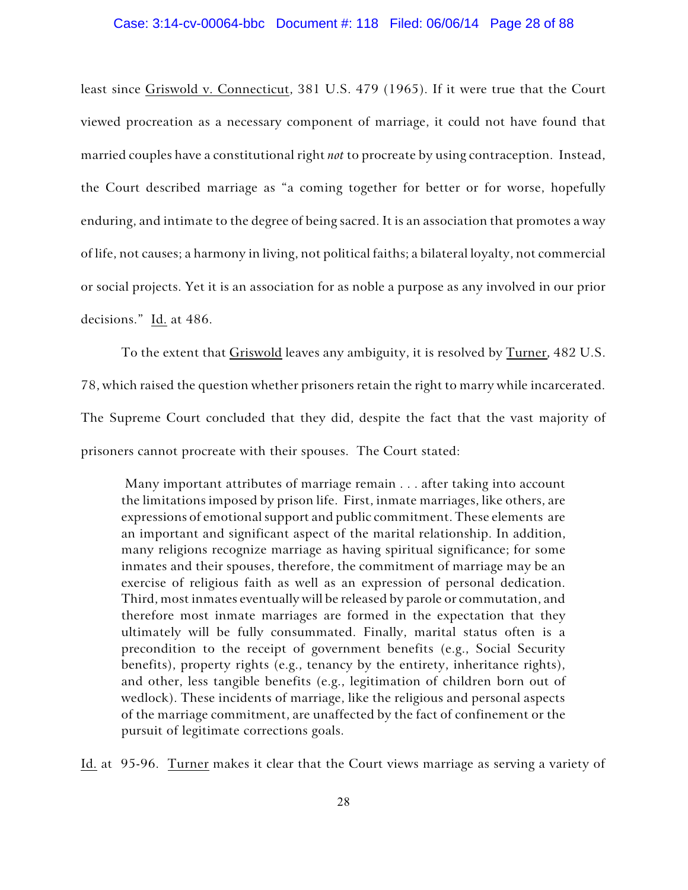least since Griswold v. Connecticut, 381 U.S. 479 (1965). If it were true that the Court viewed procreation as a necessary component of marriage, it could not have found that married couples have a constitutional right *not* to procreate by using contraception. Instead, the Court described marriage as "a coming together for better or for worse, hopefully enduring, and intimate to the degree of being sacred. It is an association that promotes a way of life, not causes; a harmony in living, not political faiths; a bilateral loyalty, not commercial or social projects. Yet it is an association for as noble a purpose as any involved in our prior decisions." Id. at 486.

To the extent that Griswold leaves any ambiguity, it is resolved by Turner, 482 U.S. 78, which raised the question whether prisoners retain the right to marry while incarcerated. The Supreme Court concluded that they did, despite the fact that the vast majority of prisoners cannot procreate with their spouses. The Court stated:

> Many important attributes of marriage remain . . . after taking into account the limitations imposed by prison life. First, inmate marriages, like others, are expressions of emotional support and public commitment. These elements are an important and significant aspect of the marital relationship. In addition, many religions recognize marriage as having spiritual significance; for some inmates and their spouses, therefore, the commitment of marriage may be an exercise of religious faith as well as an expression of personal dedication. Third, most inmates eventually will be released by parole or commutation, and therefore most inmate marriages are formed in the expectation that they ultimately will be fully consummated. Finally, marital status often is a precondition to the receipt of government benefits (e.g., Social Security benefits), property rights (e.g., tenancy by the entirety, inheritance rights), and other, less tangible benefits (e.g., legitimation of children born out of wedlock). These incidents of marriage, like the religious and personal aspects of the marriage commitment, are unaffected by the fact of confinement or the pursuit of legitimate corrections goals.

Id. at 95-96. Turner makes it clear that the Court views marriage as serving a variety of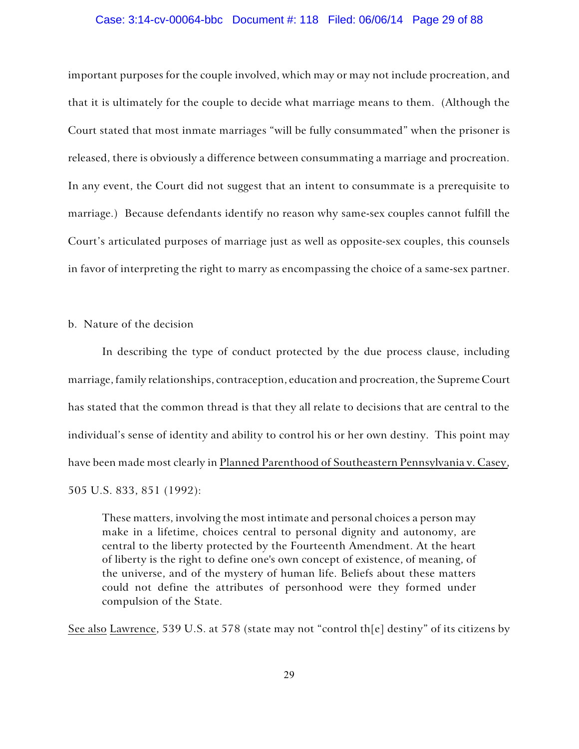important purposes for the couple involved, which may or may not include procreation, and that it is ultimately for the couple to decide what marriage means to them. (Although the Court stated that most inmate marriages "will be fully consummated" when the prisoner is released, there is obviously a difference between consummating a marriage and procreation. In any event, the Court did not suggest that an intent to consummate is a prerequisite to marriage.) Because defendants identify no reason why same-sex couples cannot fulfill the Court's articulated purposes of marriage just as well as opposite-sex couples, this counsels in favor of interpreting the right to marry as encompassing the choice of a same-sex partner.

b. Nature of the decision

In describing the type of conduct protected by the due process clause, including marriage, family relationships, contraception, education and procreation, the Supreme Court has stated that the common thread is that they all relate to decisions that are central to the individual's sense of identity and ability to control his or her own destiny. This point may have been made most clearly in Planned Parenthood of Southeastern Pennsylvania v. Casey, 505 U.S. 833, 851 (1992):

> These matters, involving the most intimate and personal choices a person may make in a lifetime, choices central to personal dignity and autonomy, are central to the liberty protected by the Fourteenth Amendment. At the heart of liberty is the right to define one's own concept of existence, of meaning, of the universe, and of the mystery of human life. Beliefs about these matters could not define the attributes of personhood were they formed under compulsion of the State.

See also Lawrence, 539 U.S. at 578 (state may not "control th[e] destiny" of its citizens by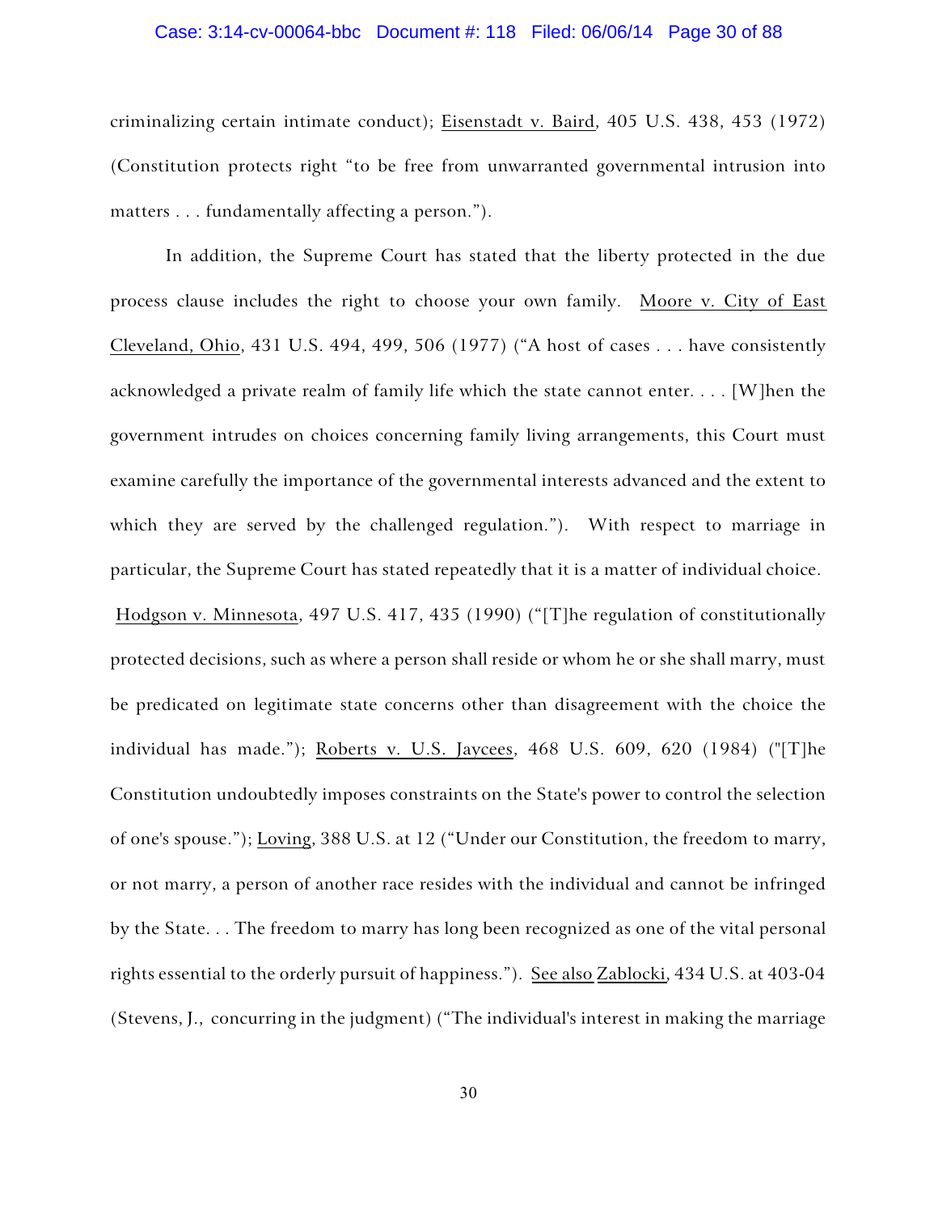criminalizing certain intimate conduct); Eisenstadt v. Baird, 405 U.S. 438, 453 (1972) (Constitution protects right "to be free from unwarranted governmental intrusion into matters . . . fundamentally affecting a person.").

In addition, the Supreme Court has stated that the liberty protected in the due process clause includes the right to choose your own family. Moore v. City of East Cleveland, Ohio, 431 U.S. 494, 499, 506 (1977) ("A host of cases . . . have consistently acknowledged a private realm of family life which the state cannot enter. . . . [W]hen the government intrudes on choices concerning family living arrangements, this Court must examine carefully the importance of the governmental interests advanced and the extent to which they are served by the challenged regulation."). With respect to marriage in particular, the Supreme Court has stated repeatedly that it is a matter of individual choice. Hodgson v. Minnesota, 497 U.S. 417, 435 (1990) ("[T]he regulation of constitutionally protected decisions, such as where a person shall reside or whom he or she shall marry, must be predicated on legitimate state concerns other than disagreement with the choice the individual has made."); Roberts v. U.S. Jaycees, 468 U.S. 609, 620 (1984) ("[T]he Constitution undoubtedly imposes constraints on the State's power to control the selection of one's spouse."); Loving, 388 U.S. at 12 ("Under our Constitution, the freedom to marry, or not marry, a person of another race resides with the individual and cannot be infringed by the State. . . The freedom to marry has long been recognized as one of the vital personal rights essential to the orderly pursuit of happiness."). See also Zablocki, 434 U.S. at 403-04 (Stevens, J., concurring in the judgment) ("The individual's interest in making the marriage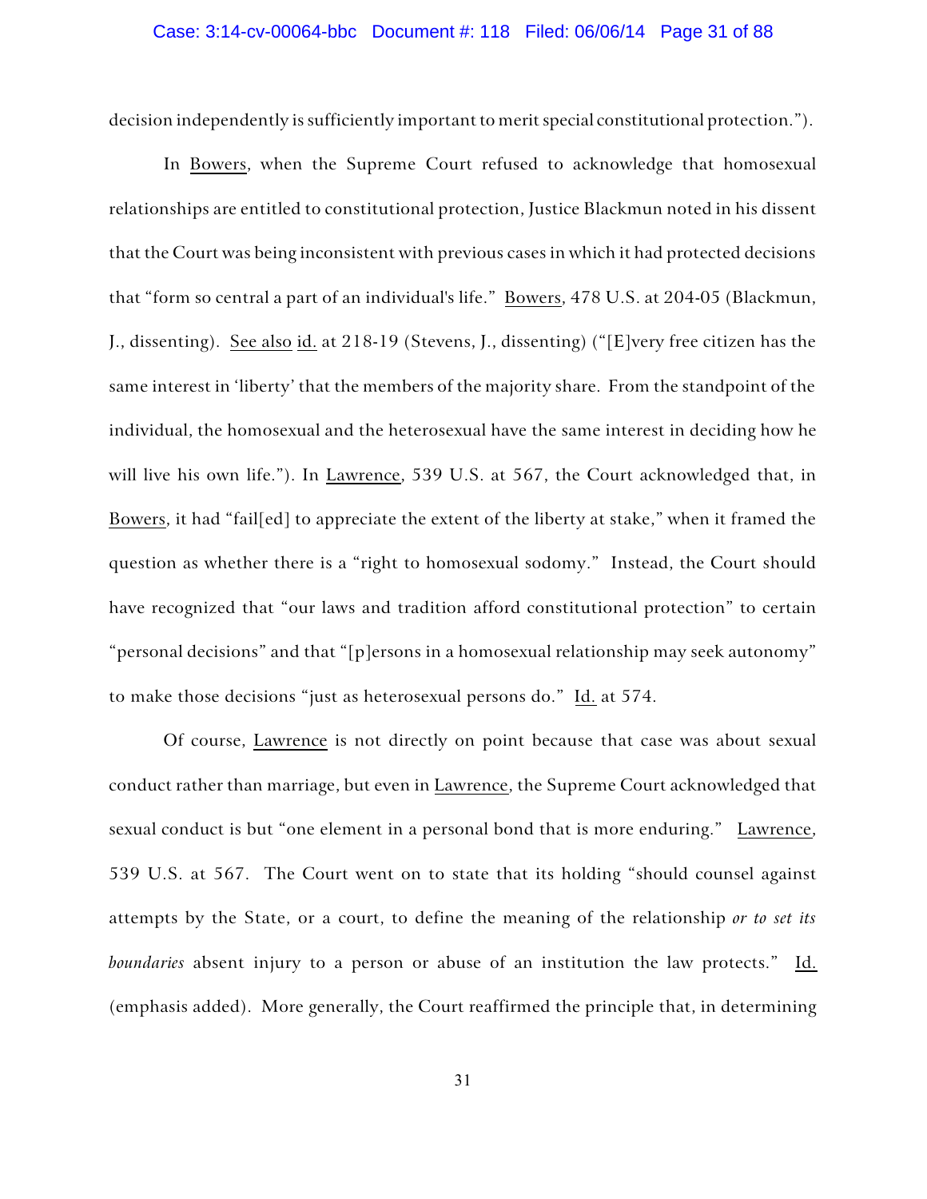decision independently is sufficiently important to merit special constitutional protection.").

In Bowers, when the Supreme Court refused to acknowledge that homosexual relationships are entitled to constitutional protection, Justice Blackmun noted in his dissent that the Court was being inconsistent with previous cases in which it had protected decisions that "form so central a part of an individual's life." Bowers, 478 U.S. at 204-05 (Blackmun, J., dissenting). See also id. at 218-19 (Stevens, J., dissenting) ("[E]very free citizen has the same interest in 'liberty' that the members of the majority share. From the standpoint of the individual, the homosexual and the heterosexual have the same interest in deciding how he will live his own life."). In Lawrence, 539 U.S. at 567, the Court acknowledged that, in Bowers, it had "fail[ed] to appreciate the extent of the liberty at stake," when it framed the question as whether there is a "right to homosexual sodomy." Instead, the Court should have recognized that "our laws and tradition afford constitutional protection" to certain "personal decisions" and that "[p]ersons in a homosexual relationship may seek autonomy" to make those decisions "just as heterosexual persons do." Id. at 574.

Of course, Lawrence is not directly on point because that case was about sexual conduct rather than marriage, but even in Lawrence, the Supreme Court acknowledged that sexual conduct is but "one element in a personal bond that is more enduring." Lawrence, 539 U.S. at 567. The Court went on to state that its holding "should counsel against attempts by the State, or a court, to define the meaning of the relationship *or to set its boundaries* absent injury to a person or abuse of an institution the law protects." Id. (emphasis added). More generally, the Court reaffirmed the principle that, in determining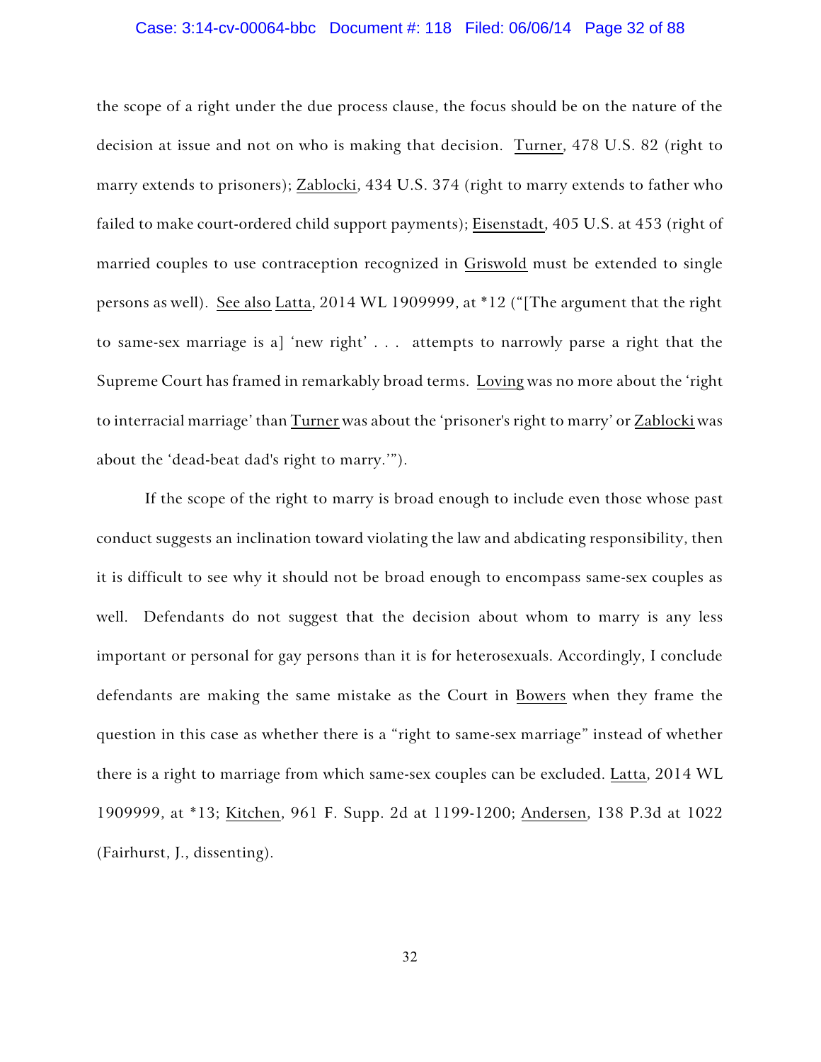the scope of a right under the due process clause, the focus should be on the nature of the decision at issue and not on who is making that decision. Turner, 478 U.S. 82 (right to marry extends to prisoners); Zablocki, 434 U.S. 374 (right to marry extends to father who failed to make court-ordered child support payments); Eisenstadt, 405 U.S. at 453 (right of married couples to use contraception recognized in Griswold must be extended to single persons as well). See also Latta, 2014 WL 1909999, at *12 ("[The argument that the right to same-sex marriage is a] 'new right' . . . attempts to narrowly parse a right that the Supreme Court has framed in remarkably broad terms. Loving was no more about the 'right to interracial marriage' than Turner was about the 'prisoner's right to marry' or Zablocki was about the 'dead-beat dad's right to marry.'").

If the scope of the right to marry is broad enough to include even those whose past conduct suggests an inclination toward violating the law and abdicating responsibility, then it is difficult to see why it should not be broad enough to encompass same-sex couples as well. Defendants do not suggest that the decision about whom to marry is any less important or personal for gay persons than it is for heterosexuals. Accordingly, I conclude defendants are making the same mistake as the Court in Bowers when they frame the question in this case as whether there is a "right to same-sex marriage" instead of whether there is a right to marriage from which same-sex couples can be excluded. Latta, 2014 WL 1909999, at *13; Kitchen, 961 F. Supp. 2d at 1199-1200; Andersen, 138 P.3d at 1022 (Fairhurst, J., dissenting).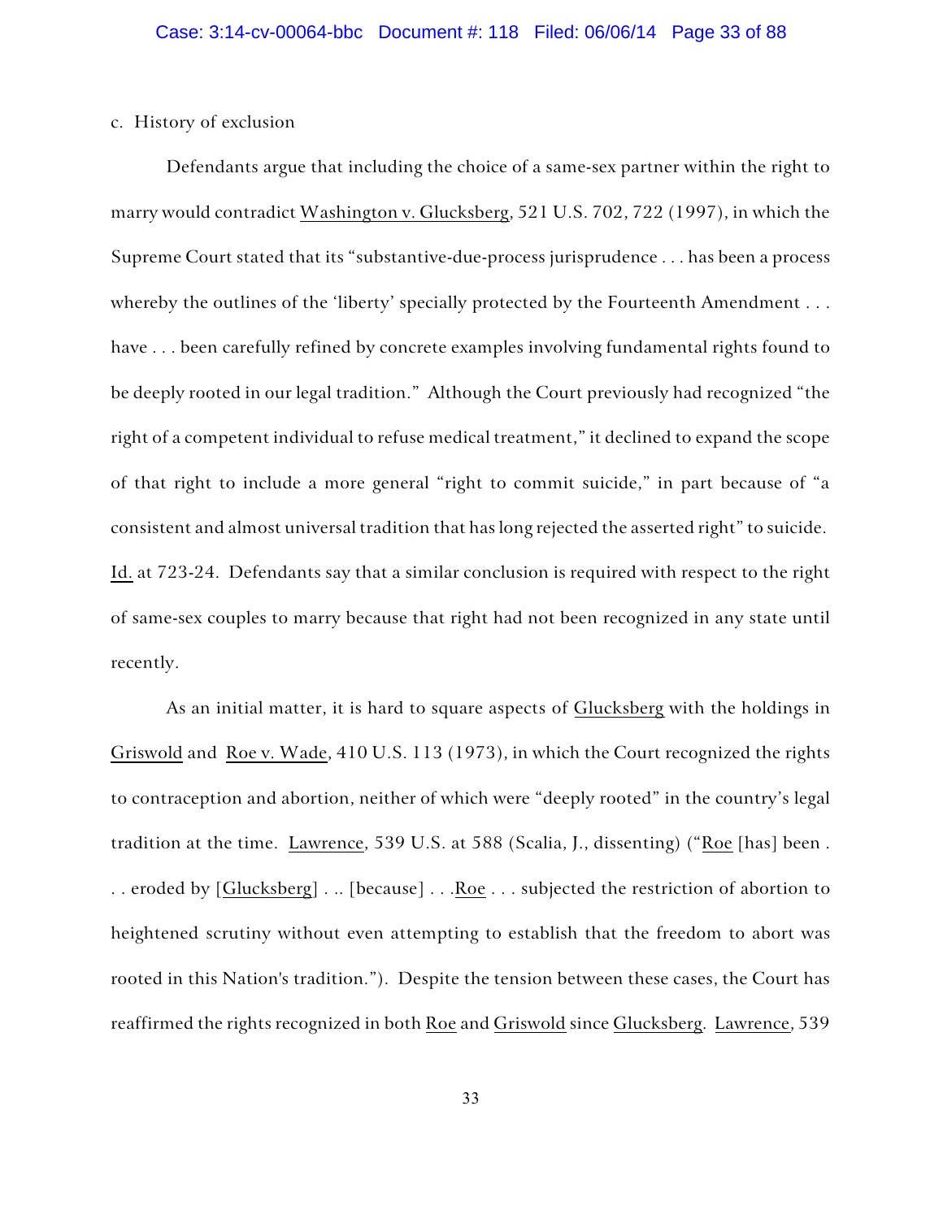c. History of exclusion

Defendants argue that including the choice of a same-sex partner within the right to marry would contradict Washington v. Glucksberg, 521 U.S. 702, 722 (1997), in which the Supreme Court stated that its "substantive-due-process jurisprudence . . . has been a process whereby the outlines of the 'liberty' specially protected by the Fourteenth Amendment . . . have . . . been carefully refined by concrete examples involving fundamental rights found to be deeply rooted in our legal tradition." Although the Court previously had recognized "the right of a competent individual to refuse medical treatment," it declined to expand the scope of that right to include a more general "right to commit suicide," in part because of "a consistent and almost universal tradition that has long rejected the asserted right" to suicide. Id. at 723-24. Defendants say that a similar conclusion is required with respect to the right of same-sex couples to marry because that right had not been recognized in any state until recently.

As an initial matter, it is hard to square aspects of Glucksberg with the holdings in Griswold and Roe v. Wade, 410 U.S. 113 (1973), in which the Court recognized the rights to contraception and abortion, neither of which were "deeply rooted" in the country's legal tradition at the time. Lawrence, 539 U.S. at 588 (Scalia, J., dissenting) ("Roe [has] been . . . eroded by [Glucksberg] . .. [because] . . .Roe . . . subjected the restriction of abortion to heightened scrutiny without even attempting to establish that the freedom to abort was rooted in this Nation's tradition."). Despite the tension between these cases, the Court has reaffirmed the rights recognized in both Roe and Griswold since Glucksberg. Lawrence, 539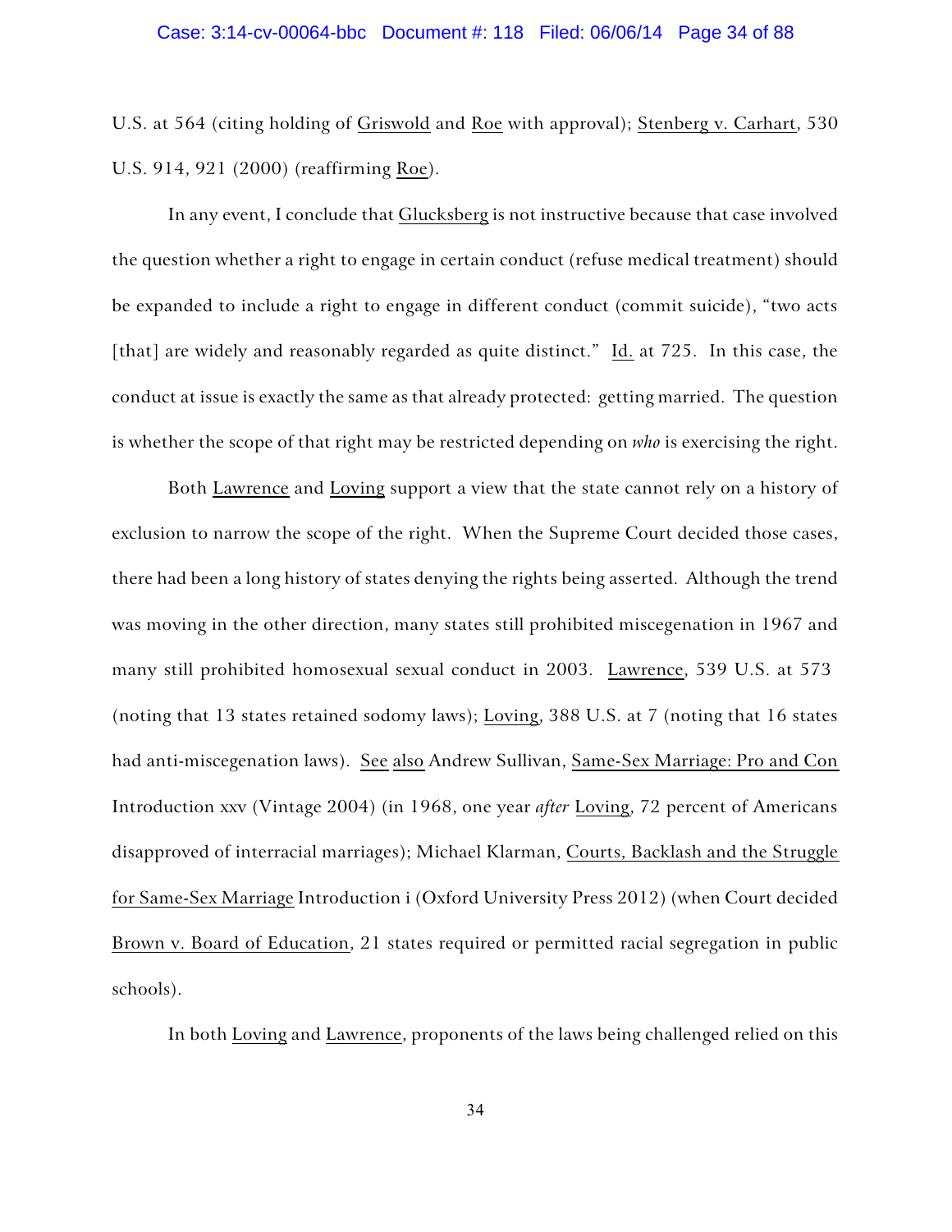U.S. at 564 (citing holding of Griswold and Roe with approval); Stenberg v. Carhart, 530 U.S. 914, 921 (2000) (reaffirming Roe).

In any event, I conclude that Glucksberg is not instructive because that case involved the question whether a right to engage in certain conduct (refuse medical treatment) should be expanded to include a right to engage in different conduct (commit suicide), "two acts [that] are widely and reasonably regarded as quite distinct." Id. at 725. In this case, the conduct at issue is exactly the same as that already protected: getting married. The question is whether the scope of that right may be restricted depending on *who* is exercising the right.

Both Lawrence and Loving support a view that the state cannot rely on a history of exclusion to narrow the scope of the right. When the Supreme Court decided those cases, there had been a long history of states denying the rights being asserted. Although the trend was moving in the other direction, many states still prohibited miscegenation in 1967 and many still prohibited homosexual sexual conduct in 2003. Lawrence, 539 U.S. at 573 (noting that 13 states retained sodomy laws); Loving, 388 U.S. at 7 (noting that 16 states had anti-miscegenation laws). See also Andrew Sullivan, Same-Sex Marriage: Pro and Con Introduction xxv (Vintage 2004) (in 1968, one year *after* Loving, 72 percent of Americans disapproved of interracial marriages); Michael Klarman, Courts, Backlash and the Struggle for Same-Sex Marriage Introduction i (Oxford University Press 2012) (when Court decided Brown v. Board of Education, 21 states required or permitted racial segregation in public schools).

In both Loving and Lawrence, proponents of the laws being challenged relied on this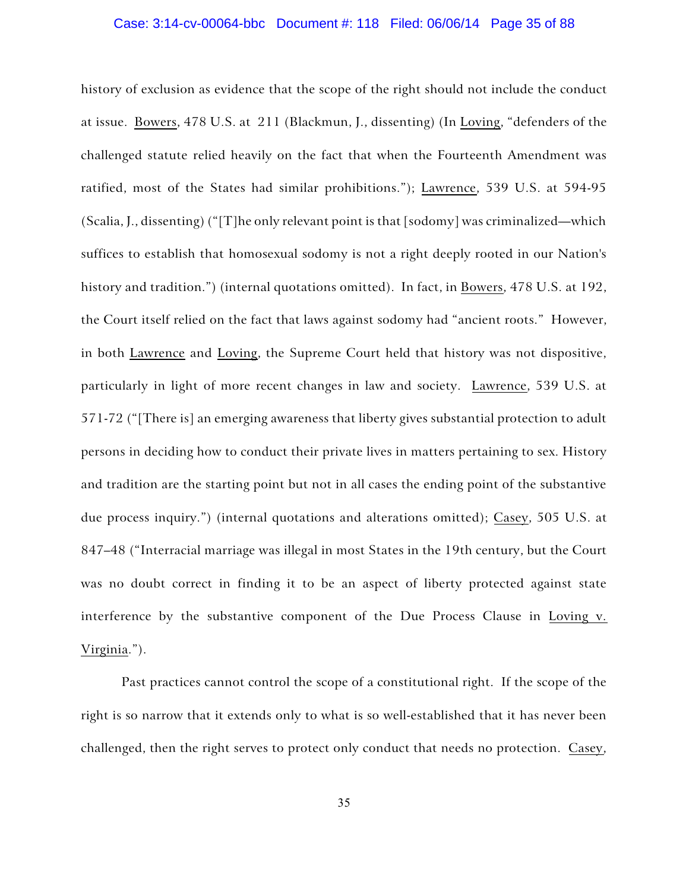history of exclusion as evidence that the scope of the right should not include the conduct at issue. Bowers, 478 U.S. at 211 (Blackmun, J., dissenting) (In Loving, "defenders of the challenged statute relied heavily on the fact that when the Fourteenth Amendment was ratified, most of the States had similar prohibitions."); Lawrence, 539 U.S. at 594-95 (Scalia, J., dissenting) ("[T]he only relevant point is that [sodomy] was criminalized—which suffices to establish that homosexual sodomy is not a right deeply rooted in our Nation's history and tradition.") (internal quotations omitted). In fact, in Bowers, 478 U.S. at 192, the Court itself relied on the fact that laws against sodomy had "ancient roots." However, in both Lawrence and Loving, the Supreme Court held that history was not dispositive, particularly in light of more recent changes in law and society. Lawrence, 539 U.S. at 571-72 ("[There is] an emerging awareness that liberty gives substantial protection to adult persons in deciding how to conduct their private lives in matters pertaining to sex. History and tradition are the starting point but not in all cases the ending point of the substantive due process inquiry.") (internal quotations and alterations omitted); Casey, 505 U.S. at 847–48 ("Interracial marriage was illegal in most States in the 19th century, but the Court was no doubt correct in finding it to be an aspect of liberty protected against state interference by the substantive component of the Due Process Clause in Loving v. Virginia.").

Past practices cannot control the scope of a constitutional right. If the scope of the right is so narrow that it extends only to what is so well-established that it has never been challenged, then the right serves to protect only conduct that needs no protection. Casey,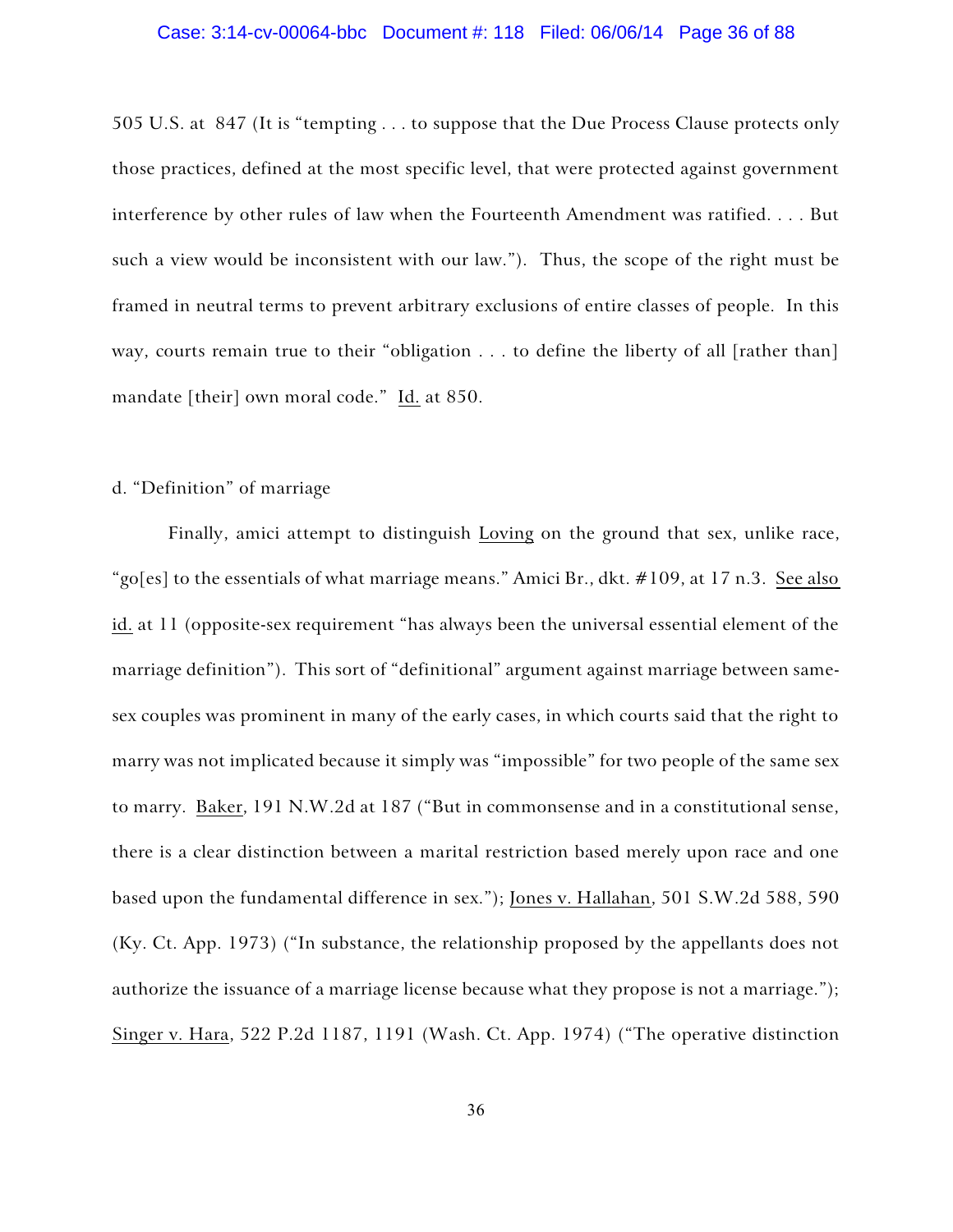505 U.S. at 847 (It is "tempting . . . to suppose that the Due Process Clause protects only those practices, defined at the most specific level, that were protected against government interference by other rules of law when the Fourteenth Amendment was ratified. . . . But such a view would be inconsistent with our law."). Thus, the scope of the right must be framed in neutral terms to prevent arbitrary exclusions of entire classes of people. In this way, courts remain true to their "obligation . . . to define the liberty of all [rather than] mandate [their] own moral code." Id. at 850.

d. "Definition" of marriage

Finally, amici attempt to distinguish Loving on the ground that sex, unlike race, "go[es] to the essentials of what marriage means." Amici Br., dkt. #109, at 17 n.3. See also id. at 11 (opposite-sex requirement "has always been the universal essential element of the marriage definition"). This sort of "definitional" argument against marriage between same-sex couples was prominent in many of the early cases, in which courts said that the right to marry was not implicated because it simply was "impossible" for two people of the same sex to marry. Baker, 191 N.W.2d at 187 ("But in commonsense and in a constitutional sense, there is a clear distinction between a marital restriction based merely upon race and one based upon the fundamental difference in sex."); Jones v. Hallahan, 501 S.W.2d 588, 590 (Ky. Ct. App. 1973) ("In substance, the relationship proposed by the appellants does not authorize the issuance of a marriage license because what they propose is not a marriage."); Singer v. Hara, 522 P.2d 1187, 1191 (Wash. Ct. App. 1974) ("The operative distinction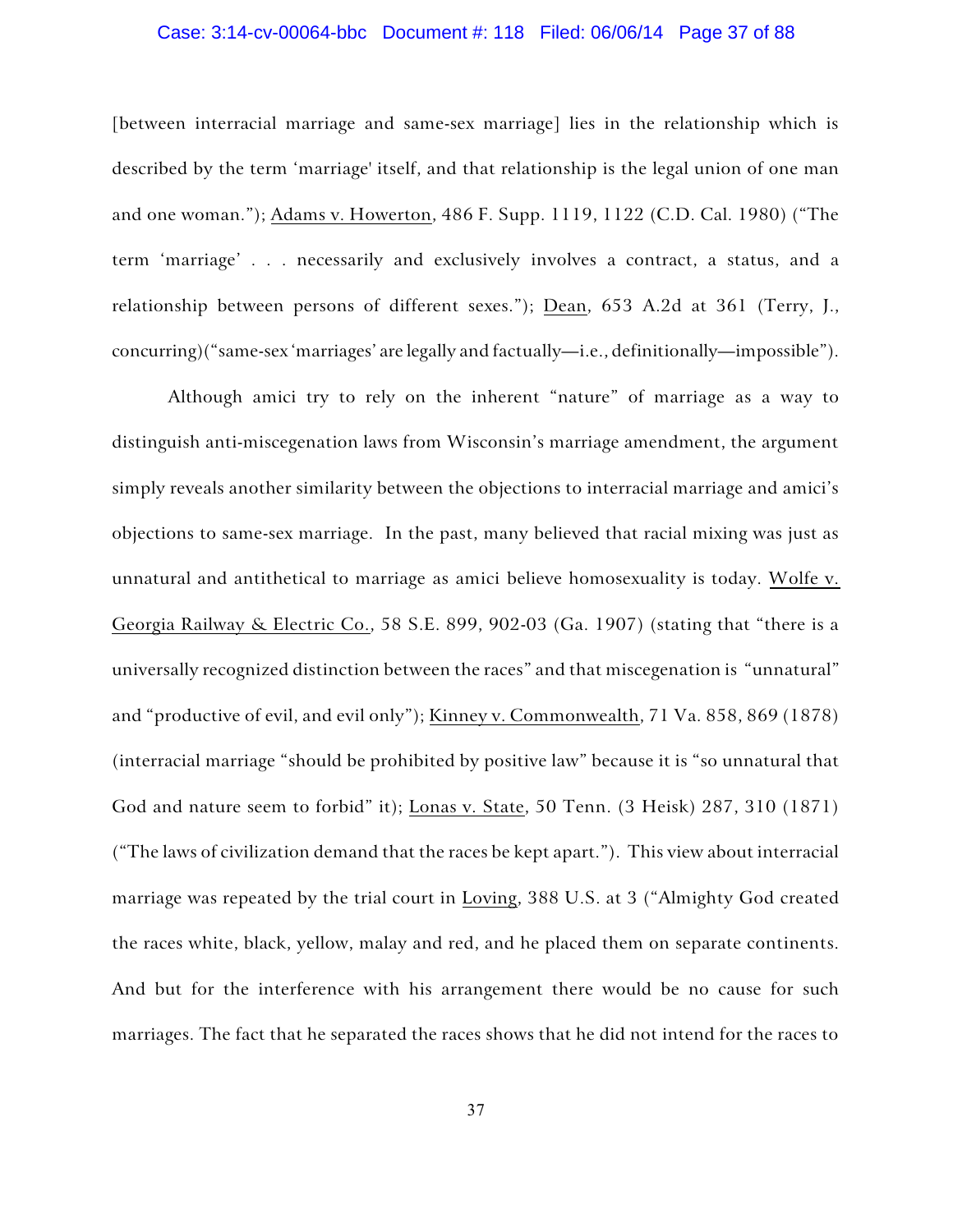[between interracial marriage and same-sex marriage] lies in the relationship which is described by the term 'marriage' itself, and that relationship is the legal union of one man and one woman."); Adams v. Howerton, 486 F. Supp. 1119, 1122 (C.D. Cal. 1980) ("The term 'marriage' . . . necessarily and exclusively involves a contract, a status, and a relationship between persons of different sexes."); Dean, 653 A.2d at 361 (Terry, J., concurring)("same-sex 'marriages' are legally and factually—i.e., definitionally—impossible").

Although amici try to rely on the inherent "nature" of marriage as a way to distinguish anti-miscegenation laws from Wisconsin's marriage amendment, the argument simply reveals another similarity between the objections to interracial marriage and amici's objections to same-sex marriage. In the past, many believed that racial mixing was just as unnatural and antithetical to marriage as amici believe homosexuality is today. Wolfe v. Georgia Railway & Electric Co., 58 S.E. 899, 902-03 (Ga. 1907) (stating that "there is a universally recognized distinction between the races" and that miscegenation is "unnatural" and "productive of evil, and evil only"); Kinney v. Commonwealth, 71 Va. 858, 869 (1878) (interracial marriage "should be prohibited by positive law" because it is "so unnatural that God and nature seem to forbid" it); Lonas v. State, 50 Tenn. (3 Heisk) 287, 310 (1871) ("The laws of civilization demand that the races be kept apart."). This view about interracial marriage was repeated by the trial court in Loving, 388 U.S. at 3 ("Almighty God created the races white, black, yellow, malay and red, and he placed them on separate continents. And but for the interference with his arrangement there would be no cause for such marriages. The fact that he separated the races shows that he did not intend for the races to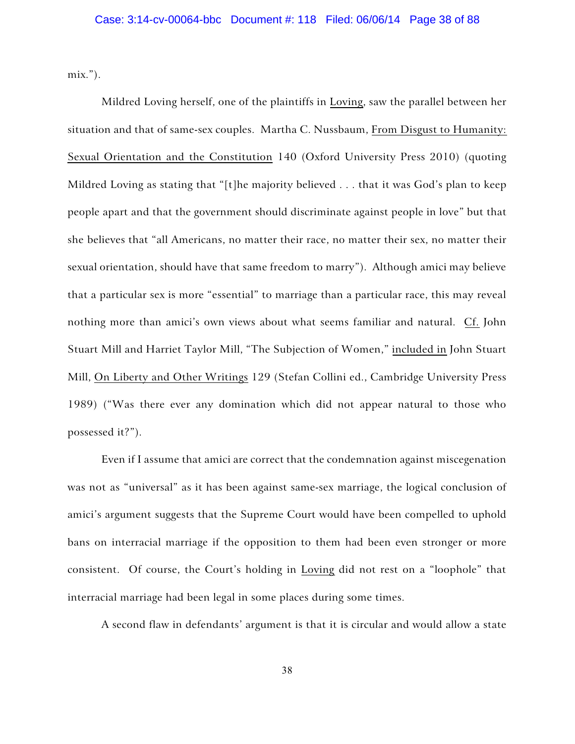mix.").

Mildred Loving herself, one of the plaintiffs in Loving, saw the parallel between her situation and that of same-sex couples. Martha C. Nussbaum, From Disgust to Humanity: Sexual Orientation and the Constitution 140 (Oxford University Press 2010) (quoting Mildred Loving as stating that "[t]he majority believed . . . that it was God's plan to keep people apart and that the government should discriminate against people in love" but that she believes that "all Americans, no matter their race, no matter their sex, no matter their sexual orientation, should have that same freedom to marry"). Although amici may believe that a particular sex is more "essential" to marriage than a particular race, this may reveal nothing more than amici's own views about what seems familiar and natural. Cf. John Stuart Mill and Harriet Taylor Mill, "The Subjection of Women," included in John Stuart Mill, On Liberty and Other Writings 129 (Stefan Collini ed., Cambridge University Press 1989) ("Was there ever any domination which did not appear natural to those who possessed it?").

Even if I assume that amici are correct that the condemnation against miscegenation was not as "universal" as it has been against same-sex marriage, the logical conclusion of amici's argument suggests that the Supreme Court would have been compelled to uphold bans on interracial marriage if the opposition to them had been even stronger or more consistent. Of course, the Court's holding in Loving did not rest on a "loophole" that interracial marriage had been legal in some places during some times.

A second flaw in defendants' argument is that it is circular and would allow a state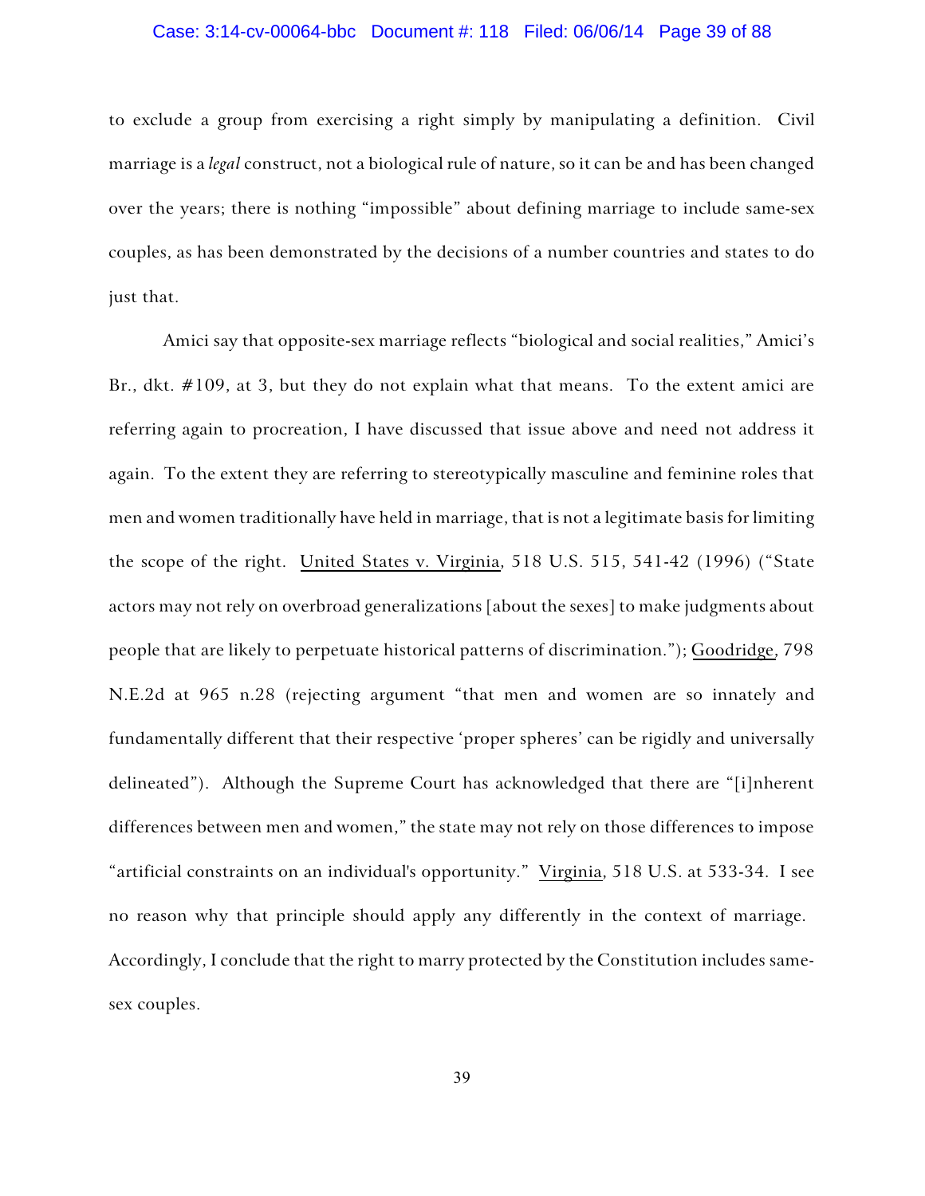to exclude a group from exercising a right simply by manipulating a definition. Civil marriage is a *legal* construct, not a biological rule of nature, so it can be and has been changed over the years; there is nothing "impossible" about defining marriage to include same-sex couples, as has been demonstrated by the decisions of a number countries and states to do just that.

Amici say that opposite-sex marriage reflects "biological and social realities," Amici's Br., dkt. #109, at 3, but they do not explain what that means. To the extent amici are referring again to procreation, I have discussed that issue above and need not address it again. To the extent they are referring to stereotypically masculine and feminine roles that men and women traditionally have held in marriage, that is not a legitimate basis for limiting the scope of the right. United States v. Virginia, 518 U.S. 515, 541-42 (1996) ("State actors may not rely on overbroad generalizations [about the sexes] to make judgments about people that are likely to perpetuate historical patterns of discrimination."); Goodridge, 798 N.E.2d at 965 n.28 (rejecting argument "that men and women are so innately and fundamentally different that their respective 'proper spheres' can be rigidly and universally delineated"). Although the Supreme Court has acknowledged that there are "[i]nherent differences between men and women," the state may not rely on those differences to impose "artificial constraints on an individual's opportunity." Virginia, 518 U.S. at 533-34. I see no reason why that principle should apply any differently in the context of marriage. Accordingly, I conclude that the right to marry protected by the Constitution includes same-sex couples.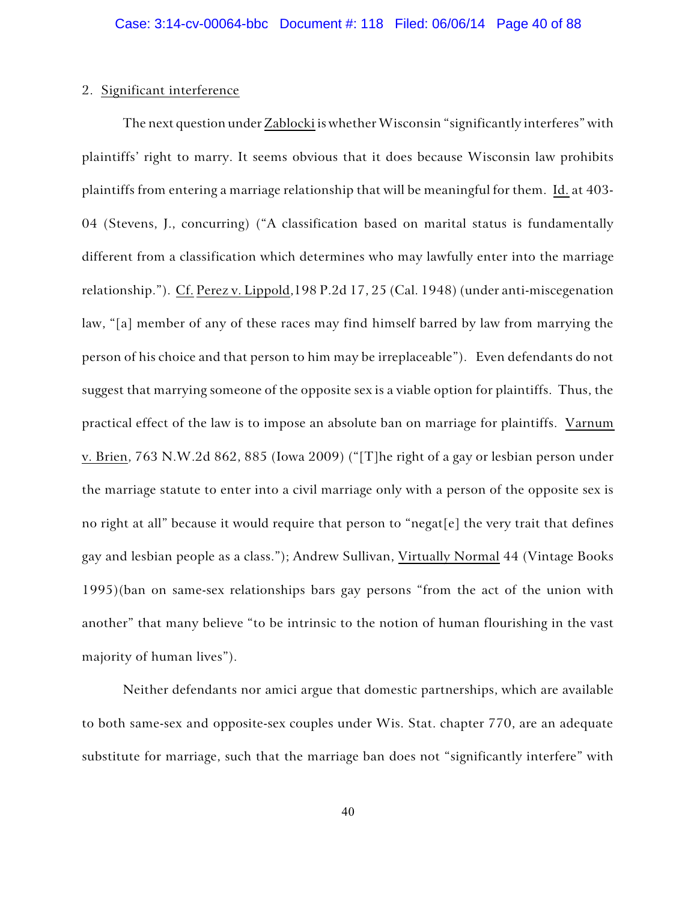2. Significant interference

The next question under Zablocki is whether Wisconsin "significantly interferes" with plaintiffs' right to marry. It seems obvious that it does because Wisconsin law prohibits plaintiffs from entering a marriage relationship that will be meaningful for them. Id. at 403-04 (Stevens, J., concurring) ("A classification based on marital status is fundamentally different from a classification which determines who may lawfully enter into the marriage relationship."). Cf. Perez v. Lippold,198 P.2d 17, 25 (Cal. 1948) (under anti-miscegenation law, "[a] member of any of these races may find himself barred by law from marrying the person of his choice and that person to him may be irreplaceable"). Even defendants do not suggest that marrying someone of the opposite sex is a viable option for plaintiffs. Thus, the practical effect of the law is to impose an absolute ban on marriage for plaintiffs. Varnum v. Brien, 763 N.W.2d 862, 885 (Iowa 2009) ("[T]he right of a gay or lesbian person under the marriage statute to enter into a civil marriage only with a person of the opposite sex is no right at all" because it would require that person to "negat[e] the very trait that defines gay and lesbian people as a class."); Andrew Sullivan, Virtually Normal 44 (Vintage Books 1995)(ban on same-sex relationships bars gay persons "from the act of the union with another" that many believe "to be intrinsic to the notion of human flourishing in the vast majority of human lives").

Neither defendants nor amici argue that domestic partnerships, which are available to both same-sex and opposite-sex couples under Wis. Stat. chapter 770, are an adequate substitute for marriage, such that the marriage ban does not "significantly interfere" with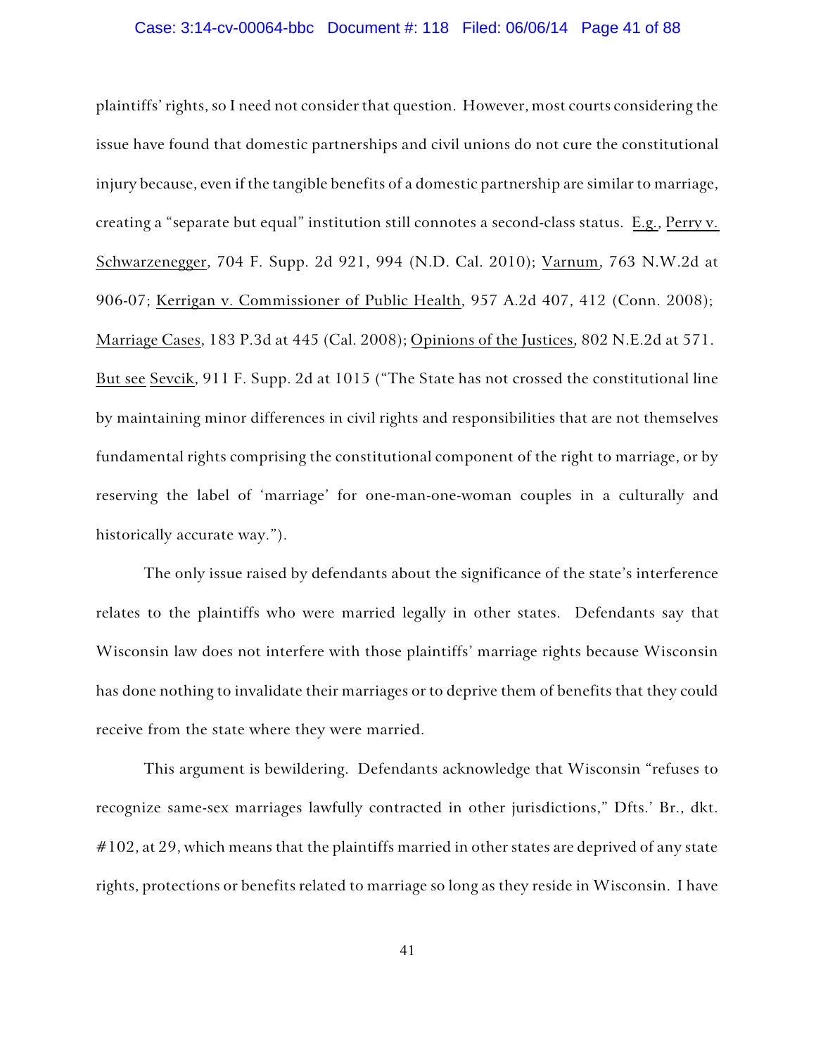plaintiffs' rights, so I need not consider that question. However, most courts considering the issue have found that domestic partnerships and civil unions do not cure the constitutional injury because, even if the tangible benefits of a domestic partnership are similar to marriage, creating a "separate but equal" institution still connotes a second-class status. E.g., Perry v. Schwarzenegger, 704 F. Supp. 2d 921, 994 (N.D. Cal. 2010); Varnum, 763 N.W.2d at 906-07; Kerrigan v. Commissioner of Public Health, 957 A.2d 407, 412 (Conn. 2008); Marriage Cases, 183 P.3d at 445 (Cal. 2008); Opinions of the Justices, 802 N.E.2d at 571. But see Sevcik, 911 F. Supp. 2d at 1015 ("The State has not crossed the constitutional line by maintaining minor differences in civil rights and responsibilities that are not themselves fundamental rights comprising the constitutional component of the right to marriage, or by reserving the label of 'marriage' for one-man-one-woman couples in a culturally and historically accurate way.").

The only issue raised by defendants about the significance of the state's interference relates to the plaintiffs who were married legally in other states. Defendants say that Wisconsin law does not interfere with those plaintiffs' marriage rights because Wisconsin has done nothing to invalidate their marriages or to deprive them of benefits that they could receive from the state where they were married.

This argument is bewildering. Defendants acknowledge that Wisconsin "refuses to recognize same-sex marriages lawfully contracted in other jurisdictions," Dfts.' Br., dkt. #102, at 29, which means that the plaintiffs married in other states are deprived of any state rights, protections or benefits related to marriage so long as they reside in Wisconsin. I have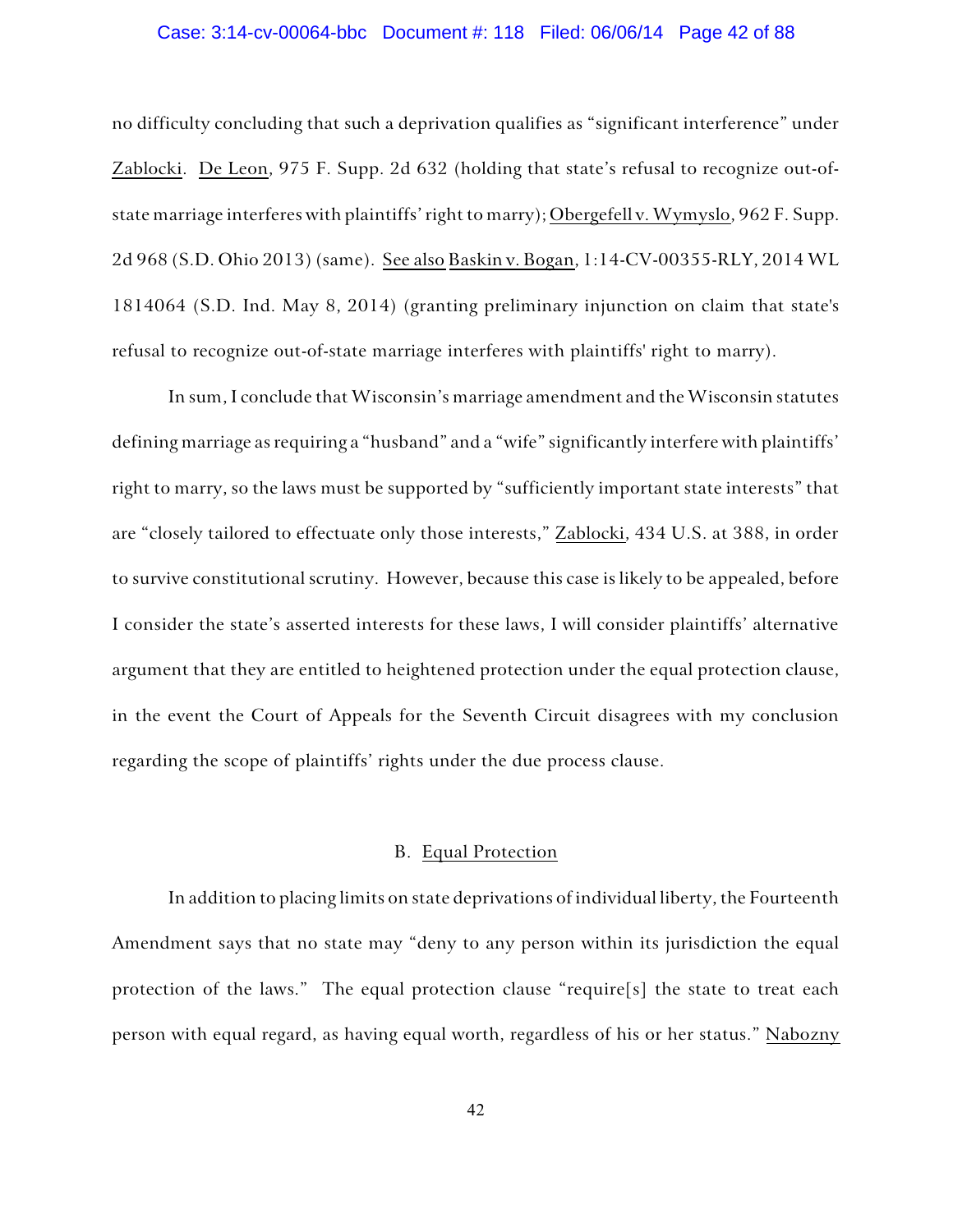no difficulty concluding that such a deprivation qualifies as "significant interference" under Zablocki. De Leon, 975 F. Supp. 2d 632 (holding that state's refusal to recognize out-of-state marriage interferes with plaintiffs' right to marry); Obergefell v. Wymyslo, 962 F. Supp. 2d 968 (S.D. Ohio 2013) (same). See also Baskin v. Bogan, 1:14-CV-00355-RLY, 2014 WL 1814064 (S.D. Ind. May 8, 2014) (granting preliminary injunction on claim that state's refusal to recognize out-of-state marriage interferes with plaintiffs' right to marry).

In sum, I conclude that Wisconsin's marriage amendment and the Wisconsin statutes defining marriage as requiring a "husband" and a "wife" significantly interfere with plaintiffs' right to marry, so the laws must be supported by "sufficiently important state interests" that are "closely tailored to effectuate only those interests," Zablocki, 434 U.S. at 388, in order to survive constitutional scrutiny. However, because this case is likely to be appealed, before I consider the state's asserted interests for these laws, I will consider plaintiffs' alternative argument that they are entitled to heightened protection under the equal protection clause, in the event the Court of Appeals for the Seventh Circuit disagrees with my conclusion regarding the scope of plaintiffs' rights under the due process clause.

### B. Equal Protection

In addition to placing limits on state deprivations of individual liberty, the Fourteenth Amendment says that no state may "deny to any person within its jurisdiction the equal protection of the laws." The equal protection clause "require[s] the state to treat each person with equal regard, as having equal worth, regardless of his or her status." Nabozny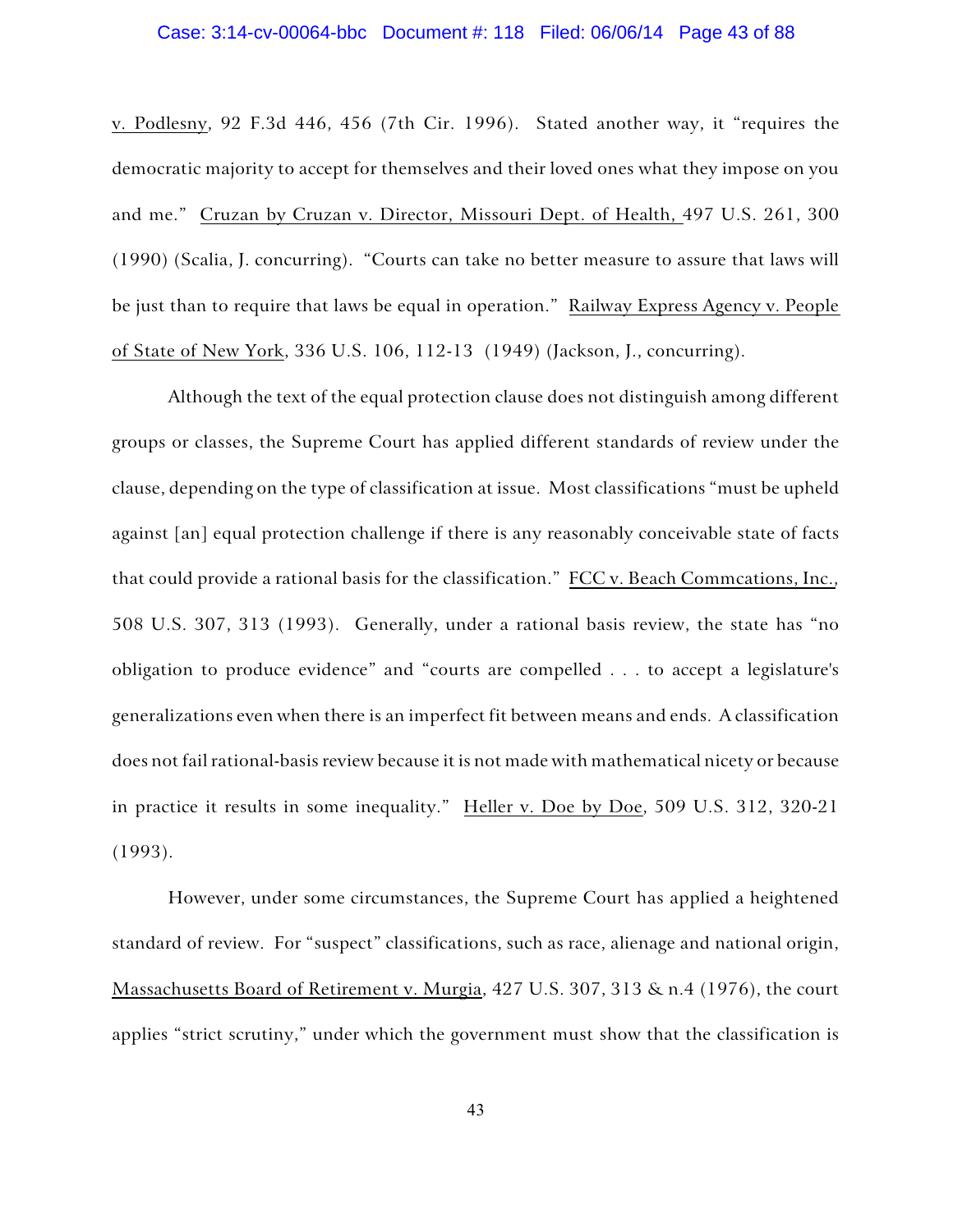v. Podlesny, 92 F.3d 446, 456 (7th Cir. 1996). Stated another way, it "requires the democratic majority to accept for themselves and their loved ones what they impose on you and me." Cruzan by Cruzan v. Director, Missouri Dept. of Health, 497 U.S. 261, 300 (1990) (Scalia, J. concurring). "Courts can take no better measure to assure that laws will be just than to require that laws be equal in operation." Railway Express Agency v. People of State of New York, 336 U.S. 106, 112-13 (1949) (Jackson, J., concurring).

Although the text of the equal protection clause does not distinguish among different groups or classes, the Supreme Court has applied different standards of review under the clause, depending on the type of classification at issue. Most classifications "must be upheld against [an] equal protection challenge if there is any reasonably conceivable state of facts that could provide a rational basis for the classification." FCC v. Beach Commcations, Inc., 508 U.S. 307, 313 (1993). Generally, under a rational basis review, the state has "no obligation to produce evidence" and "courts are compelled . . . to accept a legislature's generalizations even when there is an imperfect fit between means and ends. A classification does not fail rational-basis review because it is not made with mathematical nicety or because in practice it results in some inequality." Heller v. Doe by Doe, 509 U.S. 312, 320-21 (1993).

However, under some circumstances, the Supreme Court has applied a heightened standard of review. For "suspect" classifications, such as race, alienage and national origin, Massachusetts Board of Retirement v. Murgia, 427 U.S. 307, 313 & n.4 (1976), the court applies "strict scrutiny," under which the government must show that the classification is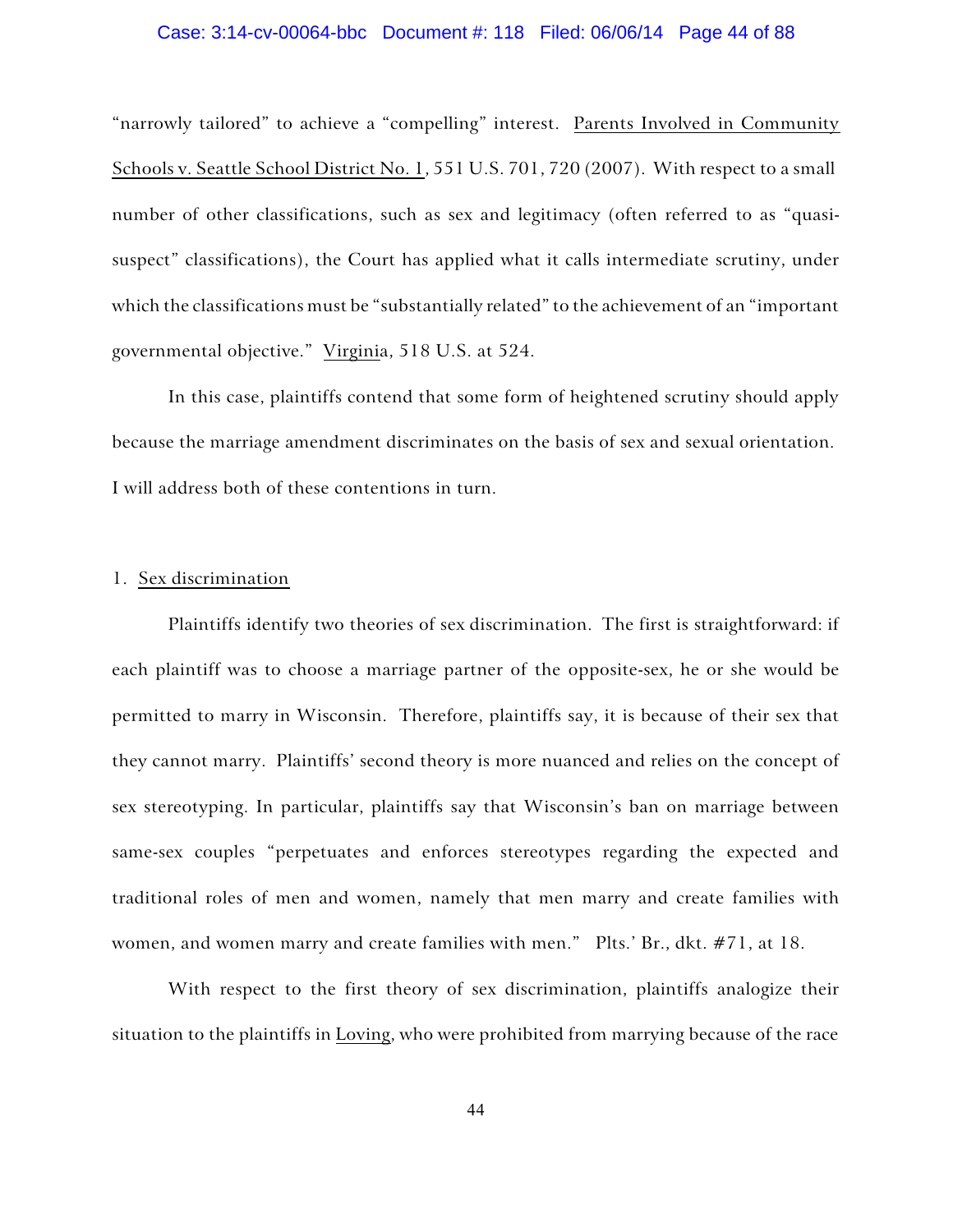"narrowly tailored" to achieve a "compelling" interest. Parents Involved in Community Schools v. Seattle School District No. 1, 551 U.S. 701, 720 (2007). With respect to a small number of other classifications, such as sex and legitimacy (often referred to as "quasi-suspect" classifications), the Court has applied what it calls intermediate scrutiny, under which the classifications must be "substantially related" to the achievement of an "important governmental objective." Virginia, 518 U.S. at 524.

In this case, plaintiffs contend that some form of heightened scrutiny should apply because the marriage amendment discriminates on the basis of sex and sexual orientation. I will address both of these contentions in turn.

1. Sex discrimination

Plaintiffs identify two theories of sex discrimination. The first is straightforward: if each plaintiff was to choose a marriage partner of the opposite-sex, he or she would be permitted to marry in Wisconsin. Therefore, plaintiffs say, it is because of their sex that they cannot marry. Plaintiffs' second theory is more nuanced and relies on the concept of sex stereotyping. In particular, plaintiffs say that Wisconsin's ban on marriage between same-sex couples "perpetuates and enforces stereotypes regarding the expected and traditional roles of men and women, namely that men marry and create families with women, and women marry and create families with men." Plts.' Br., dkt. #71, at 18.

With respect to the first theory of sex discrimination, plaintiffs analogize their situation to the plaintiffs in Loving, who were prohibited from marrying because of the race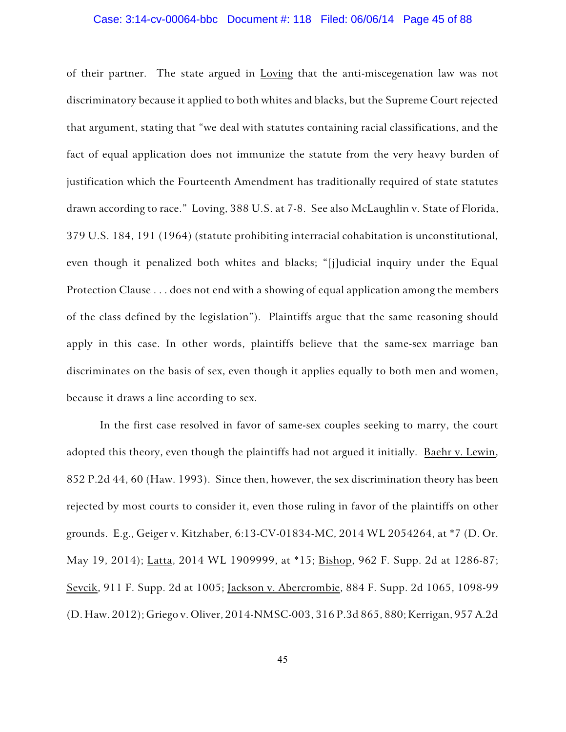of their partner. The state argued in Loving that the anti-miscegenation law was not discriminatory because it applied to both whites and blacks, but the Supreme Court rejected that argument, stating that "we deal with statutes containing racial classifications, and the fact of equal application does not immunize the statute from the very heavy burden of justification which the Fourteenth Amendment has traditionally required of state statutes drawn according to race." Loving, 388 U.S. at 7-8. See also McLaughlin v. State of Florida, 379 U.S. 184, 191 (1964) (statute prohibiting interracial cohabitation is unconstitutional, even though it penalized both whites and blacks; "[j]udicial inquiry under the Equal Protection Clause . . . does not end with a showing of equal application among the members of the class defined by the legislation"). Plaintiffs argue that the same reasoning should apply in this case. In other words, plaintiffs believe that the same-sex marriage ban discriminates on the basis of sex, even though it applies equally to both men and women, because it draws a line according to sex.

In the first case resolved in favor of same-sex couples seeking to marry, the court adopted this theory, even though the plaintiffs had not argued it initially. Baehr v. Lewin, 852 P.2d 44, 60 (Haw. 1993). Since then, however, the sex discrimination theory has been rejected by most courts to consider it, even those ruling in favor of the plaintiffs on other grounds. E.g., Geiger v. Kitzhaber, 6:13-CV-01834-MC, 2014 WL 2054264, at *7 (D. Or. May 19, 2014); Latta, 2014 WL 1909999, at *15; Bishop, 962 F. Supp. 2d at 1286-87; Sevcik, 911 F. Supp. 2d at 1005; Jackson v. Abercrombie, 884 F. Supp. 2d 1065, 1098-99 (D. Haw. 2012); Griego v. Oliver, 2014-NMSC-003, 316 P.3d 865, 880; Kerrigan, 957 A.2d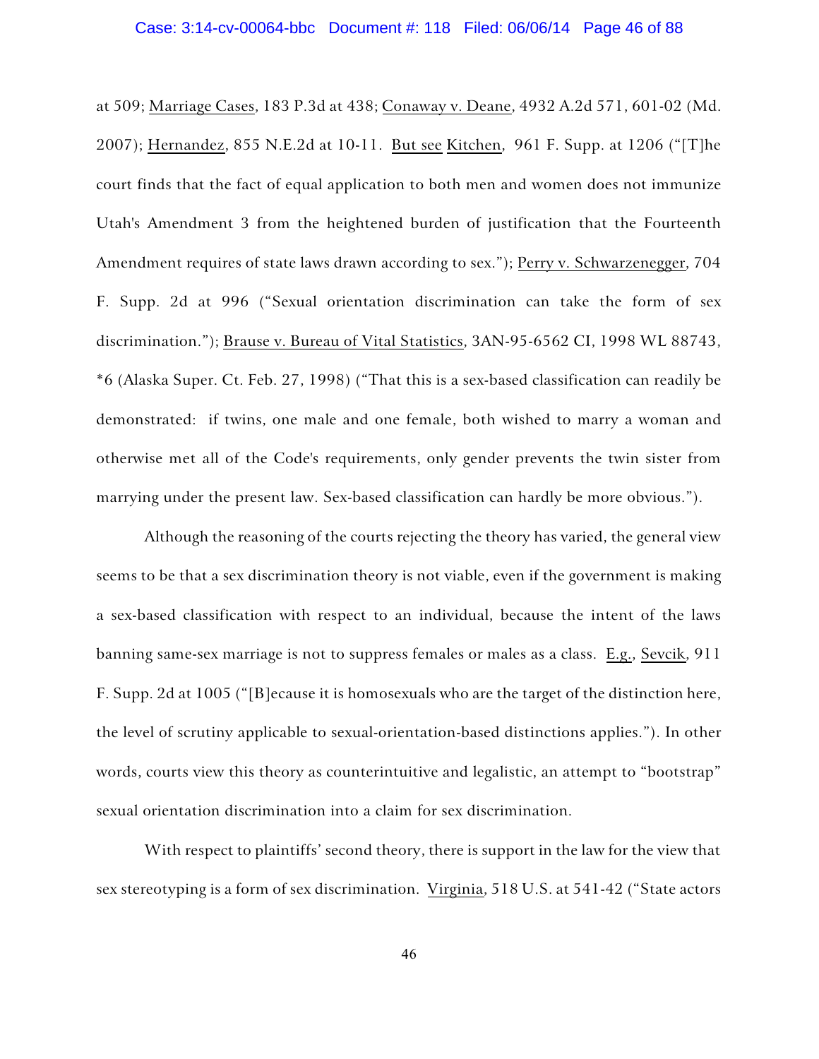at 509; Marriage Cases, 183 P.3d at 438; Conaway v. Deane, 4932 A.2d 571, 601-02 (Md. 2007); Hernandez, 855 N.E.2d at 10-11. But see Kitchen, 961 F. Supp. at 1206 ("[T]he court finds that the fact of equal application to both men and women does not immunize Utah's Amendment 3 from the heightened burden of justification that the Fourteenth Amendment requires of state laws drawn according to sex."); Perry v. Schwarzenegger, 704 F. Supp. 2d at 996 ("Sexual orientation discrimination can take the form of sex discrimination."); Brause v. Bureau of Vital Statistics, 3AN-95-6562 CI, 1998 WL 88743, *6 (Alaska Super. Ct. Feb. 27, 1998) ("That this is a sex-based classification can readily be demonstrated: if twins, one male and one female, both wished to marry a woman and otherwise met all of the Code's requirements, only gender prevents the twin sister from marrying under the present law. Sex-based classification can hardly be more obvious.").

Although the reasoning of the courts rejecting the theory has varied, the general view seems to be that a sex discrimination theory is not viable, even if the government is making a sex-based classification with respect to an individual, because the intent of the laws banning same-sex marriage is not to suppress females or males as a class. E.g., Sevcik, 911 F. Supp. 2d at 1005 ("[B]ecause it is homosexuals who are the target of the distinction here, the level of scrutiny applicable to sexual-orientation-based distinctions applies."). In other words, courts view this theory as counterintuitive and legalistic, an attempt to "bootstrap" sexual orientation discrimination into a claim for sex discrimination.

With respect to plaintiffs' second theory, there is support in the law for the view that sex stereotyping is a form of sex discrimination. Virginia, 518 U.S. at 541-42 ("State actors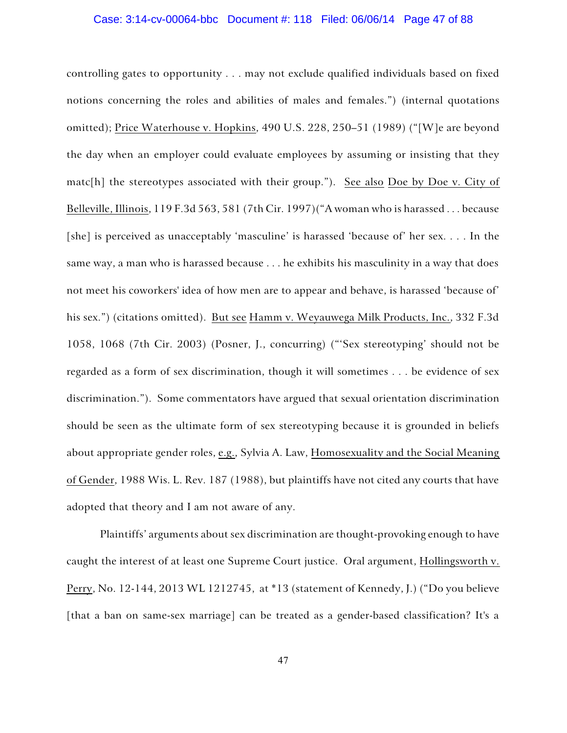controlling gates to opportunity . . . may not exclude qualified individuals based on fixed notions concerning the roles and abilities of males and females.") (internal quotations omitted); Price Waterhouse v. Hopkins, 490 U.S. 228, 250–51 (1989) ("[W]e are beyond the day when an employer could evaluate employees by assuming or insisting that they matc[h] the stereotypes associated with their group."). See also Doe by Doe v. City of Belleville, Illinois, 119 F.3d 563, 581 (7th Cir. 1997)("A woman who is harassed . . . because [she] is perceived as unacceptably 'masculine' is harassed 'because of' her sex. . . . In the same way, a man who is harassed because . . . he exhibits his masculinity in a way that does not meet his coworkers' idea of how men are to appear and behave, is harassed 'because of' his sex.") (citations omitted). But see Hamm v. Weyauwega Milk Products, Inc., 332 F.3d 1058, 1068 (7th Cir. 2003) (Posner, J., concurring) ("'Sex stereotyping' should not be regarded as a form of sex discrimination, though it will sometimes . . . be evidence of sex discrimination."). Some commentators have argued that sexual orientation discrimination should be seen as the ultimate form of sex stereotyping because it is grounded in beliefs about appropriate gender roles, e.g., Sylvia A. Law, Homosexuality and the Social Meaning of Gender, 1988 Wis. L. Rev. 187 (1988), but plaintiffs have not cited any courts that have adopted that theory and I am not aware of any.

Plaintiffs' arguments about sex discrimination are thought-provoking enough to have caught the interest of at least one Supreme Court justice. Oral argument, Hollingsworth v. Perry, No. 12-144, 2013 WL 1212745, at *13 (statement of Kennedy, J.) ("Do you believe [that a ban on same-sex marriage] can be treated as a gender-based classification? It's a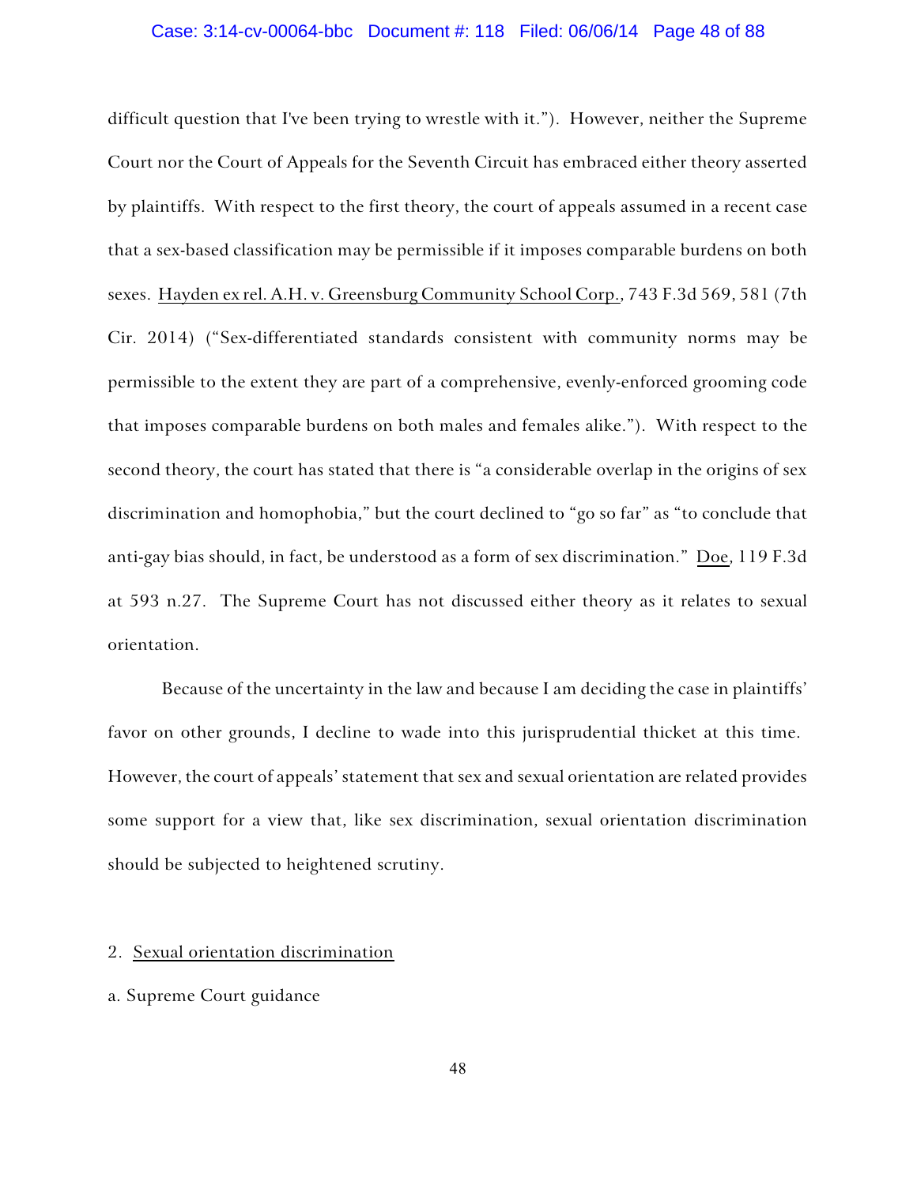difficult question that I've been trying to wrestle with it."). However, neither the Supreme Court nor the Court of Appeals for the Seventh Circuit has embraced either theory asserted by plaintiffs. With respect to the first theory, the court of appeals assumed in a recent case that a sex-based classification may be permissible if it imposes comparable burdens on both sexes. Hayden ex rel. A.H. v. Greensburg Community School Corp., 743 F.3d 569, 581 (7th Cir. 2014) ("Sex-differentiated standards consistent with community norms may be permissible to the extent they are part of a comprehensive, evenly-enforced grooming code that imposes comparable burdens on both males and females alike."). With respect to the second theory, the court has stated that there is "a considerable overlap in the origins of sex discrimination and homophobia," but the court declined to "go so far" as "to conclude that anti-gay bias should, in fact, be understood as a form of sex discrimination." Doe, 119 F.3d at 593 n.27. The Supreme Court has not discussed either theory as it relates to sexual orientation.

Because of the uncertainty in the law and because I am deciding the case in plaintiffs' favor on other grounds, I decline to wade into this jurisprudential thicket at this time. However, the court of appeals' statement that sex and sexual orientation are related provides some support for a view that, like sex discrimination, sexual orientation discrimination should be subjected to heightened scrutiny.

2. Sexual orientation discrimination

a. Supreme Court guidance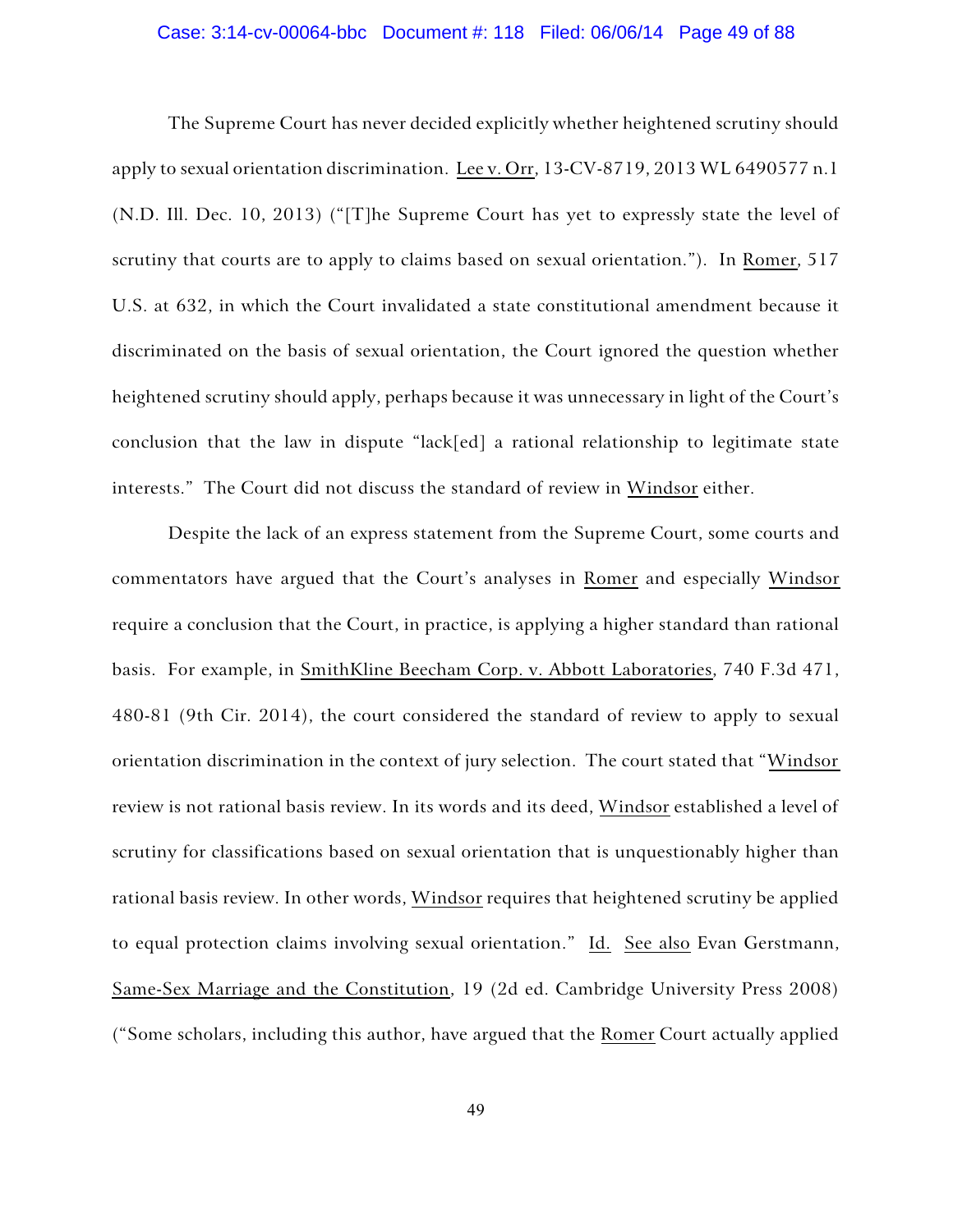The Supreme Court has never decided explicitly whether heightened scrutiny should apply to sexual orientation discrimination. Lee v. Orr, 13-CV-8719, 2013 WL 6490577 n.1 (N.D. Ill. Dec. 10, 2013) ("[T]he Supreme Court has yet to expressly state the level of scrutiny that courts are to apply to claims based on sexual orientation."). In Romer, 517 U.S. at 632, in which the Court invalidated a state constitutional amendment because it discriminated on the basis of sexual orientation, the Court ignored the question whether heightened scrutiny should apply, perhaps because it was unnecessary in light of the Court's conclusion that the law in dispute "lack[ed] a rational relationship to legitimate state interests." The Court did not discuss the standard of review in Windsor either.

Despite the lack of an express statement from the Supreme Court, some courts and commentators have argued that the Court's analyses in Romer and especially Windsor require a conclusion that the Court, in practice, is applying a higher standard than rational basis. For example, in SmithKline Beecham Corp. v. Abbott Laboratories, 740 F.3d 471, 480-81 (9th Cir. 2014), the court considered the standard of review to apply to sexual orientation discrimination in the context of jury selection. The court stated that "Windsor review is not rational basis review. In its words and its deed, Windsor established a level of scrutiny for classifications based on sexual orientation that is unquestionably higher than rational basis review. In other words, Windsor requires that heightened scrutiny be applied to equal protection claims involving sexual orientation." Id. See also Evan Gerstmann, Same-Sex Marriage and the Constitution, 19 (2d ed. Cambridge University Press 2008) ("Some scholars, including this author, have argued that the Romer Court actually applied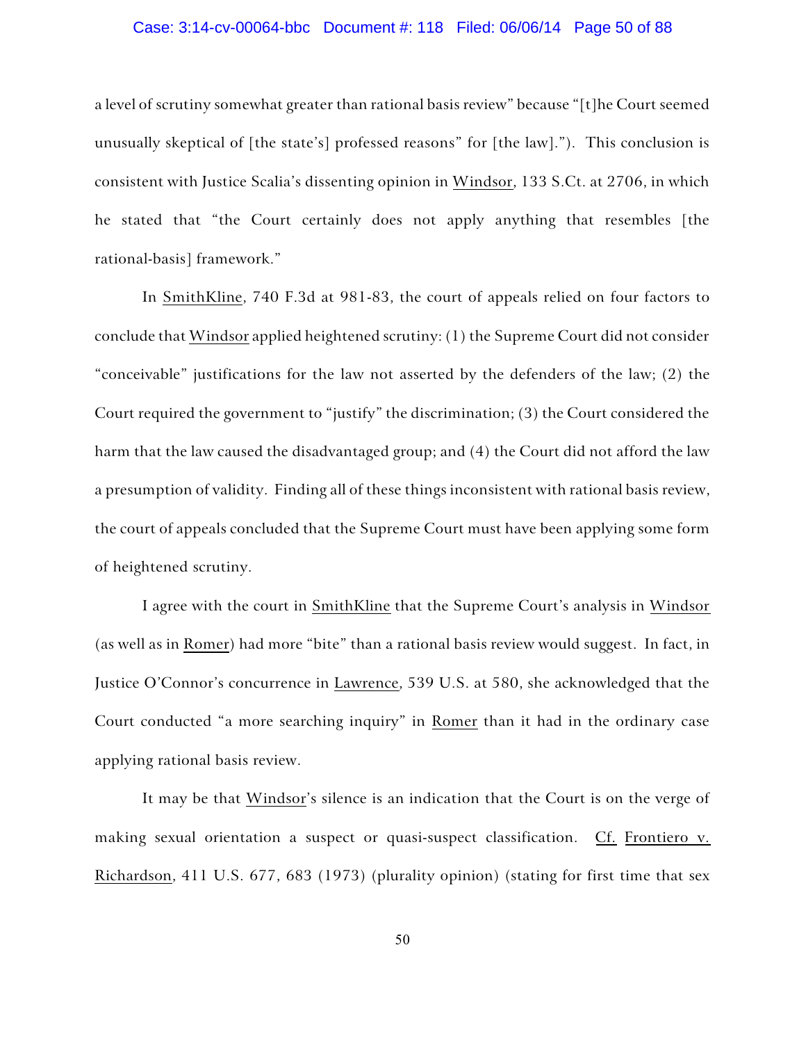a level of scrutiny somewhat greater than rational basis review" because "[t]he Court seemed unusually skeptical of [the state's] professed reasons" for [the law]."). This conclusion is consistent with Justice Scalia's dissenting opinion in Windsor, 133 S.Ct. at 2706, in which he stated that "the Court certainly does not apply anything that resembles [the rational-basis] framework."

In SmithKline, 740 F.3d at 981-83, the court of appeals relied on four factors to conclude that Windsor applied heightened scrutiny: (1) the Supreme Court did not consider "conceivable" justifications for the law not asserted by the defenders of the law; (2) the Court required the government to "justify" the discrimination; (3) the Court considered the harm that the law caused the disadvantaged group; and (4) the Court did not afford the law a presumption of validity. Finding all of these things inconsistent with rational basis review, the court of appeals concluded that the Supreme Court must have been applying some form of heightened scrutiny.

I agree with the court in SmithKline that the Supreme Court's analysis in Windsor (as well as in Romer) had more "bite" than a rational basis review would suggest. In fact, in Justice O'Connor's concurrence in Lawrence, 539 U.S. at 580, she acknowledged that the Court conducted "a more searching inquiry" in Romer than it had in the ordinary case applying rational basis review.

It may be that Windsor's silence is an indication that the Court is on the verge of making sexual orientation a suspect or quasi-suspect classification. Cf. Frontiero v. Richardson, 411 U.S. 677, 683 (1973) (plurality opinion) (stating for first time that sex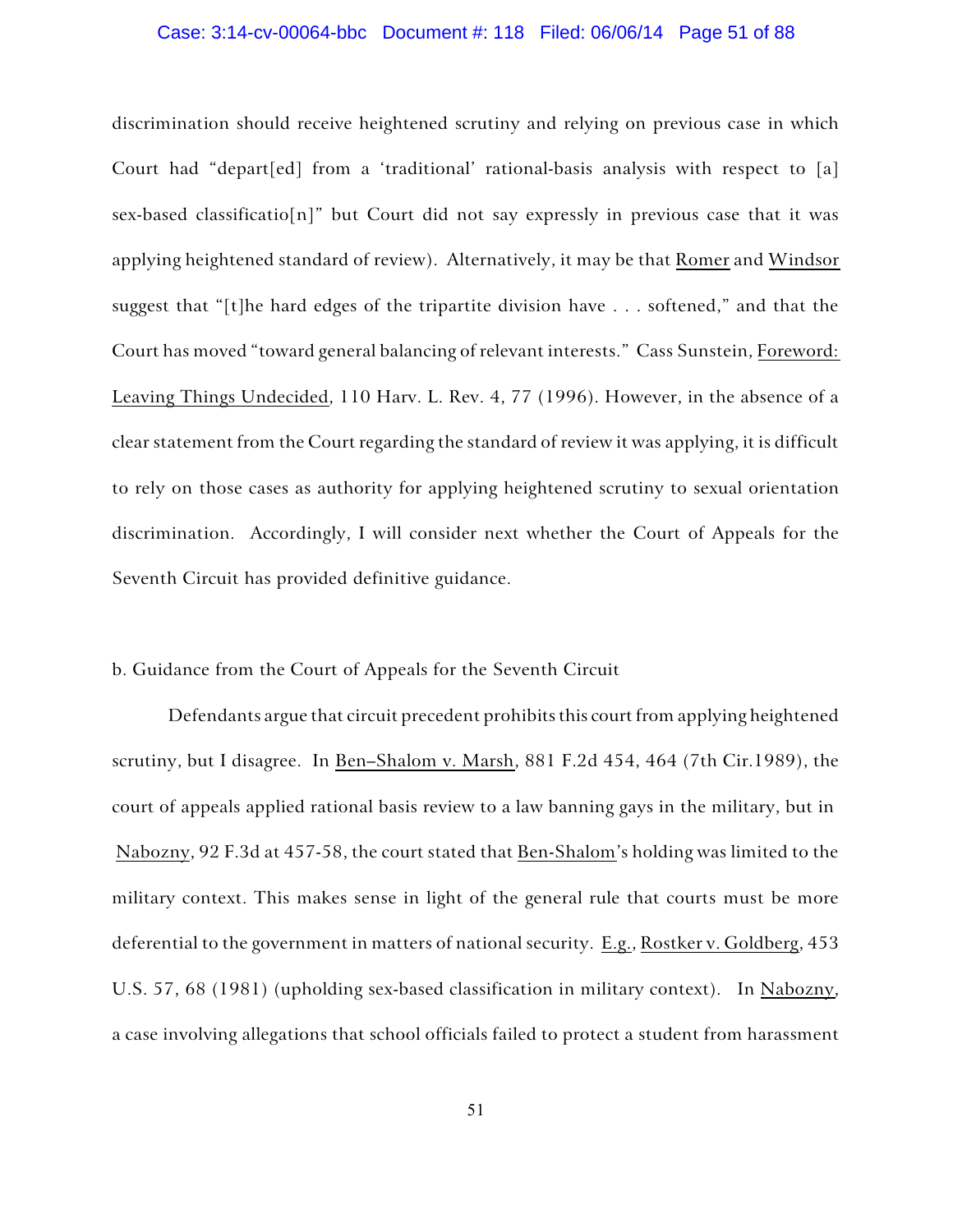discrimination should receive heightened scrutiny and relying on previous case in which Court had "depart[ed] from a 'traditional' rational-basis analysis with respect to [a] sex-based classificatio[n]" but Court did not say expressly in previous case that it was applying heightened standard of review). Alternatively, it may be that Romer and Windsor suggest that "[t]he hard edges of the tripartite division have . . . softened," and that the Court has moved "toward general balancing of relevant interests." Cass Sunstein, Foreword: Leaving Things Undecided, 110 Harv. L. Rev. 4, 77 (1996). However, in the absence of a clear statement from the Court regarding the standard of review it was applying, it is difficult to rely on those cases as authority for applying heightened scrutiny to sexual orientation discrimination. Accordingly, I will consider next whether the Court of Appeals for the Seventh Circuit has provided definitive guidance.

b. Guidance from the Court of Appeals for the Seventh Circuit

Defendants argue that circuit precedent prohibits this court from applying heightened scrutiny, but I disagree. In Ben–Shalom v. Marsh, 881 F.2d 454, 464 (7th Cir.1989), the court of appeals applied rational basis review to a law banning gays in the military, but in Nabozny, 92 F.3d at 457-58, the court stated that Ben-Shalom's holding was limited to the military context. This makes sense in light of the general rule that courts must be more deferential to the government in matters of national security. E.g., Rostker v. Goldberg, 453 U.S. 57, 68 (1981) (upholding sex-based classification in military context). In Nabozny, a case involving allegations that school officials failed to protect a student from harassment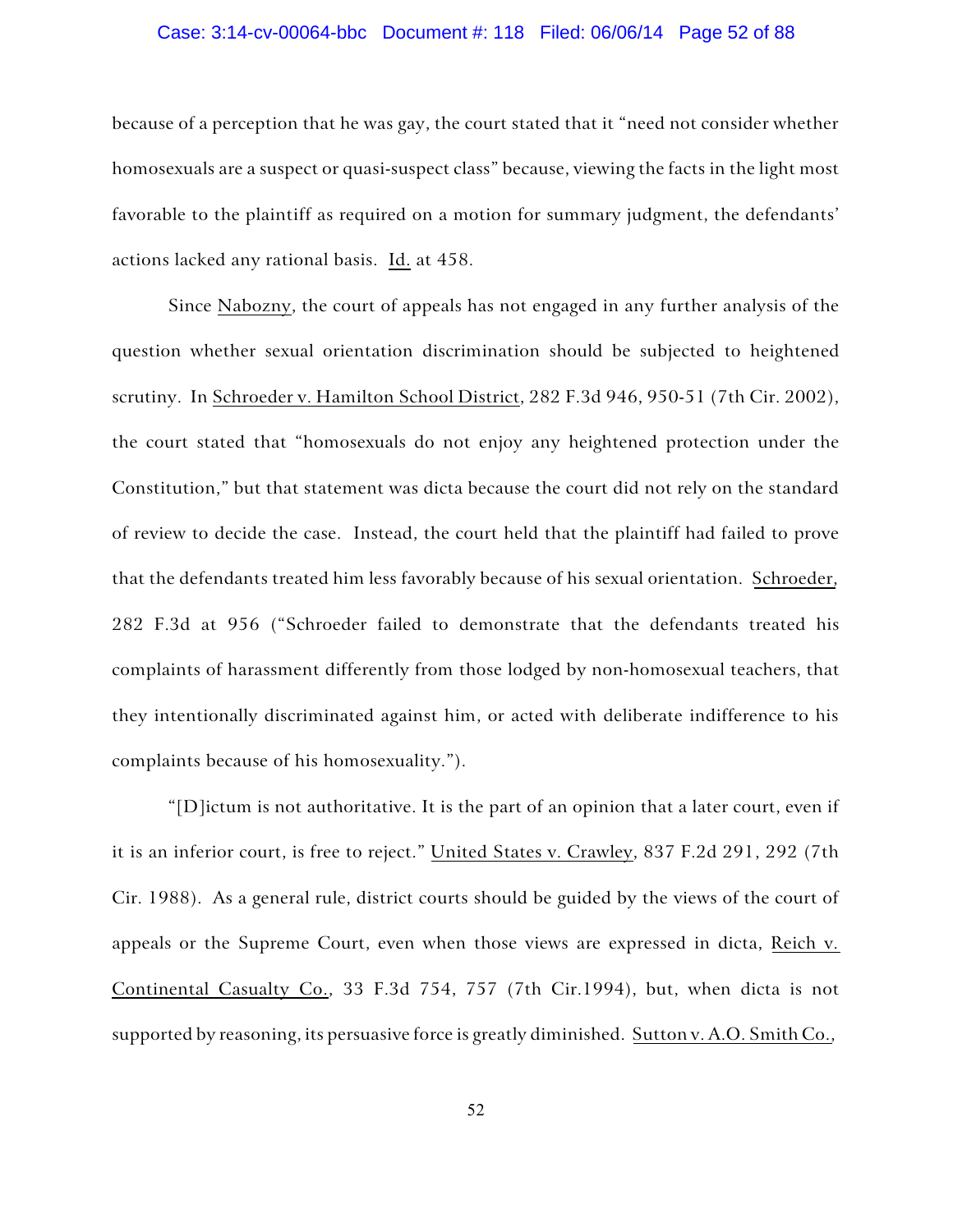because of a perception that he was gay, the court stated that it "need not consider whether homosexuals are a suspect or quasi-suspect class" because, viewing the facts in the light most favorable to the plaintiff as required on a motion for summary judgment, the defendants' actions lacked any rational basis. Id. at 458.

Since Nabozny, the court of appeals has not engaged in any further analysis of the question whether sexual orientation discrimination should be subjected to heightened scrutiny. In Schroeder v. Hamilton School District, 282 F.3d 946, 950-51 (7th Cir. 2002), the court stated that "homosexuals do not enjoy any heightened protection under the Constitution," but that statement was dicta because the court did not rely on the standard of review to decide the case. Instead, the court held that the plaintiff had failed to prove that the defendants treated him less favorably because of his sexual orientation. Schroeder, 282 F.3d at 956 ("Schroeder failed to demonstrate that the defendants treated his complaints of harassment differently from those lodged by non-homosexual teachers, that they intentionally discriminated against him, or acted with deliberate indifference to his complaints because of his homosexuality.").

"[D]ictum is not authoritative. It is the part of an opinion that a later court, even if it is an inferior court, is free to reject." United States v. Crawley, 837 F.2d 291, 292 (7th Cir. 1988). As a general rule, district courts should be guided by the views of the court of appeals or the Supreme Court, even when those views are expressed in dicta, Reich v. Continental Casualty Co., 33 F.3d 754, 757 (7th Cir.1994), but, when dicta is not supported by reasoning, its persuasive force is greatly diminished. Sutton v. A.O. Smith Co.,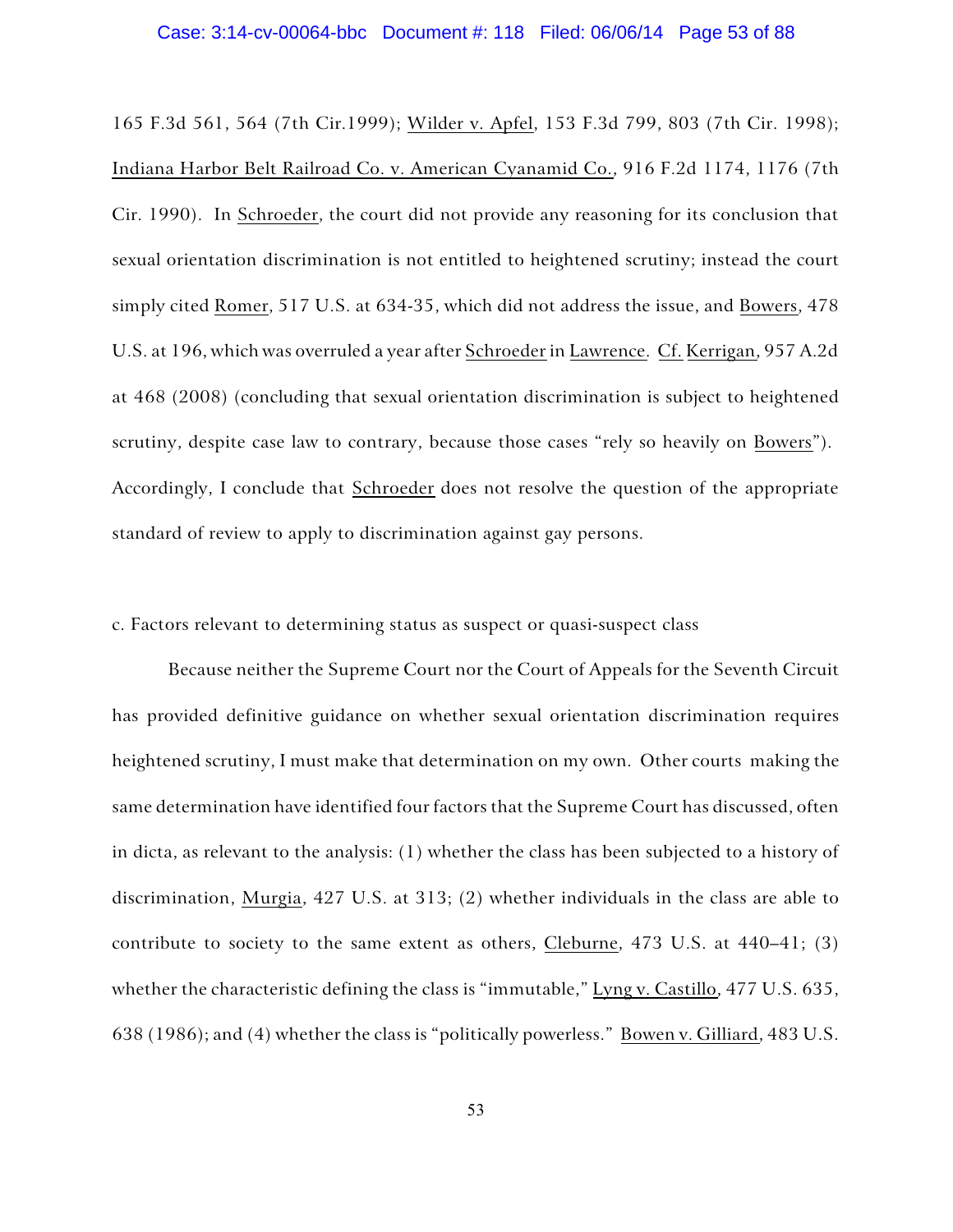165 F.3d 561, 564 (7th Cir.1999); Wilder v. Apfel, 153 F.3d 799, 803 (7th Cir. 1998); Indiana Harbor Belt Railroad Co. v. American Cyanamid Co., 916 F.2d 1174, 1176 (7th Cir. 1990). In Schroeder, the court did not provide any reasoning for its conclusion that sexual orientation discrimination is not entitled to heightened scrutiny; instead the court simply cited Romer, 517 U.S. at 634-35, which did not address the issue, and Bowers, 478 U.S. at 196, which was overruled a year after Schroeder in Lawrence. Cf. Kerrigan, 957 A.2d at 468 (2008) (concluding that sexual orientation discrimination is subject to heightened scrutiny, despite case law to contrary, because those cases "rely so heavily on Bowers"). Accordingly, I conclude that Schroeder does not resolve the question of the appropriate standard of review to apply to discrimination against gay persons.

c. Factors relevant to determining status as suspect or quasi-suspect class

Because neither the Supreme Court nor the Court of Appeals for the Seventh Circuit has provided definitive guidance on whether sexual orientation discrimination requires heightened scrutiny, I must make that determination on my own. Other courts making the same determination have identified four factors that the Supreme Court has discussed, often in dicta, as relevant to the analysis: (1) whether the class has been subjected to a history of discrimination, Murgia, 427 U.S. at 313; (2) whether individuals in the class are able to contribute to society to the same extent as others, Cleburne, 473 U.S. at 440–41; (3) whether the characteristic defining the class is "immutable," Lyng v. Castillo, 477 U.S. 635, 638 (1986); and (4) whether the class is "politically powerless." Bowen v. Gilliard, 483 U.S.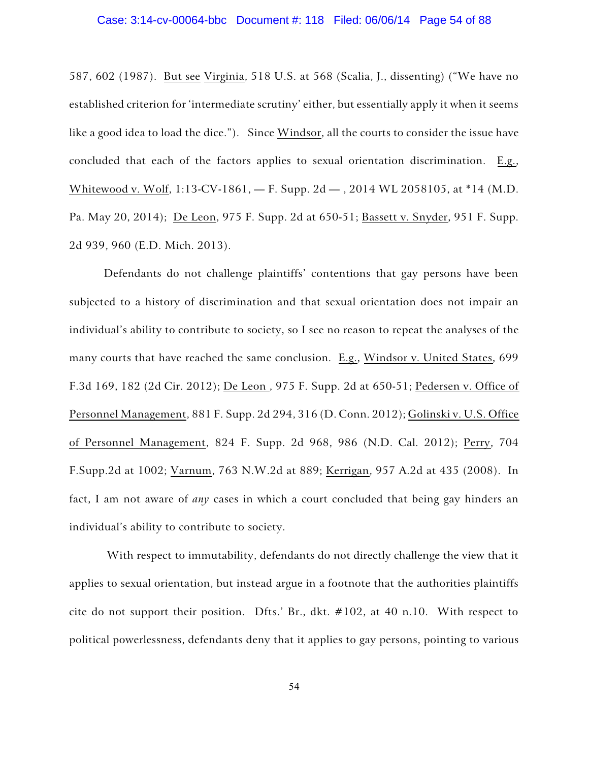587, 602 (1987). But see Virginia, 518 U.S. at 568 (Scalia, J., dissenting) ("We have no established criterion for 'intermediate scrutiny' either, but essentially apply it when it seems like a good idea to load the dice."). Since Windsor, all the courts to consider the issue have concluded that each of the factors applies to sexual orientation discrimination. E.g., Whitewood v. Wolf, 1:13-CV-1861, — F. Supp. 2d — , 2014 WL 2058105, at *14 (M.D. Pa. May 20, 2014); De Leon, 975 F. Supp. 2d at 650-51; Bassett v. Snyder, 951 F. Supp. 2d 939, 960 (E.D. Mich. 2013).

Defendants do not challenge plaintiffs' contentions that gay persons have been subjected to a history of discrimination and that sexual orientation does not impair an individual's ability to contribute to society, so I see no reason to repeat the analyses of the many courts that have reached the same conclusion. E.g., Windsor v. United States, 699 F.3d 169, 182 (2d Cir. 2012); De Leon , 975 F. Supp. 2d at 650-51; Pedersen v. Office of Personnel Management, 881 F. Supp. 2d 294, 316 (D. Conn. 2012); Golinski v. U.S. Office of Personnel Management, 824 F. Supp. 2d 968, 986 (N.D. Cal. 2012); Perry, 704 F.Supp.2d at 1002; Varnum, 763 N.W.2d at 889; Kerrigan, 957 A.2d at 435 (2008). In fact, I am not aware of *any* cases in which a court concluded that being gay hinders an individual's ability to contribute to society.

With respect to immutability, defendants do not directly challenge the view that it applies to sexual orientation, but instead argue in a footnote that the authorities plaintiffs cite do not support their position. Dfts.' Br., dkt. #102, at 40 n.10. With respect to political powerlessness, defendants deny that it applies to gay persons, pointing to various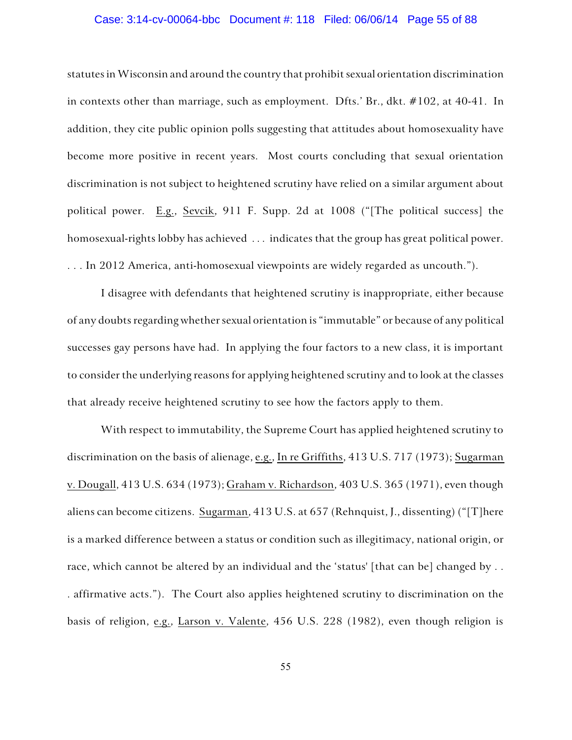statutes in Wisconsin and around the country that prohibit sexual orientation discrimination in contexts other than marriage, such as employment. Dfts.' Br., dkt. #102, at 40-41. In addition, they cite public opinion polls suggesting that attitudes about homosexuality have become more positive in recent years. Most courts concluding that sexual orientation discrimination is not subject to heightened scrutiny have relied on a similar argument about political power. E.g., Sevcik, 911 F. Supp. 2d at 1008 ("[The political success] the homosexual-rights lobby has achieved . . . indicates that the group has great political power. . . . In 2012 America, anti-homosexual viewpoints are widely regarded as uncouth.").

I disagree with defendants that heightened scrutiny is inappropriate, either because of any doubts regarding whether sexual orientation is "immutable" or because of any political successes gay persons have had. In applying the four factors to a new class, it is important to consider the underlying reasons for applying heightened scrutiny and to look at the classes that already receive heightened scrutiny to see how the factors apply to them.

With respect to immutability, the Supreme Court has applied heightened scrutiny to discrimination on the basis of alienage, e.g., In re Griffiths, 413 U.S. 717 (1973); Sugarman v. Dougall, 413 U.S. 634 (1973); Graham v. Richardson, 403 U.S. 365 (1971), even though aliens can become citizens. Sugarman, 413 U.S. at 657 (Rehnquist, J., dissenting) ("[T]here is a marked difference between a status or condition such as illegitimacy, national origin, or race, which cannot be altered by an individual and the 'status' [that can be] changed by . . . affirmative acts."). The Court also applies heightened scrutiny to discrimination on the basis of religion, e.g., Larson v. Valente, 456 U.S. 228 (1982), even though religion is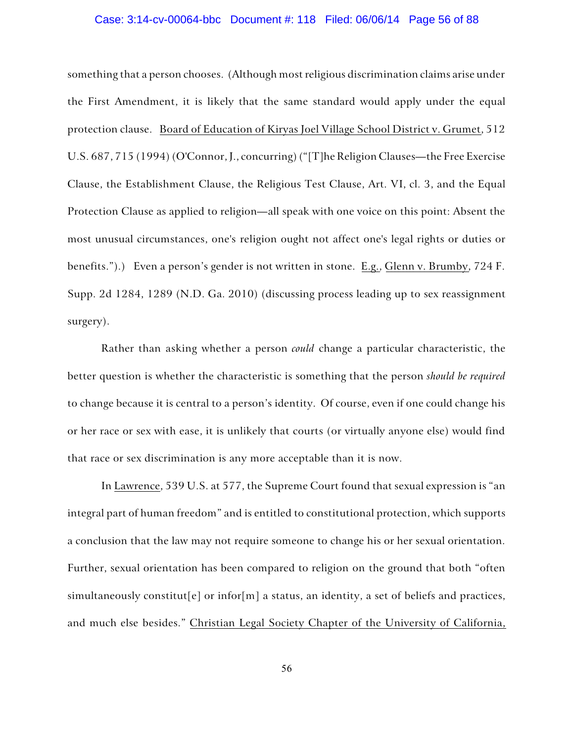something that a person chooses. (Although most religious discrimination claims arise under the First Amendment, it is likely that the same standard would apply under the equal protection clause. Board of Education of Kiryas Joel Village School District v. Grumet, 512 U.S. 687, 715 (1994) (O'Connor, J., concurring) ("[T]he Religion Clauses—the Free Exercise Clause, the Establishment Clause, the Religious Test Clause, Art. VI, cl. 3, and the Equal Protection Clause as applied to religion—all speak with one voice on this point: Absent the most unusual circumstances, one's religion ought not affect one's legal rights or duties or benefits.").) Even a person's gender is not written in stone. E.g., Glenn v. Brumby, 724 F. Supp. 2d 1284, 1289 (N.D. Ga. 2010) (discussing process leading up to sex reassignment surgery).

Rather than asking whether a person *could* change a particular characteristic, the better question is whether the characteristic is something that the person *should be required* to change because it is central to a person's identity. Of course, even if one could change his or her race or sex with ease, it is unlikely that courts (or virtually anyone else) would find that race or sex discrimination is any more acceptable than it is now.

In Lawrence, 539 U.S. at 577, the Supreme Court found that sexual expression is "an integral part of human freedom" and is entitled to constitutional protection, which supports a conclusion that the law may not require someone to change his or her sexual orientation. Further, sexual orientation has been compared to religion on the ground that both "often simultaneously constitut[e] or infor[m] a status, an identity, a set of beliefs and practices, and much else besides." Christian Legal Society Chapter of the University of California,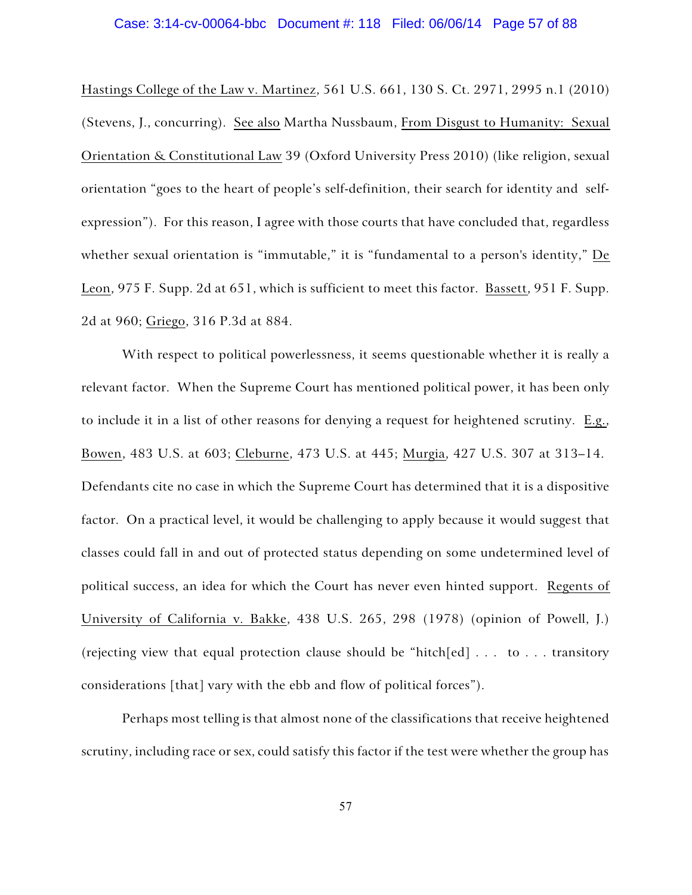Hastings College of the Law v. Martinez, 561 U.S. 661, 130 S. Ct. 2971, 2995 n.1 (2010) (Stevens, J., concurring). See also Martha Nussbaum, From Disgust to Humanity: Sexual Orientation & Constitutional Law 39 (Oxford University Press 2010) (like religion, sexual orientation "goes to the heart of people's self-definition, their search for identity and self-expression"). For this reason, I agree with those courts that have concluded that, regardless whether sexual orientation is "immutable," it is "fundamental to a person's identity," De Leon, 975 F. Supp. 2d at 651, which is sufficient to meet this factor. Bassett, 951 F. Supp. 2d at 960; Griego, 316 P.3d at 884.

With respect to political powerlessness, it seems questionable whether it is really a relevant factor. When the Supreme Court has mentioned political power, it has been only to include it in a list of other reasons for denying a request for heightened scrutiny. E.g., Bowen, 483 U.S. at 603; Cleburne, 473 U.S. at 445; Murgia, 427 U.S. 307 at 313–14. Defendants cite no case in which the Supreme Court has determined that it is a dispositive factor. On a practical level, it would be challenging to apply because it would suggest that classes could fall in and out of protected status depending on some undetermined level of political success, an idea for which the Court has never even hinted support. Regents of University of California v. Bakke, 438 U.S. 265, 298 (1978) (opinion of Powell, J.) (rejecting view that equal protection clause should be "hitch[ed] . . . to . . . transitory considerations [that] vary with the ebb and flow of political forces").

Perhaps most telling is that almost none of the classifications that receive heightened scrutiny, including race or sex, could satisfy this factor if the test were whether the group has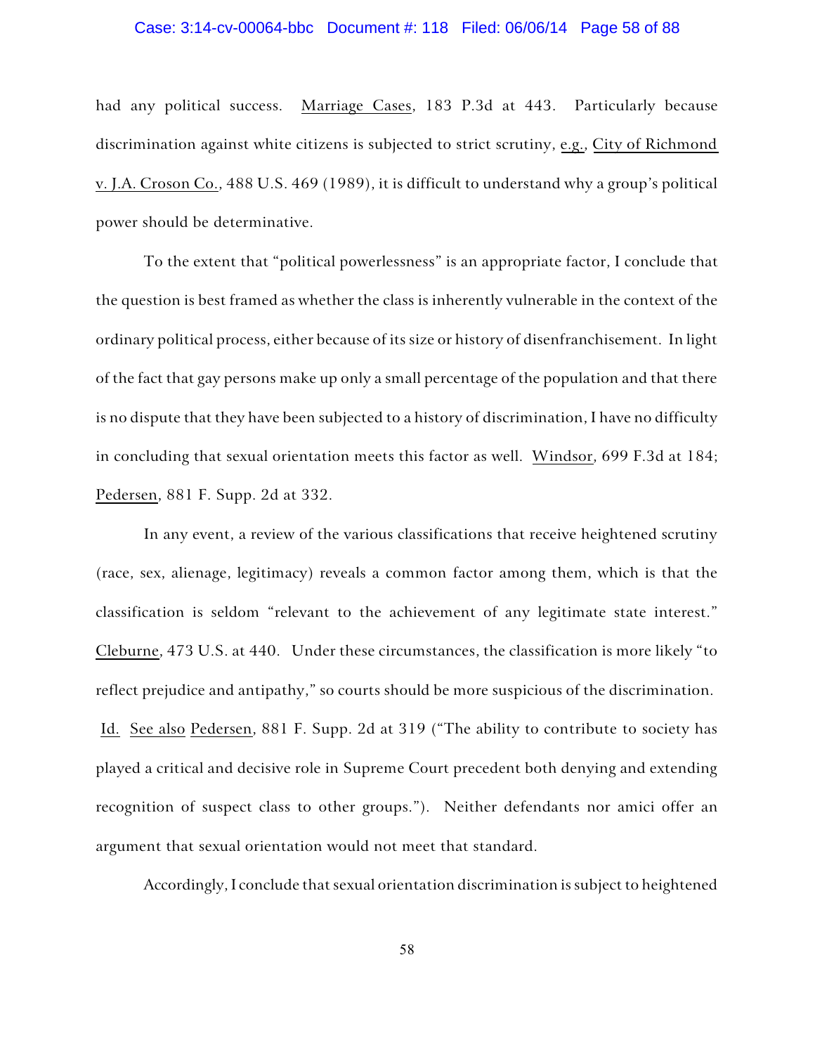had any political success. Marriage Cases, 183 P.3d at 443. Particularly because discrimination against white citizens is subjected to strict scrutiny, e.g., City of Richmond v. J.A. Croson Co., 488 U.S. 469 (1989), it is difficult to understand why a group's political power should be determinative.

To the extent that "political powerlessness" is an appropriate factor, I conclude that the question is best framed as whether the class is inherently vulnerable in the context of the ordinary political process, either because of its size or history of disenfranchisement. In light of the fact that gay persons make up only a small percentage of the population and that there is no dispute that they have been subjected to a history of discrimination, I have no difficulty in concluding that sexual orientation meets this factor as well. Windsor, 699 F.3d at 184; Pedersen, 881 F. Supp. 2d at 332.

In any event, a review of the various classifications that receive heightened scrutiny (race, sex, alienage, legitimacy) reveals a common factor among them, which is that the classification is seldom "relevant to the achievement of any legitimate state interest." Cleburne, 473 U.S. at 440. Under these circumstances, the classification is more likely "to reflect prejudice and antipathy," so courts should be more suspicious of the discrimination. Id. See also Pedersen, 881 F. Supp. 2d at 319 ("The ability to contribute to society has played a critical and decisive role in Supreme Court precedent both denying and extending recognition of suspect class to other groups."). Neither defendants nor amici offer an argument that sexual orientation would not meet that standard.

Accordingly, I conclude that sexual orientation discrimination is subject to heightened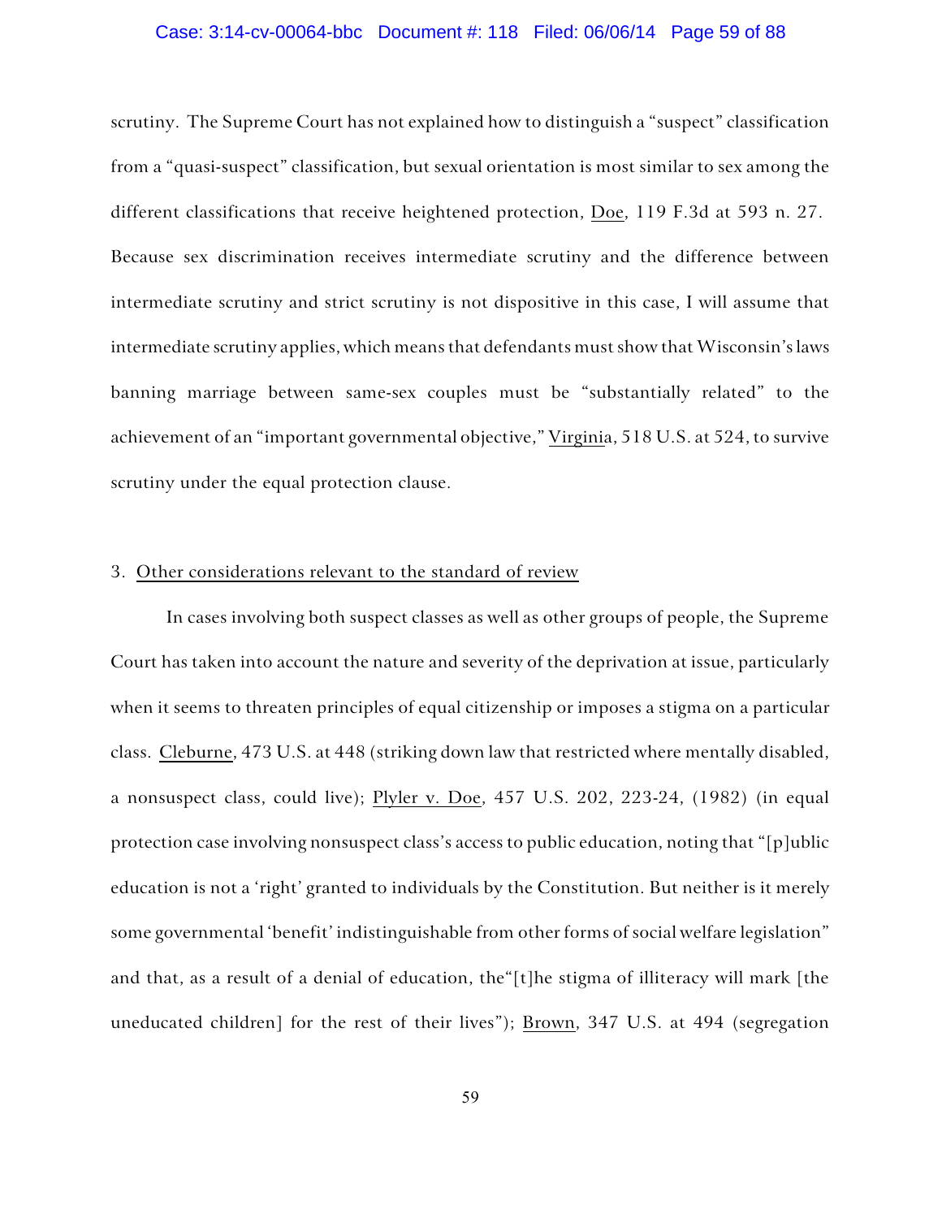scrutiny. The Supreme Court has not explained how to distinguish a "suspect" classification from a "quasi-suspect" classification, but sexual orientation is most similar to sex among the different classifications that receive heightened protection, Doe, 119 F.3d at 593 n. 27. Because sex discrimination receives intermediate scrutiny and the difference between intermediate scrutiny and strict scrutiny is not dispositive in this case, I will assume that intermediate scrutiny applies, which means that defendants must show that Wisconsin's laws banning marriage between same-sex couples must be "substantially related" to the achievement of an "important governmental objective," Virginia, 518 U.S. at 524, to survive scrutiny under the equal protection clause.

3. Other considerations relevant to the standard of review

In cases involving both suspect classes as well as other groups of people, the Supreme Court has taken into account the nature and severity of the deprivation at issue, particularly when it seems to threaten principles of equal citizenship or imposes a stigma on a particular class. Cleburne, 473 U.S. at 448 (striking down law that restricted where mentally disabled, a nonsuspect class, could live); Plyler v. Doe, 457 U.S. 202, 223-24, (1982) (in equal protection case involving nonsuspect class's access to public education, noting that "[p]ublic education is not a 'right' granted to individuals by the Constitution. But neither is it merely some governmental 'benefit' indistinguishable from other forms of social welfare legislation" and that, as a result of a denial of education, the"[t]he stigma of illiteracy will mark [the uneducated children] for the rest of their lives"); Brown, 347 U.S. at 494 (segregation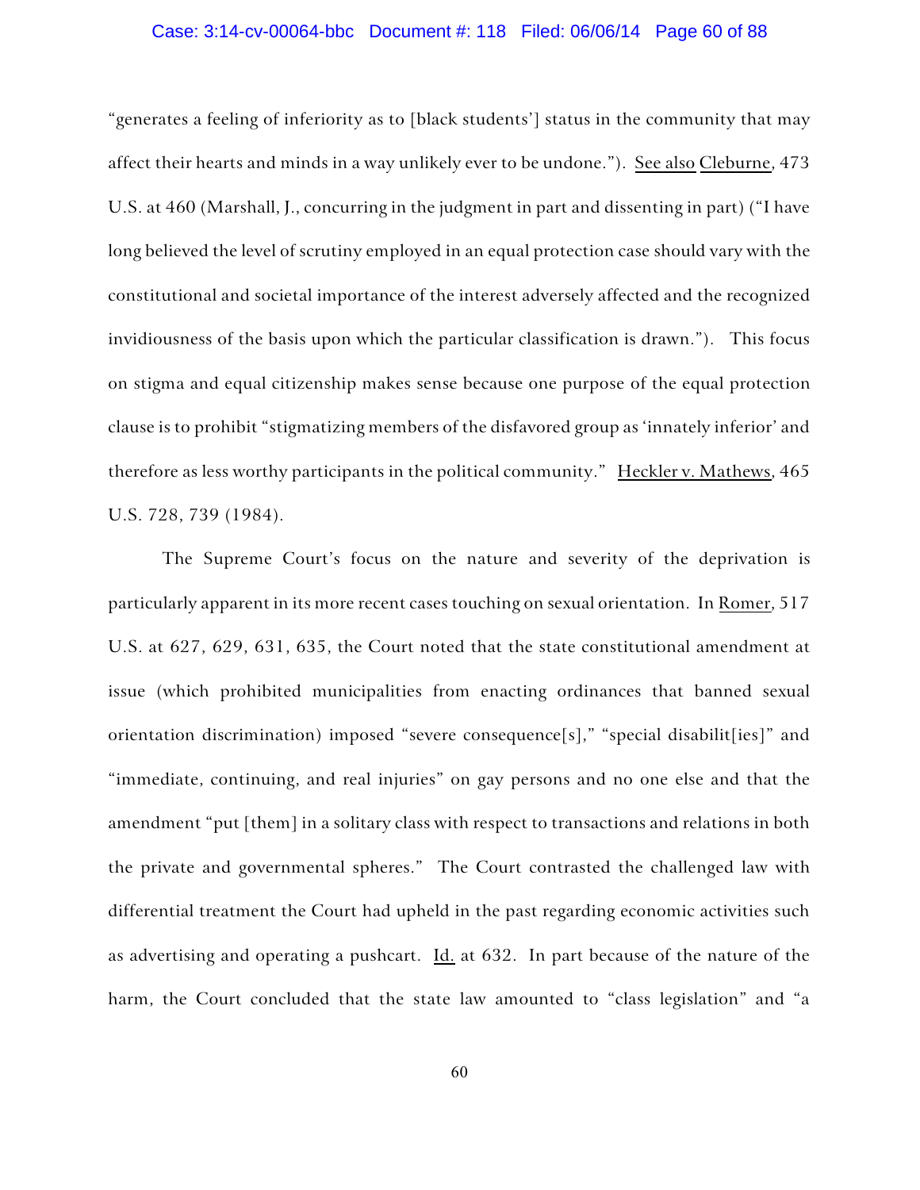"generates a feeling of inferiority as to [black students'] status in the community that may affect their hearts and minds in a way unlikely ever to be undone."). See also Cleburne, 473 U.S. at 460 (Marshall, J., concurring in the judgment in part and dissenting in part) ("I have long believed the level of scrutiny employed in an equal protection case should vary with the constitutional and societal importance of the interest adversely affected and the recognized invidiousness of the basis upon which the particular classification is drawn."). This focus on stigma and equal citizenship makes sense because one purpose of the equal protection clause is to prohibit "stigmatizing members of the disfavored group as 'innately inferior' and therefore as less worthy participants in the political community." Heckler v. Mathews, 465 U.S. 728, 739 (1984).

The Supreme Court's focus on the nature and severity of the deprivation is particularly apparent in its more recent cases touching on sexual orientation. In Romer, 517 U.S. at 627, 629, 631, 635, the Court noted that the state constitutional amendment at issue (which prohibited municipalities from enacting ordinances that banned sexual orientation discrimination) imposed "severe consequence[s]," "special disabilit[ies]" and "immediate, continuing, and real injuries" on gay persons and no one else and that the amendment "put [them] in a solitary class with respect to transactions and relations in both the private and governmental spheres." The Court contrasted the challenged law with differential treatment the Court had upheld in the past regarding economic activities such as advertising and operating a pushcart. Id. at 632. In part because of the nature of the harm, the Court concluded that the state law amounted to "class legislation" and "a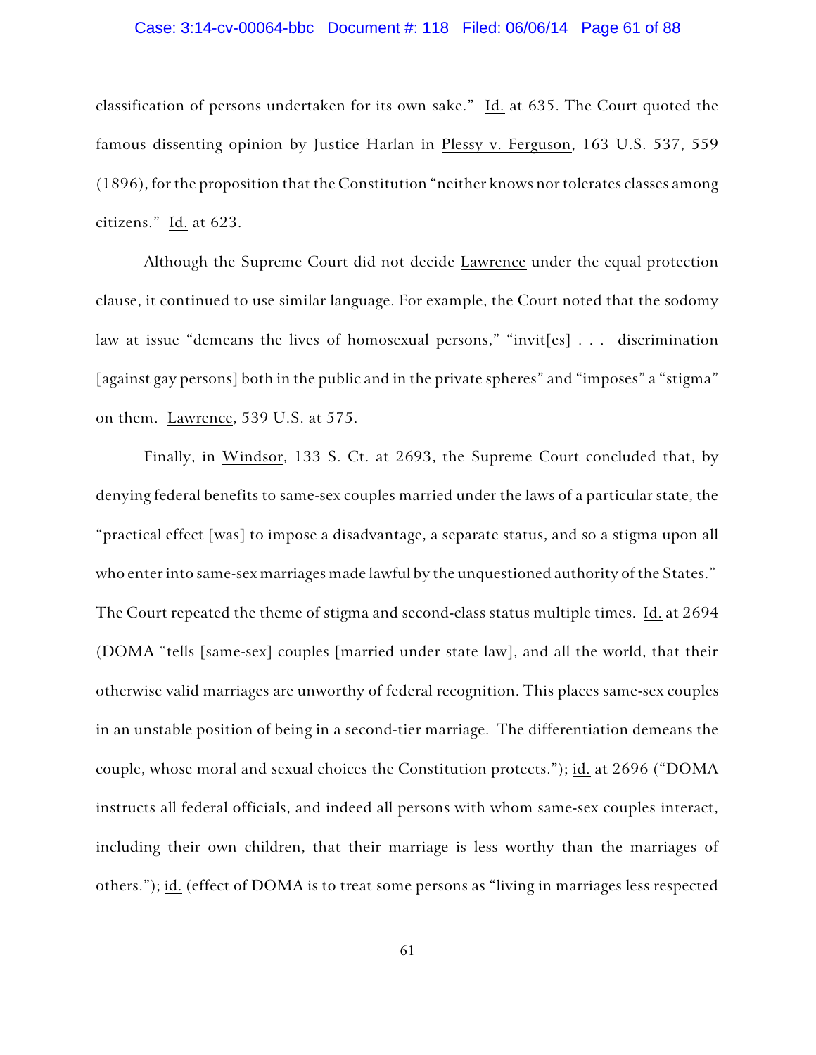classification of persons undertaken for its own sake." Id. at 635. The Court quoted the famous dissenting opinion by Justice Harlan in Plessy v. Ferguson, 163 U.S. 537, 559 (1896), for the proposition that the Constitution "neither knows nor tolerates classes among citizens." Id. at 623.

Although the Supreme Court did not decide Lawrence under the equal protection clause, it continued to use similar language. For example, the Court noted that the sodomy law at issue "demeans the lives of homosexual persons," "invit[es] . . . discrimination [against gay persons] both in the public and in the private spheres" and "imposes" a "stigma" on them. Lawrence, 539 U.S. at 575.

Finally, in Windsor, 133 S. Ct. at 2693, the Supreme Court concluded that, by denying federal benefits to same-sex couples married under the laws of a particular state, the "practical effect [was] to impose a disadvantage, a separate status, and so a stigma upon all who enter into same-sex marriages made lawful by the unquestioned authority of the States." The Court repeated the theme of stigma and second-class status multiple times. Id. at 2694 (DOMA "tells [same-sex] couples [married under state law], and all the world, that their otherwise valid marriages are unworthy of federal recognition. This places same-sex couples in an unstable position of being in a second-tier marriage. The differentiation demeans the couple, whose moral and sexual choices the Constitution protects."); id. at 2696 ("DOMA instructs all federal officials, and indeed all persons with whom same-sex couples interact, including their own children, that their marriage is less worthy than the marriages of others."); id. (effect of DOMA is to treat some persons as "living in marriages less respected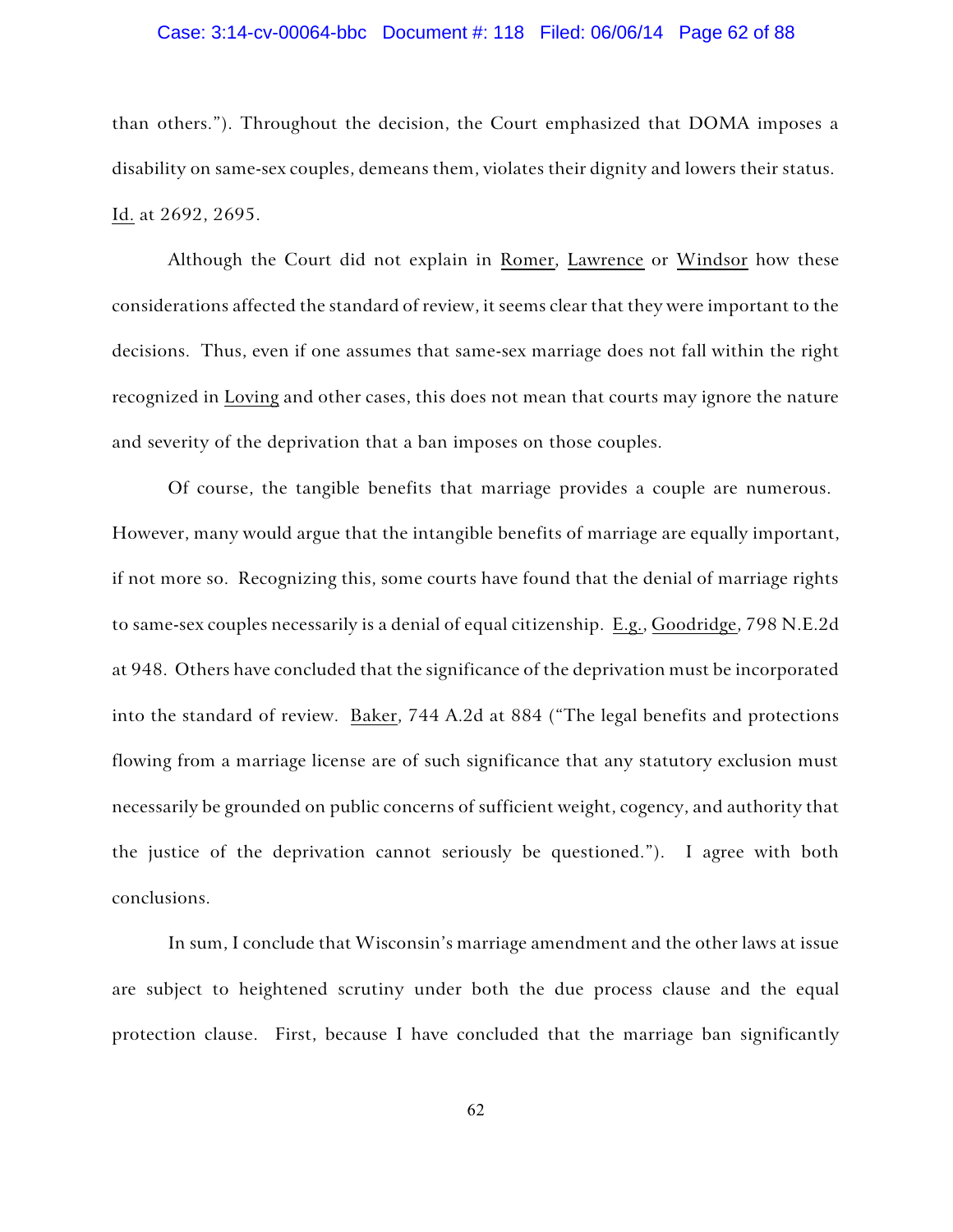than others."). Throughout the decision, the Court emphasized that DOMA imposes a disability on same-sex couples, demeans them, violates their dignity and lowers their status. Id. at 2692, 2695.

Although the Court did not explain in Romer, Lawrence or Windsor how these considerations affected the standard of review, it seems clear that they were important to the decisions. Thus, even if one assumes that same-sex marriage does not fall within the right recognized in Loving and other cases, this does not mean that courts may ignore the nature and severity of the deprivation that a ban imposes on those couples.

Of course, the tangible benefits that marriage provides a couple are numerous. However, many would argue that the intangible benefits of marriage are equally important, if not more so. Recognizing this, some courts have found that the denial of marriage rights to same-sex couples necessarily is a denial of equal citizenship. E.g., Goodridge, 798 N.E.2d at 948. Others have concluded that the significance of the deprivation must be incorporated into the standard of review. Baker, 744 A.2d at 884 ("The legal benefits and protections flowing from a marriage license are of such significance that any statutory exclusion must necessarily be grounded on public concerns of sufficient weight, cogency, and authority that the justice of the deprivation cannot seriously be questioned."). I agree with both conclusions.

In sum, I conclude that Wisconsin's marriage amendment and the other laws at issue are subject to heightened scrutiny under both the due process clause and the equal protection clause. First, because I have concluded that the marriage ban significantly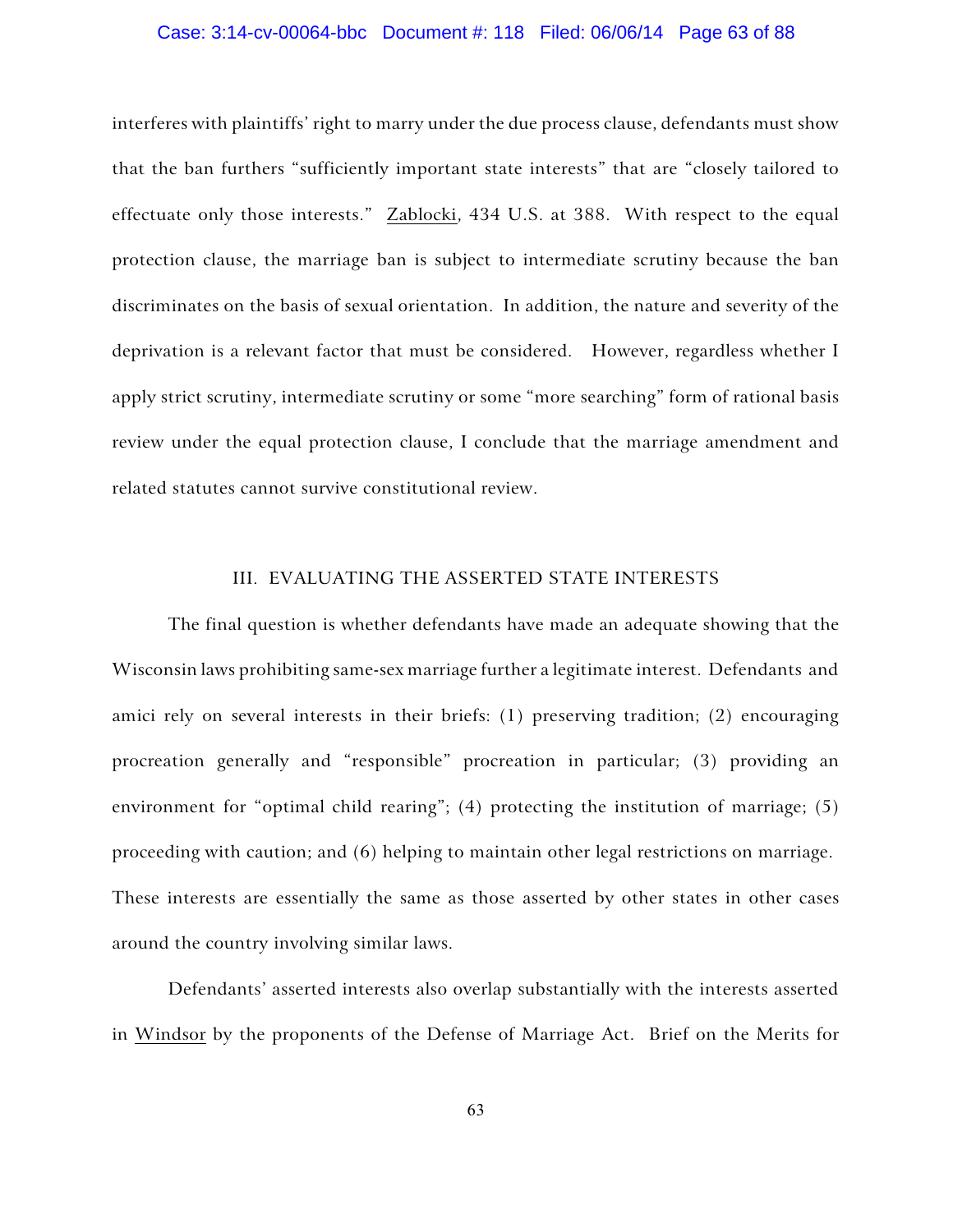interferes with plaintiffs' right to marry under the due process clause, defendants must show that the ban furthers "sufficiently important state interests" that are "closely tailored to effectuate only those interests." Zablocki, 434 U.S. at 388. With respect to the equal protection clause, the marriage ban is subject to intermediate scrutiny because the ban discriminates on the basis of sexual orientation. In addition, the nature and severity of the deprivation is a relevant factor that must be considered. However, regardless whether I apply strict scrutiny, intermediate scrutiny or some "more searching" form of rational basis review under the equal protection clause, I conclude that the marriage amendment and related statutes cannot survive constitutional review.

## III. EVALUATING THE ASSERTED STATE INTERESTS

The final question is whether defendants have made an adequate showing that the Wisconsin laws prohibiting same-sex marriage further a legitimate interest. Defendants and amici rely on several interests in their briefs: (1) preserving tradition; (2) encouraging procreation generally and "responsible" procreation in particular; (3) providing an environment for "optimal child rearing"; (4) protecting the institution of marriage; (5) proceeding with caution; and (6) helping to maintain other legal restrictions on marriage. These interests are essentially the same as those asserted by other states in other cases around the country involving similar laws.

Defendants' asserted interests also overlap substantially with the interests asserted in Windsor by the proponents of the Defense of Marriage Act. Brief on the Merits for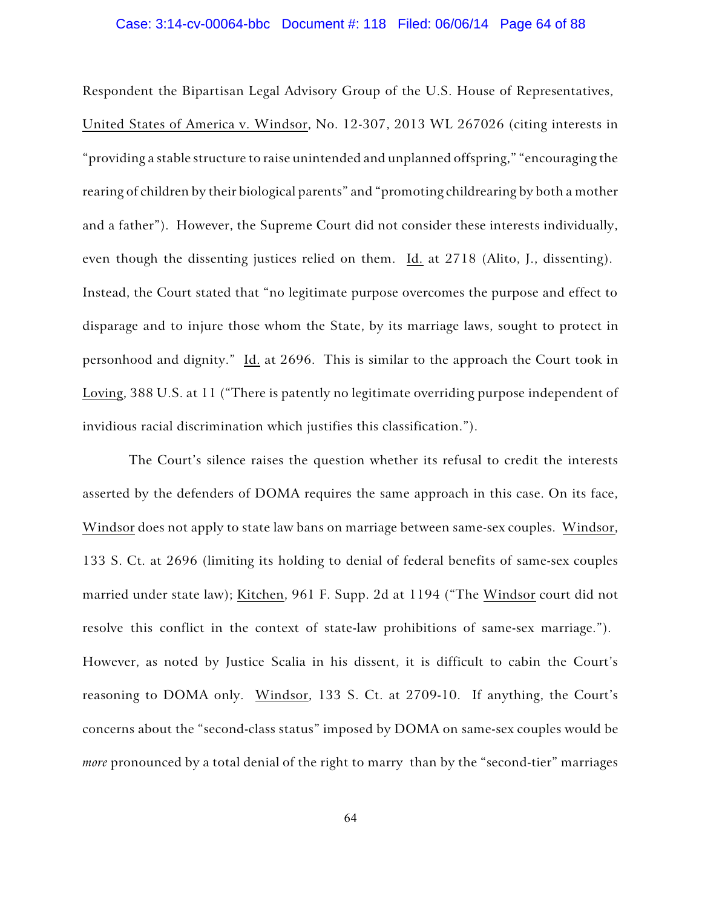Respondent the Bipartisan Legal Advisory Group of the U.S. House of Representatives, United States of America v. Windsor, No. 12-307, 2013 WL 267026 (citing interests in "providing a stable structure to raise unintended and unplanned offspring," "encouraging the rearing of children by their biological parents" and "promoting childrearing by both a mother and a father"). However, the Supreme Court did not consider these interests individually, even though the dissenting justices relied on them. Id. at 2718 (Alito, J., dissenting). Instead, the Court stated that "no legitimate purpose overcomes the purpose and effect to disparage and to injure those whom the State, by its marriage laws, sought to protect in personhood and dignity." Id. at 2696. This is similar to the approach the Court took in Loving, 388 U.S. at 11 ("There is patently no legitimate overriding purpose independent of invidious racial discrimination which justifies this classification.").

The Court's silence raises the question whether its refusal to credit the interests asserted by the defenders of DOMA requires the same approach in this case. On its face, Windsor does not apply to state law bans on marriage between same-sex couples. Windsor, 133 S. Ct. at 2696 (limiting its holding to denial of federal benefits of same-sex couples married under state law); Kitchen, 961 F. Supp. 2d at 1194 ("The Windsor court did not resolve this conflict in the context of state-law prohibitions of same-sex marriage."). However, as noted by Justice Scalia in his dissent, it is difficult to cabin the Court's reasoning to DOMA only. Windsor, 133 S. Ct. at 2709-10. If anything, the Court's concerns about the "second-class status" imposed by DOMA on same-sex couples would be *more* pronounced by a total denial of the right to marry than by the "second-tier" marriages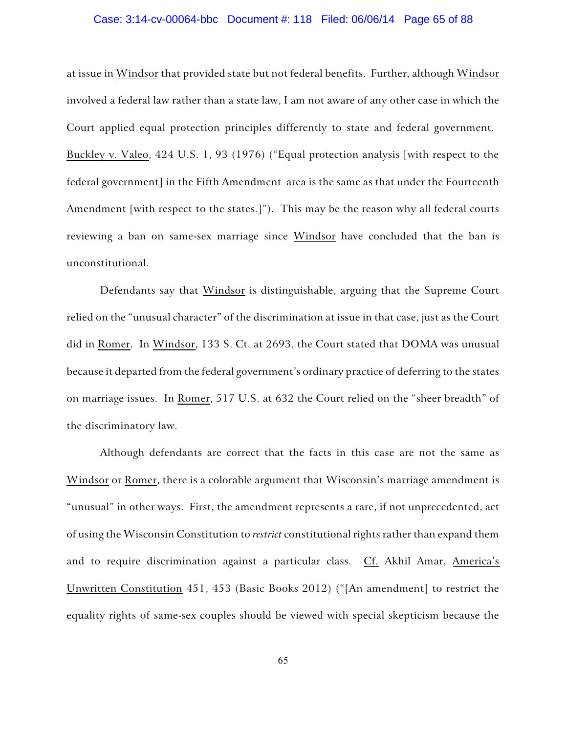at issue in Windsor that provided state but not federal benefits. Further, although Windsor involved a federal law rather than a state law, I am not aware of any other case in which the Court applied equal protection principles differently to state and federal government. Buckley v. Valeo, 424 U.S. 1, 93 (1976) ("Equal protection analysis [with respect to the federal government] in the Fifth Amendment area is the same as that under the Fourteenth Amendment [with respect to the states.]"). This may be the reason why all federal courts reviewing a ban on same-sex marriage since Windsor have concluded that the ban is unconstitutional.

Defendants say that Windsor is distinguishable, arguing that the Supreme Court relied on the "unusual character" of the discrimination at issue in that case, just as the Court did in Romer. In Windsor, 133 S. Ct. at 2693, the Court stated that DOMA was unusual because it departed from the federal government's ordinary practice of deferring to the states on marriage issues. In Romer, 517 U.S. at 632 the Court relied on the "sheer breadth" of the discriminatory law.

Although defendants are correct that the facts in this case are not the same as Windsor or Romer, there is a colorable argument that Wisconsin's marriage amendment is "unusual" in other ways. First, the amendment represents a rare, if not unprecedented, act of using the Wisconsin Constitution to *restrict* constitutional rights rather than expand them and to require discrimination against a particular class. Cf. Akhil Amar, America's Unwritten Constitution 451, 453 (Basic Books 2012) ("[An amendment] to restrict the equality rights of same-sex couples should be viewed with special skepticism because the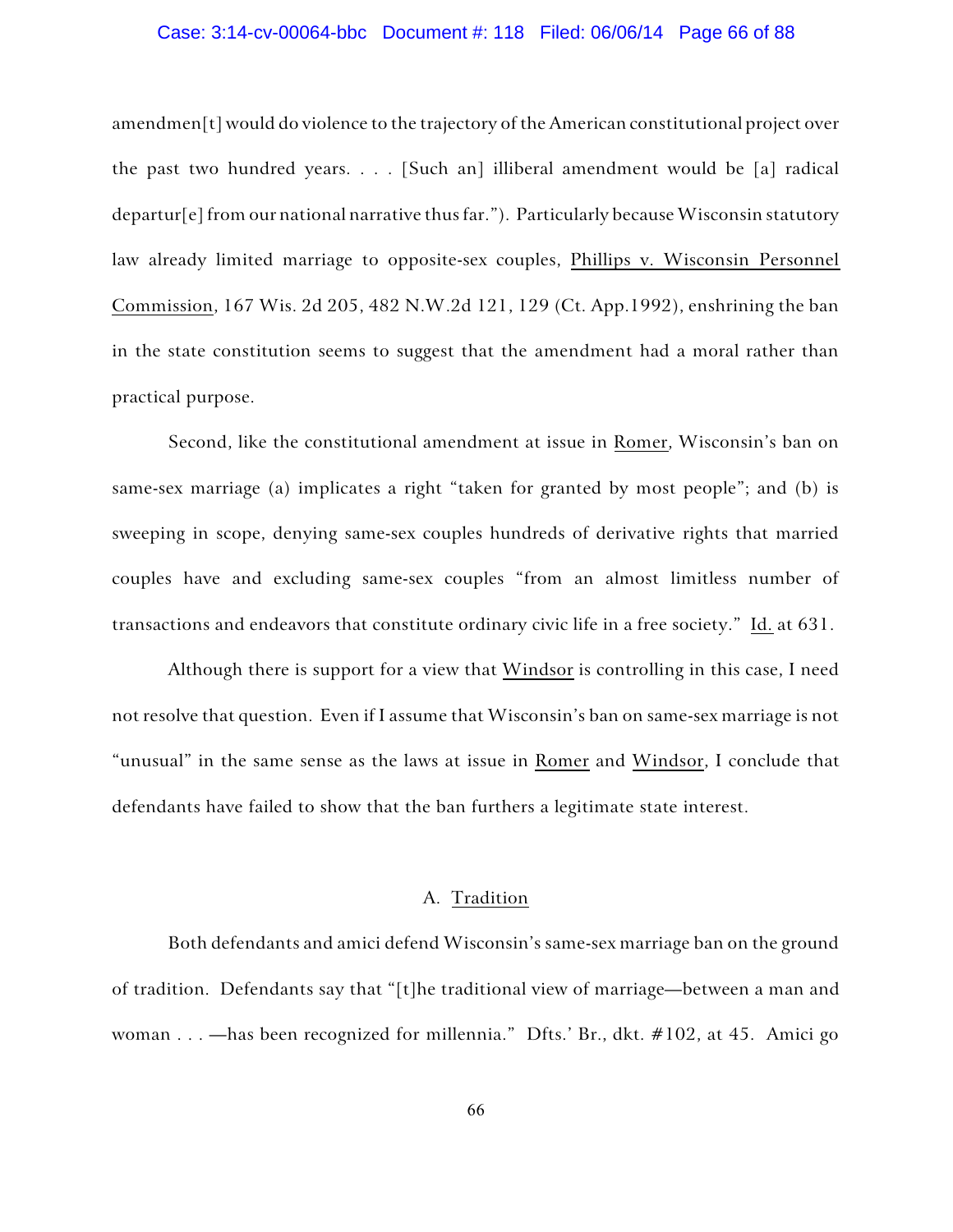amendmen[t] would do violence to the trajectory of the American constitutional project over the past two hundred years. . . . [Such an] illiberal amendment would be [a] radical departur[e] from our national narrative thus far."). Particularly because Wisconsin statutory law already limited marriage to opposite-sex couples, Phillips v. Wisconsin Personnel Commission, 167 Wis. 2d 205, 482 N.W.2d 121, 129 (Ct. App.1992), enshrining the ban in the state constitution seems to suggest that the amendment had a moral rather than practical purpose.

Second, like the constitutional amendment at issue in Romer, Wisconsin's ban on same-sex marriage (a) implicates a right "taken for granted by most people"; and (b) is sweeping in scope, denying same-sex couples hundreds of derivative rights that married couples have and excluding same-sex couples "from an almost limitless number of transactions and endeavors that constitute ordinary civic life in a free society." Id. at 631.

Although there is support for a view that Windsor is controlling in this case, I need not resolve that question. Even if I assume that Wisconsin's ban on same-sex marriage is not "unusual" in the same sense as the laws at issue in Romer and Windsor, I conclude that defendants have failed to show that the ban furthers a legitimate state interest.

### A. Tradition

Both defendants and amici defend Wisconsin's same-sex marriage ban on the ground of tradition. Defendants say that "[t]he traditional view of marriage—between a man and woman . . . —has been recognized for millennia." Dfts.' Br., dkt. #102, at 45. Amici go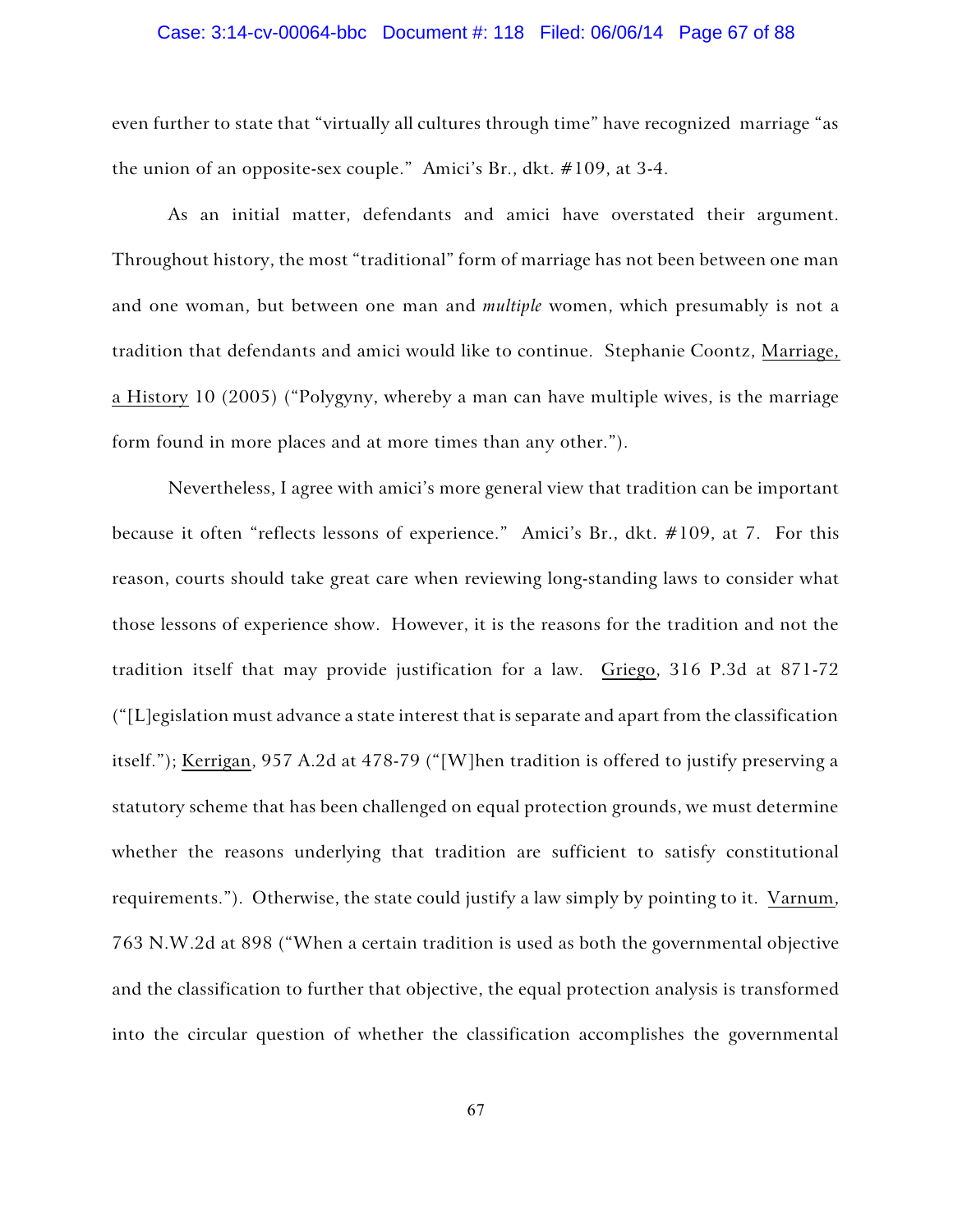even further to state that "virtually all cultures through time" have recognized marriage "as the union of an opposite-sex couple." Amici's Br., dkt. #109, at 3-4.

As an initial matter, defendants and amici have overstated their argument. Throughout history, the most "traditional" form of marriage has not been between one man and one woman, but between one man and *multiple* women, which presumably is not a tradition that defendants and amici would like to continue. Stephanie Coontz, Marriage, a History 10 (2005) ("Polygyny, whereby a man can have multiple wives, is the marriage form found in more places and at more times than any other.").

Nevertheless, I agree with amici's more general view that tradition can be important because it often "reflects lessons of experience." Amici's Br., dkt. #109, at 7. For this reason, courts should take great care when reviewing long-standing laws to consider what those lessons of experience show. However, it is the reasons for the tradition and not the tradition itself that may provide justification for a law. Griego, 316 P.3d at 871-72 ("[L]egislation must advance a state interest that is separate and apart from the classification itself."); Kerrigan, 957 A.2d at 478-79 ("[W]hen tradition is offered to justify preserving a statutory scheme that has been challenged on equal protection grounds, we must determine whether the reasons underlying that tradition are sufficient to satisfy constitutional requirements."). Otherwise, the state could justify a law simply by pointing to it. Varnum, 763 N.W.2d at 898 ("When a certain tradition is used as both the governmental objective and the classification to further that objective, the equal protection analysis is transformed into the circular question of whether the classification accomplishes the governmental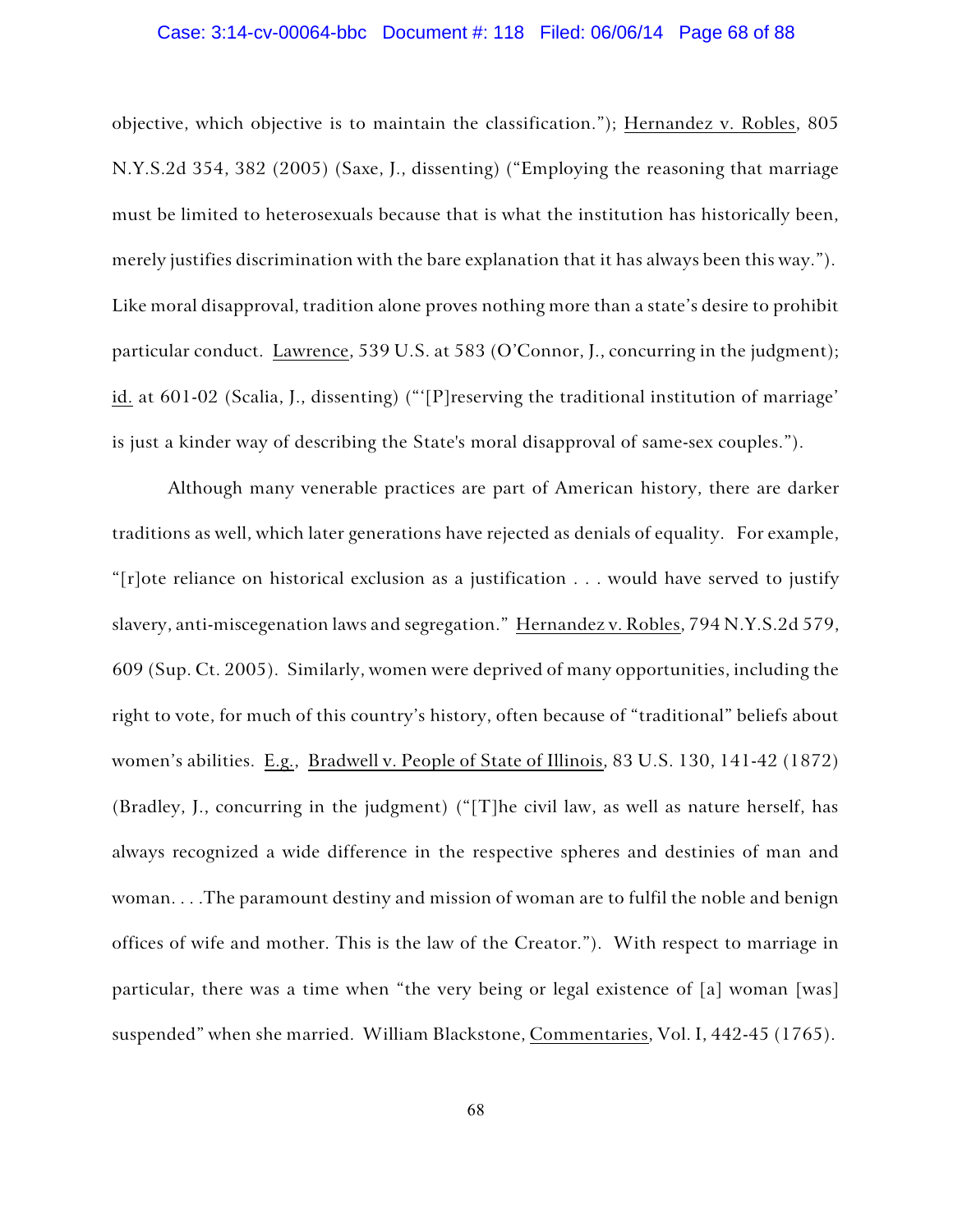objective, which objective is to maintain the classification."); Hernandez v. Robles, 805 N.Y.S.2d 354, 382 (2005) (Saxe, J., dissenting) ("Employing the reasoning that marriage must be limited to heterosexuals because that is what the institution has historically been, merely justifies discrimination with the bare explanation that it has always been this way."). Like moral disapproval, tradition alone proves nothing more than a state's desire to prohibit particular conduct. Lawrence, 539 U.S. at 583 (O'Connor, J., concurring in the judgment); id. at 601-02 (Scalia, J., dissenting) ("'[P]reserving the traditional institution of marriage' is just a kinder way of describing the State's moral disapproval of same-sex couples.").

Although many venerable practices are part of American history, there are darker traditions as well, which later generations have rejected as denials of equality. For example, "[r]ote reliance on historical exclusion as a justification . . . would have served to justify slavery, anti-miscegenation laws and segregation." Hernandez v. Robles, 794 N.Y.S.2d 579, 609 (Sup. Ct. 2005). Similarly, women were deprived of many opportunities, including the right to vote, for much of this country's history, often because of "traditional" beliefs about women's abilities. E.g., Bradwell v. People of State of Illinois, 83 U.S. 130, 141-42 (1872) (Bradley, J., concurring in the judgment) ("[T]he civil law, as well as nature herself, has always recognized a wide difference in the respective spheres and destinies of man and woman. . . .The paramount destiny and mission of woman are to fulfil the noble and benign offices of wife and mother. This is the law of the Creator."). With respect to marriage in particular, there was a time when "the very being or legal existence of [a] woman [was] suspended" when she married. William Blackstone, Commentaries, Vol. I, 442-45 (1765).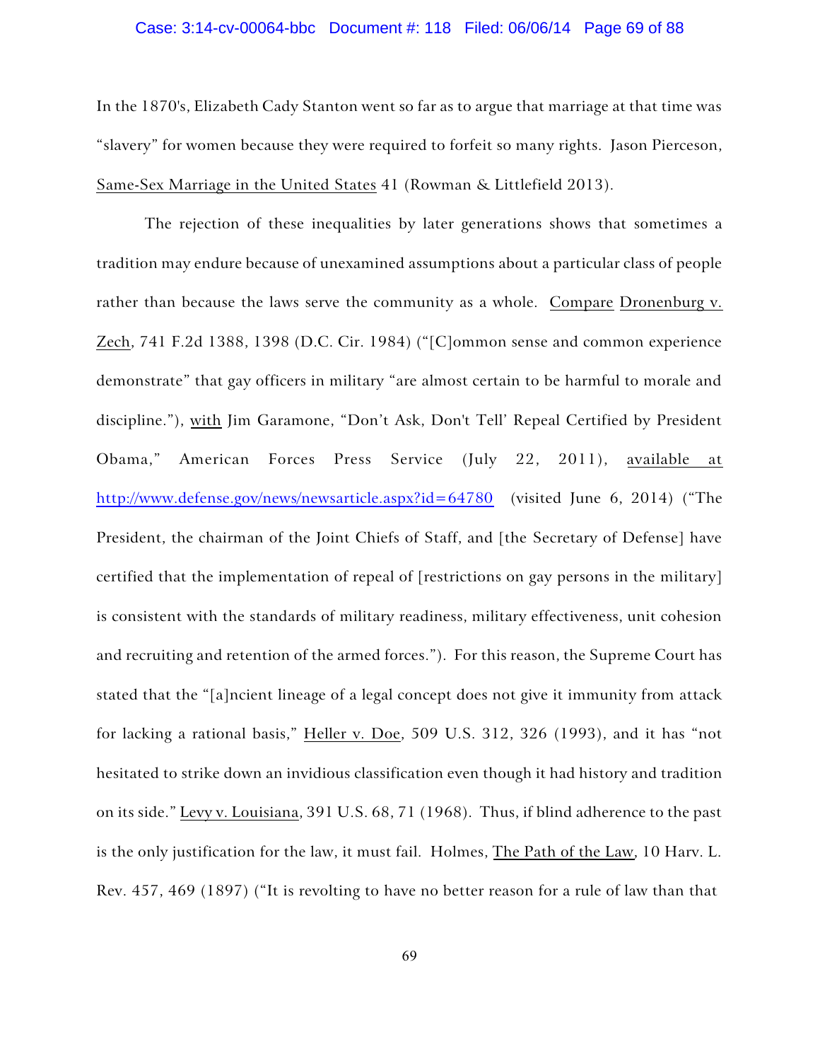In the 1870's, Elizabeth Cady Stanton went so far as to argue that marriage at that time was "slavery" for women because they were required to forfeit so many rights. Jason Pierceson, Same-Sex Marriage in the United States 41 (Rowman & Littlefield 2013).

The rejection of these inequalities by later generations shows that sometimes a tradition may endure because of unexamined assumptions about a particular class of people rather than because the laws serve the community as a whole. Compare Dronenburg v. Zech, 741 F.2d 1388, 1398 (D.C. Cir. 1984) ("[C]ommon sense and common experience demonstrate" that gay officers in military "are almost certain to be harmful to morale and discipline."), with Jim Garamone, "Don't Ask, Don't Tell' Repeal Certified by President Obama," American Forces Press Service (July 22, 2011), available at http://www.defense.gov/news/newsarticle.aspx?id=64780 (visited June 6, 2014) ("The President, the chairman of the Joint Chiefs of Staff, and [the Secretary of Defense] have certified that the implementation of repeal of [restrictions on gay persons in the military] is consistent with the standards of military readiness, military effectiveness, unit cohesion and recruiting and retention of the armed forces."). For this reason, the Supreme Court has stated that the "[a]ncient lineage of a legal concept does not give it immunity from attack for lacking a rational basis," Heller v. Doe, 509 U.S. 312, 326 (1993), and it has "not hesitated to strike down an invidious classification even though it had history and tradition on its side." Levy v. Louisiana, 391 U.S. 68, 71 (1968). Thus, if blind adherence to the past is the only justification for the law, it must fail. Holmes, The Path of the Law, 10 Harv. L. Rev. 457, 469 (1897) ("It is revolting to have no better reason for a rule of law than that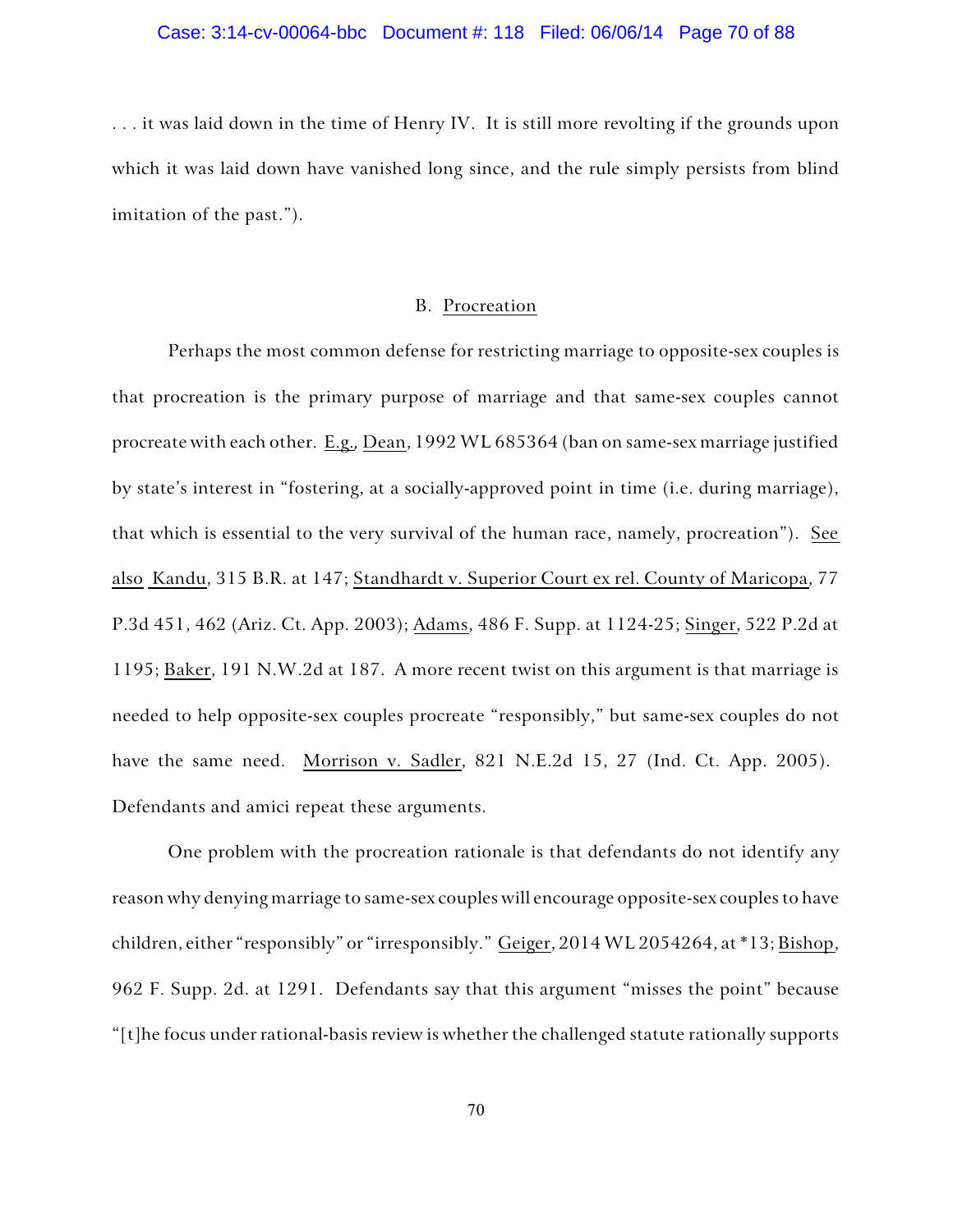. . . it was laid down in the time of Henry IV. It is still more revolting if the grounds upon which it was laid down have vanished long since, and the rule simply persists from blind imitation of the past.").

B. Procreation

Perhaps the most common defense for restricting marriage to opposite-sex couples is that procreation is the primary purpose of marriage and that same-sex couples cannot procreate with each other. E.g., Dean, 1992 WL 685364 (ban on same-sex marriage justified by state's interest in "fostering, at a socially-approved point in time (i.e. during marriage), that which is essential to the very survival of the human race, namely, procreation"). See also Kandu, 315 B.R. at 147; Standhardt v. Superior Court ex rel. County of Maricopa, 77 P.3d 451, 462 (Ariz. Ct. App. 2003); Adams, 486 F. Supp. at 1124-25; Singer, 522 P.2d at 1195; Baker, 191 N.W.2d at 187. A more recent twist on this argument is that marriage is needed to help opposite-sex couples procreate "responsibly," but same-sex couples do not have the same need. Morrison v. Sadler, 821 N.E.2d 15, 27 (Ind. Ct. App. 2005). Defendants and amici repeat these arguments.

One problem with the procreation rationale is that defendants do not identify any reason why denying marriage to same-sex couples will encourage opposite-sex couples to have children, either "responsibly" or "irresponsibly." Geiger, 2014 WL 2054264, at *13; Bishop, 962 F. Supp. 2d. at 1291. Defendants say that this argument "misses the point" because "[t]he focus under rational-basis review is whether the challenged statute rationally supports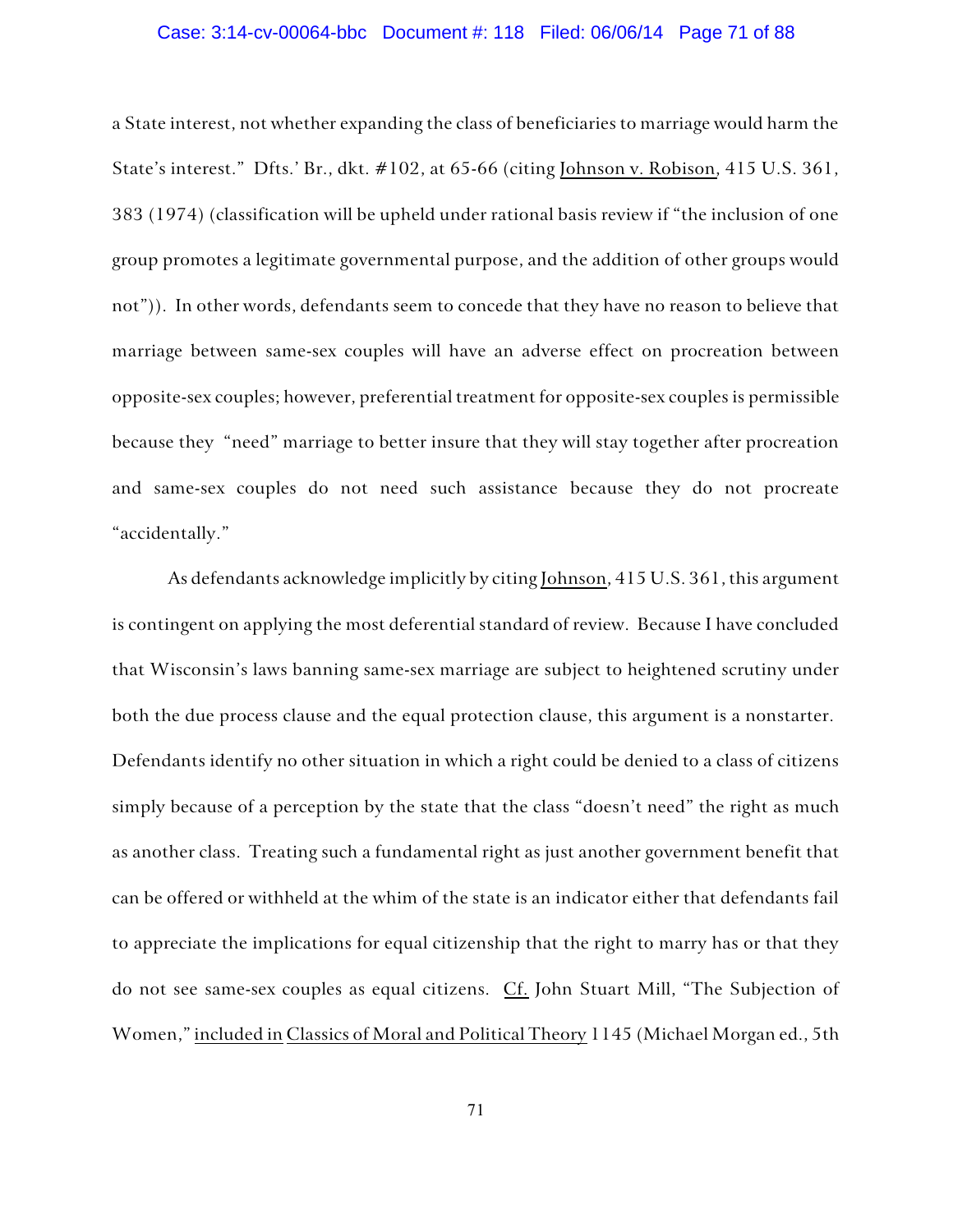a State interest, not whether expanding the class of beneficiaries to marriage would harm the State's interest." Dfts.' Br., dkt. #102, at 65-66 (citing Johnson v. Robison, 415 U.S. 361, 383 (1974) (classification will be upheld under rational basis review if "the inclusion of one group promotes a legitimate governmental purpose, and the addition of other groups would not")). In other words, defendants seem to concede that they have no reason to believe that marriage between same-sex couples will have an adverse effect on procreation between opposite-sex couples; however, preferential treatment for opposite-sex couples is permissible because they "need" marriage to better insure that they will stay together after procreation and same-sex couples do not need such assistance because they do not procreate "accidentally."

As defendants acknowledge implicitly by citing Johnson, 415 U.S. 361, this argument is contingent on applying the most deferential standard of review. Because I have concluded that Wisconsin's laws banning same-sex marriage are subject to heightened scrutiny under both the due process clause and the equal protection clause, this argument is a nonstarter. Defendants identify no other situation in which a right could be denied to a class of citizens simply because of a perception by the state that the class "doesn't need" the right as much as another class. Treating such a fundamental right as just another government benefit that can be offered or withheld at the whim of the state is an indicator either that defendants fail to appreciate the implications for equal citizenship that the right to marry has or that they do not see same-sex couples as equal citizens. Cf. John Stuart Mill, "The Subjection of Women," included in Classics of Moral and Political Theory 1145 (Michael Morgan ed., 5th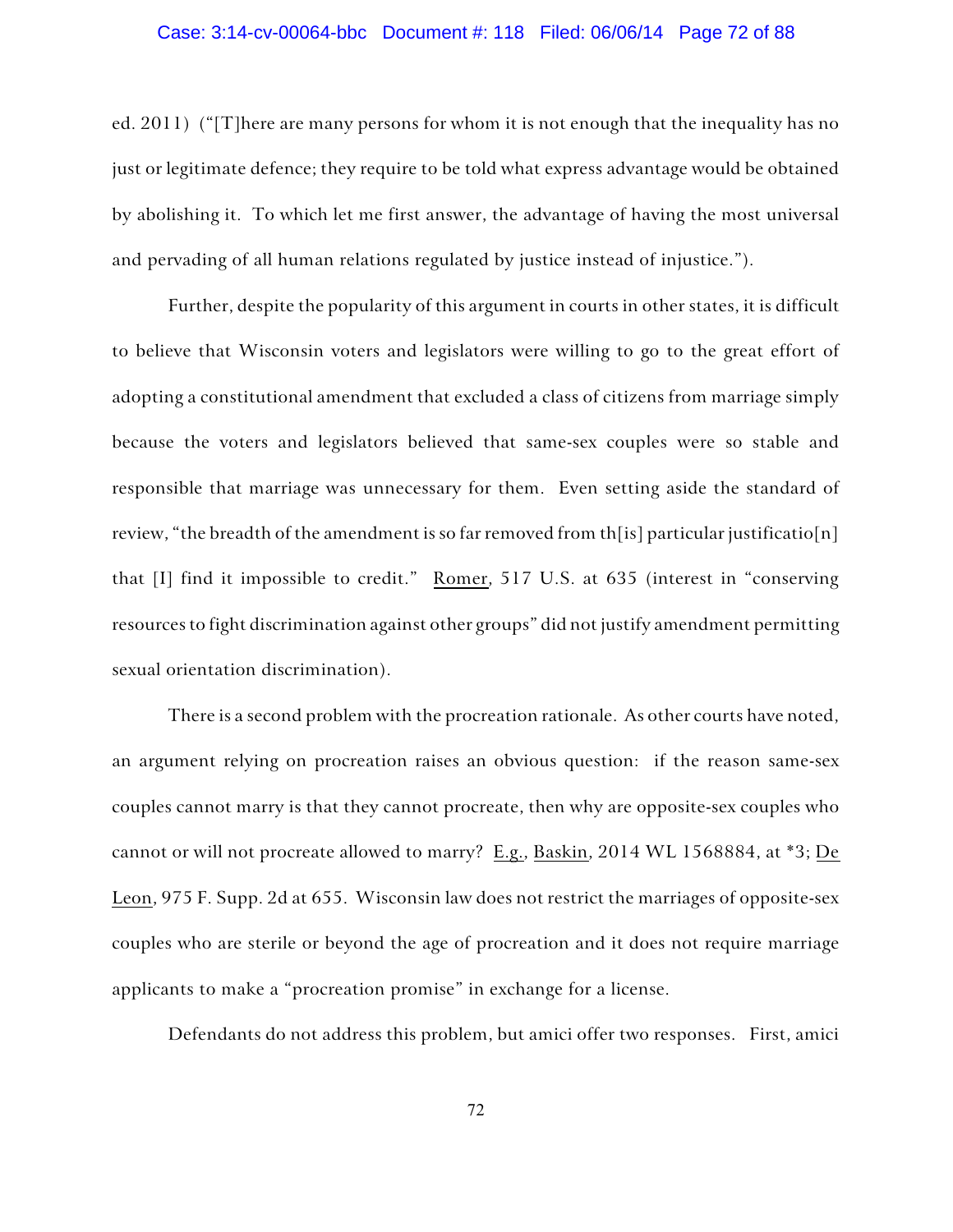ed. 2011) ("[T]here are many persons for whom it is not enough that the inequality has no just or legitimate defence; they require to be told what express advantage would be obtained by abolishing it. To which let me first answer, the advantage of having the most universal and pervading of all human relations regulated by justice instead of injustice.").

Further, despite the popularity of this argument in courts in other states, it is difficult to believe that Wisconsin voters and legislators were willing to go to the great effort of adopting a constitutional amendment that excluded a class of citizens from marriage simply because the voters and legislators believed that same-sex couples were so stable and responsible that marriage was unnecessary for them. Even setting aside the standard of review, "the breadth of the amendment is so far removed from th[is] particular justificatio[n] that [I] find it impossible to credit." Romer, 517 U.S. at 635 (interest in "conserving resources to fight discrimination against other groups" did not justify amendment permitting sexual orientation discrimination).

There is a second problem with the procreation rationale. As other courts have noted, an argument relying on procreation raises an obvious question: if the reason same-sex couples cannot marry is that they cannot procreate, then why are opposite-sex couples who cannot or will not procreate allowed to marry? E.g., Baskin, 2014 WL 1568884, at *3; De Leon, 975 F. Supp. 2d at 655. Wisconsin law does not restrict the marriages of opposite-sex couples who are sterile or beyond the age of procreation and it does not require marriage applicants to make a "procreation promise" in exchange for a license.

Defendants do not address this problem, but amici offer two responses. First, amici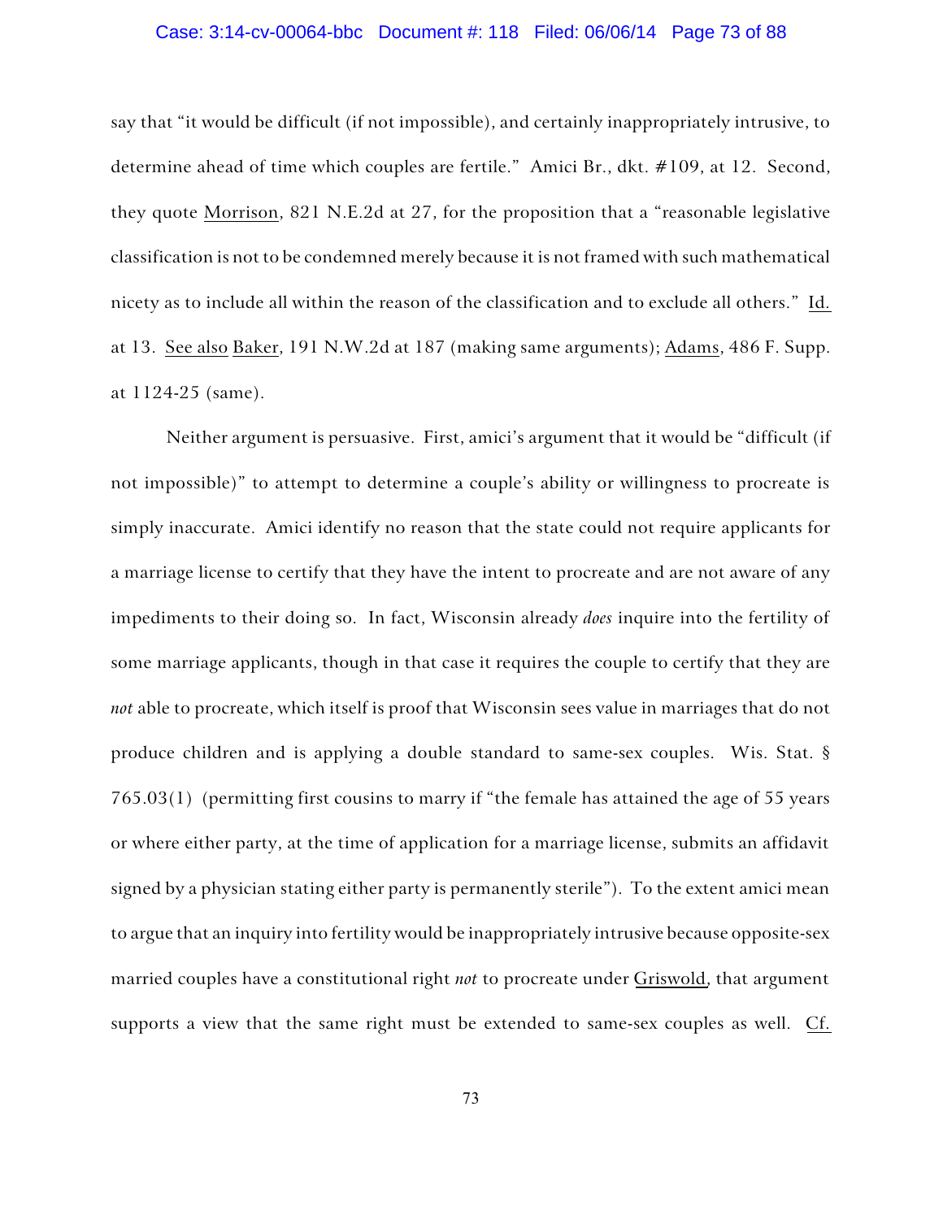say that "it would be difficult (if not impossible), and certainly inappropriately intrusive, to determine ahead of time which couples are fertile." Amici Br., dkt. #109, at 12. Second, they quote Morrison, 821 N.E.2d at 27, for the proposition that a "reasonable legislative classification is not to be condemned merely because it is not framed with such mathematical nicety as to include all within the reason of the classification and to exclude all others." Id. at 13. See also Baker, 191 N.W.2d at 187 (making same arguments); Adams, 486 F. Supp. at 1124-25 (same).

Neither argument is persuasive. First, amici's argument that it would be "difficult (if not impossible)" to attempt to determine a couple's ability or willingness to procreate is simply inaccurate. Amici identify no reason that the state could not require applicants for a marriage license to certify that they have the intent to procreate and are not aware of any impediments to their doing so. In fact, Wisconsin already *does* inquire into the fertility of some marriage applicants, though in that case it requires the couple to certify that they are *not* able to procreate, which itself is proof that Wisconsin sees value in marriages that do not produce children and is applying a double standard to same-sex couples. Wis. Stat. § 765.03(1) (permitting first cousins to marry if "the female has attained the age of 55 years or where either party, at the time of application for a marriage license, submits an affidavit signed by a physician stating either party is permanently sterile"). To the extent amici mean to argue that an inquiry into fertility would be inappropriately intrusive because opposite-sex married couples have a constitutional right *not* to procreate under Griswold, that argument supports a view that the same right must be extended to same-sex couples as well. Cf.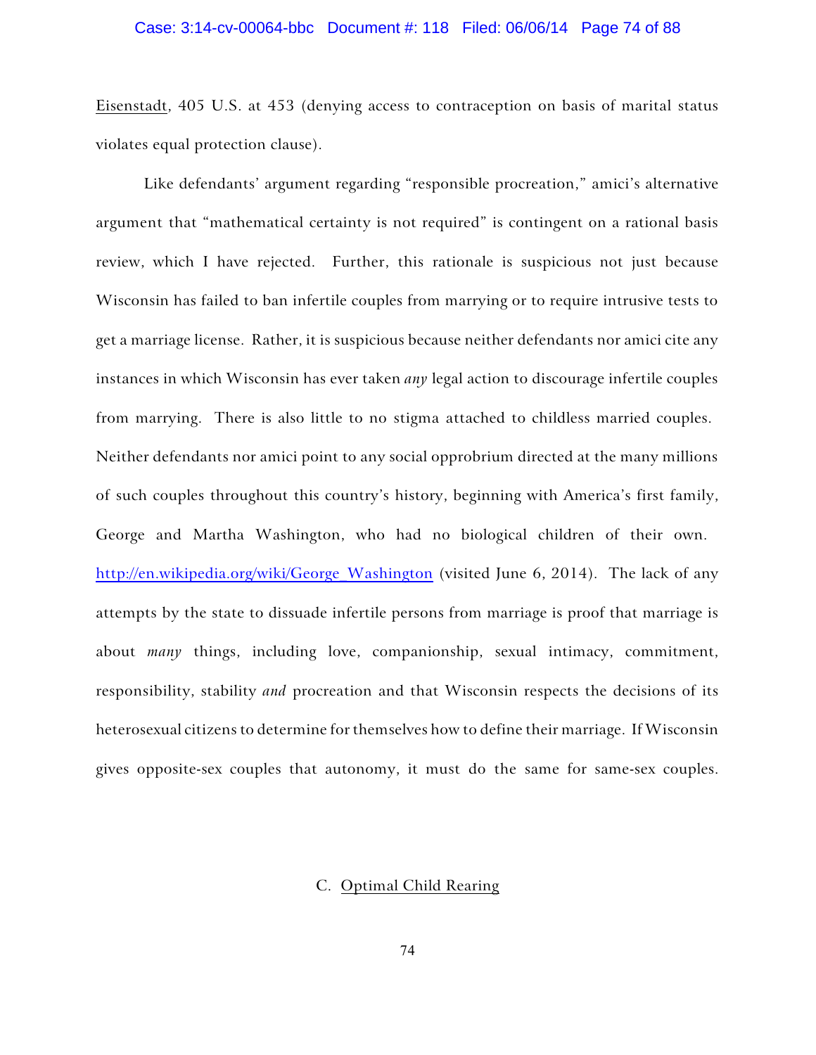Eisenstadt, 405 U.S. at 453 (denying access to contraception on basis of marital status violates equal protection clause).

Like defendants' argument regarding "responsible procreation," amici's alternative argument that "mathematical certainty is not required" is contingent on a rational basis review, which I have rejected. Further, this rationale is suspicious not just because Wisconsin has failed to ban infertile couples from marrying or to require intrusive tests to get a marriage license. Rather, it is suspicious because neither defendants nor amici cite any instances in which Wisconsin has ever taken *any* legal action to discourage infertile couples from marrying. There is also little to no stigma attached to childless married couples. Neither defendants nor amici point to any social opprobrium directed at the many millions of such couples throughout this country's history, beginning with America's first family, George and Martha Washington, who had no biological children of their own. http://en.wikipedia.org/wiki/George_Washington (visited June 6, 2014). The lack of any attempts by the state to dissuade infertile persons from marriage is proof that marriage is about *many* things, including love, companionship, sexual intimacy, commitment, responsibility, stability *and* procreation and that Wisconsin respects the decisions of its heterosexual citizens to determine for themselves how to define their marriage. If Wisconsin gives opposite-sex couples that autonomy, it must do the same for same-sex couples.

### C. Optimal Child Rearing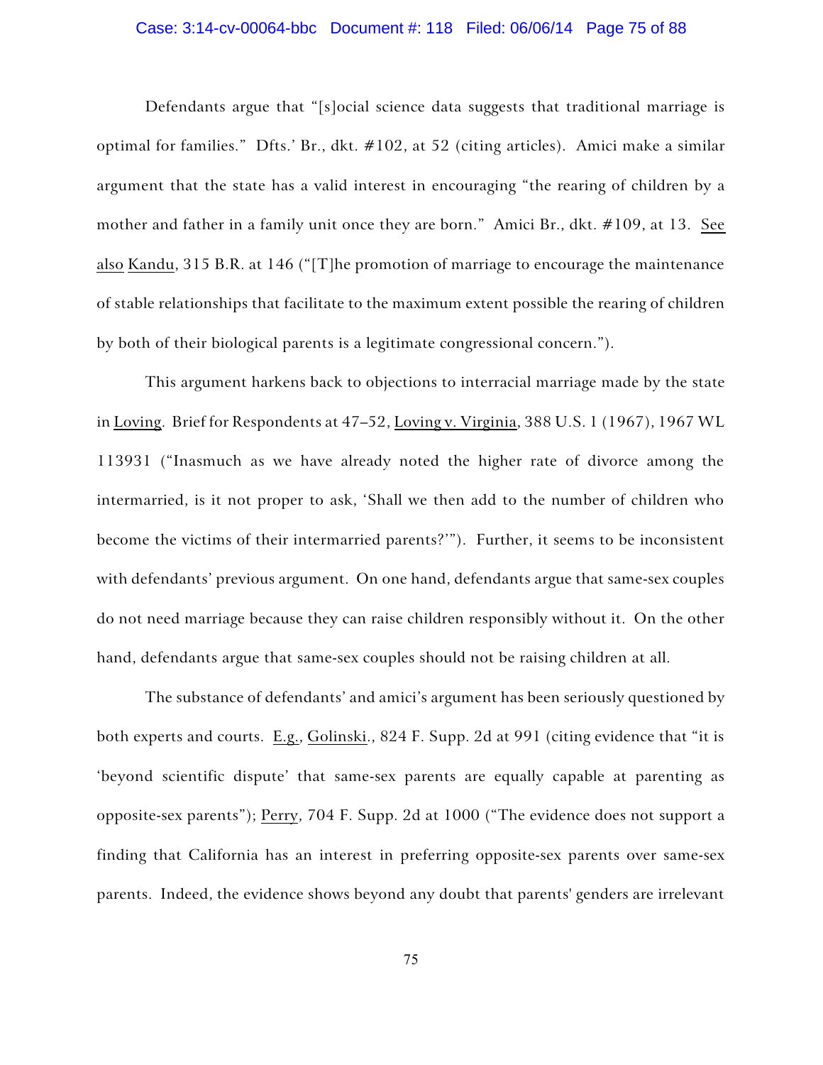Defendants argue that "[s]ocial science data suggests that traditional marriage is optimal for families." Dfts.' Br., dkt. #102, at 52 (citing articles). Amici make a similar argument that the state has a valid interest in encouraging "the rearing of children by a mother and father in a family unit once they are born." Amici Br., dkt. #109, at 13. See also Kandu, 315 B.R. at 146 ("[T]he promotion of marriage to encourage the maintenance of stable relationships that facilitate to the maximum extent possible the rearing of children by both of their biological parents is a legitimate congressional concern.").

This argument harkens back to objections to interracial marriage made by the state in Loving. Brief for Respondents at 47–52, Loving v. Virginia, 388 U.S. 1 (1967), 1967 WL 113931 ("Inasmuch as we have already noted the higher rate of divorce among the intermarried, is it not proper to ask, 'Shall we then add to the number of children who become the victims of their intermarried parents?'"). Further, it seems to be inconsistent with defendants' previous argument. On one hand, defendants argue that same-sex couples do not need marriage because they can raise children responsibly without it. On the other hand, defendants argue that same-sex couples should not be raising children at all.

The substance of defendants' and amici's argument has been seriously questioned by both experts and courts. E.g., Golinski., 824 F. Supp. 2d at 991 (citing evidence that "it is 'beyond scientific dispute' that same-sex parents are equally capable at parenting as opposite-sex parents"); Perry, 704 F. Supp. 2d at 1000 ("The evidence does not support a finding that California has an interest in preferring opposite-sex parents over same-sex parents. Indeed, the evidence shows beyond any doubt that parents' genders are irrelevant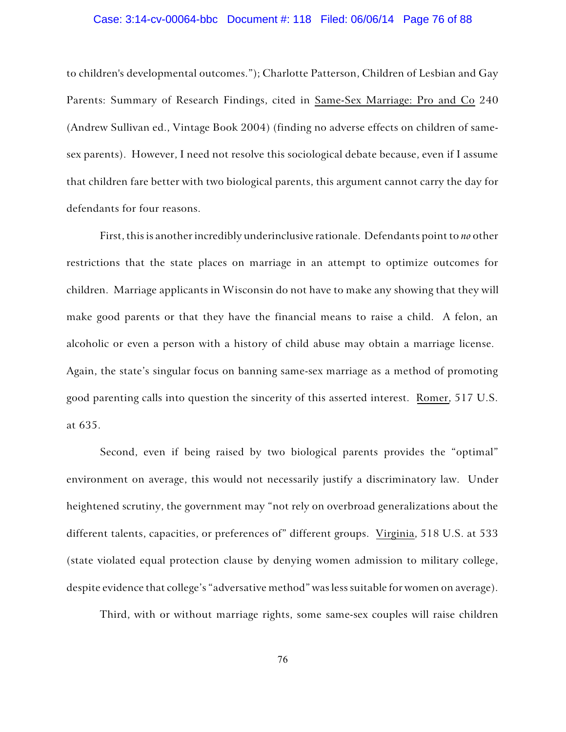to children's developmental outcomes."); Charlotte Patterson, Children of Lesbian and Gay Parents: Summary of Research Findings, cited in Same-Sex Marriage: Pro and Co 240 (Andrew Sullivan ed., Vintage Book 2004) (finding no adverse effects on children of same-sex parents). However, I need not resolve this sociological debate because, even if I assume that children fare better with two biological parents, this argument cannot carry the day for defendants for four reasons.

First, this is another incredibly underinclusive rationale. Defendants point to *no* other restrictions that the state places on marriage in an attempt to optimize outcomes for children. Marriage applicants in Wisconsin do not have to make any showing that they will make good parents or that they have the financial means to raise a child. A felon, an alcoholic or even a person with a history of child abuse may obtain a marriage license. Again, the state's singular focus on banning same-sex marriage as a method of promoting good parenting calls into question the sincerity of this asserted interest. Romer, 517 U.S. at 635.

Second, even if being raised by two biological parents provides the "optimal" environment on average, this would not necessarily justify a discriminatory law. Under heightened scrutiny, the government may "not rely on overbroad generalizations about the different talents, capacities, or preferences of" different groups. Virginia, 518 U.S. at 533 (state violated equal protection clause by denying women admission to military college, despite evidence that college's "adversative method" was less suitable for women on average).

Third, with or without marriage rights, some same-sex couples will raise children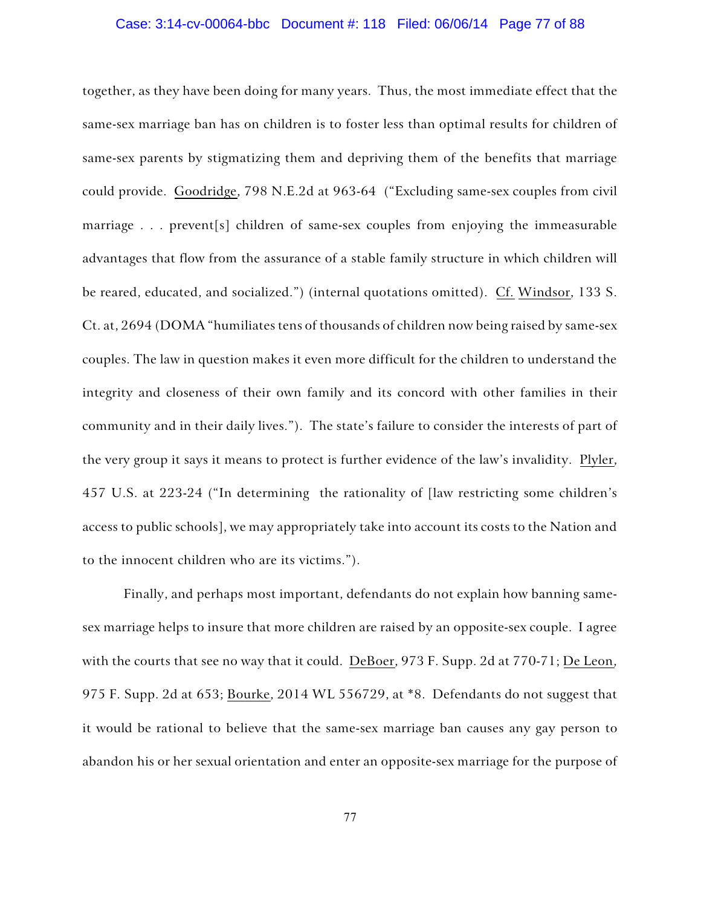together, as they have been doing for many years. Thus, the most immediate effect that the same-sex marriage ban has on children is to foster less than optimal results for children of same-sex parents by stigmatizing them and depriving them of the benefits that marriage could provide. Goodridge, 798 N.E.2d at 963-64 ("Excluding same-sex couples from civil marriage . . . prevent[s] children of same-sex couples from enjoying the immeasurable advantages that flow from the assurance of a stable family structure in which children will be reared, educated, and socialized.") (internal quotations omitted). Cf. Windsor, 133 S. Ct. at, 2694 (DOMA "humiliates tens of thousands of children now being raised by same-sex couples. The law in question makes it even more difficult for the children to understand the integrity and closeness of their own family and its concord with other families in their community and in their daily lives."). The state's failure to consider the interests of part of the very group it says it means to protect is further evidence of the law's invalidity. Plyler, 457 U.S. at 223-24 ("In determining the rationality of [law restricting some children's access to public schools], we may appropriately take into account its costs to the Nation and to the innocent children who are its victims.").

Finally, and perhaps most important, defendants do not explain how banning same-sex marriage helps to insure that more children are raised by an opposite-sex couple. I agree with the courts that see no way that it could. DeBoer, 973 F. Supp. 2d at 770-71; De Leon, 975 F. Supp. 2d at 653; Bourke, 2014 WL 556729, at *8. Defendants do not suggest that it would be rational to believe that the same-sex marriage ban causes any gay person to abandon his or her sexual orientation and enter an opposite-sex marriage for the purpose of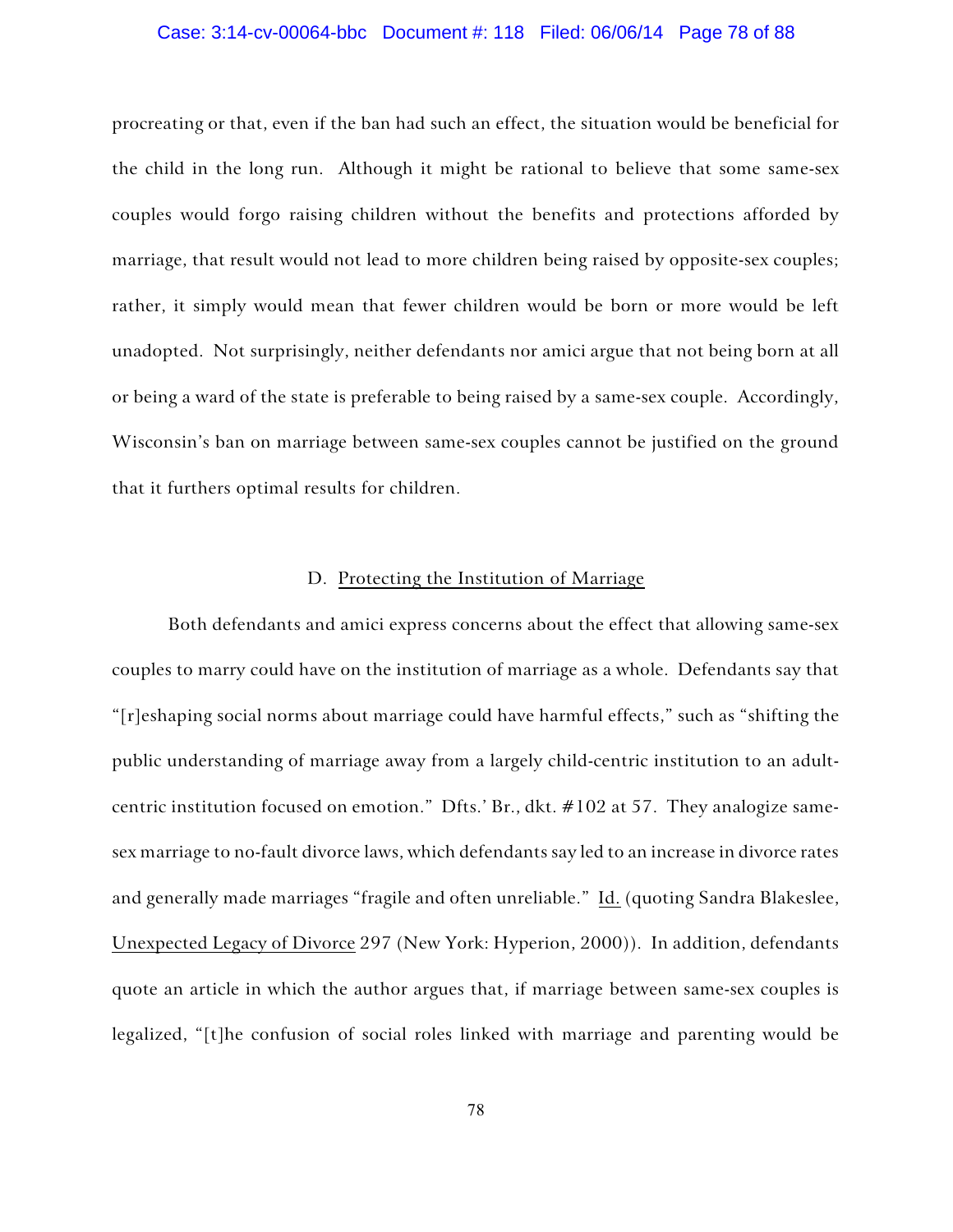procreating or that, even if the ban had such an effect, the situation would be beneficial for the child in the long run. Although it might be rational to believe that some same-sex couples would forgo raising children without the benefits and protections afforded by marriage, that result would not lead to more children being raised by opposite-sex couples; rather, it simply would mean that fewer children would be born or more would be left unadopted. Not surprisingly, neither defendants nor amici argue that not being born at all or being a ward of the state is preferable to being raised by a same-sex couple. Accordingly, Wisconsin's ban on marriage between same-sex couples cannot be justified on the ground that it furthers optimal results for children.

### D. Protecting the Institution of Marriage

Both defendants and amici express concerns about the effect that allowing same-sex couples to marry could have on the institution of marriage as a whole. Defendants say that "[r]eshaping social norms about marriage could have harmful effects," such as "shifting the public understanding of marriage away from a largely child-centric institution to an adult-centric institution focused on emotion." Dfts.' Br., dkt. #102 at 57. They analogize same-sex marriage to no-fault divorce laws, which defendants say led to an increase in divorce rates and generally made marriages "fragile and often unreliable." Id. (quoting Sandra Blakeslee, Unexpected Legacy of Divorce 297 (New York: Hyperion, 2000)). In addition, defendants quote an article in which the author argues that, if marriage between same-sex couples is legalized, "[t]he confusion of social roles linked with marriage and parenting would be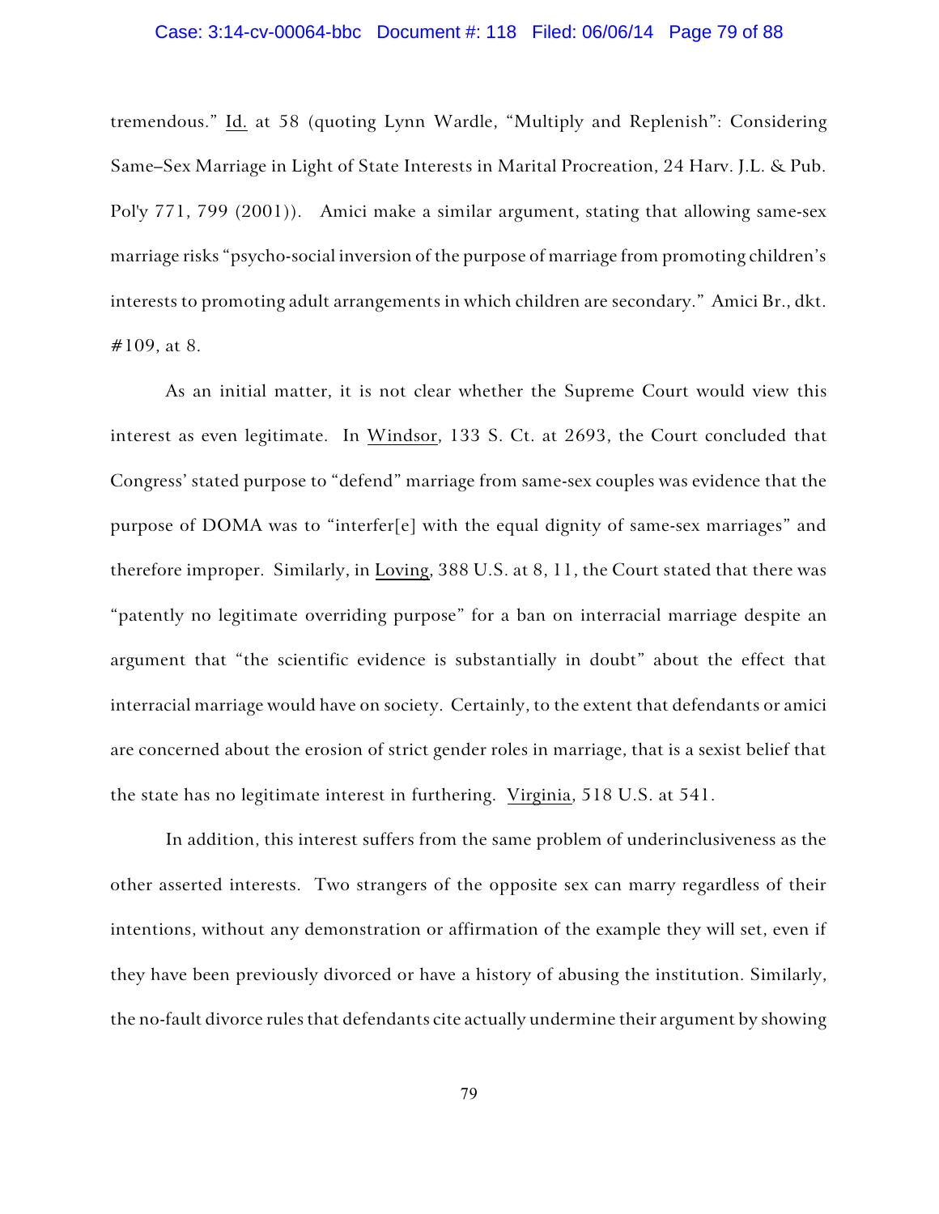tremendous." Id. at 58 (quoting Lynn Wardle, "Multiply and Replenish": Considering Same–Sex Marriage in Light of State Interests in Marital Procreation, 24 Harv. J.L. & Pub. Pol'y 771, 799 (2001)). Amici make a similar argument, stating that allowing same-sex marriage risks "psycho-social inversion of the purpose of marriage from promoting children's interests to promoting adult arrangements in which children are secondary." Amici Br., dkt. #109, at 8.

As an initial matter, it is not clear whether the Supreme Court would view this interest as even legitimate. In Windsor, 133 S. Ct. at 2693, the Court concluded that Congress' stated purpose to "defend" marriage from same-sex couples was evidence that the purpose of DOMA was to "interfer[e] with the equal dignity of same-sex marriages" and therefore improper. Similarly, in Loving, 388 U.S. at 8, 11, the Court stated that there was "patently no legitimate overriding purpose" for a ban on interracial marriage despite an argument that "the scientific evidence is substantially in doubt" about the effect that interracial marriage would have on society. Certainly, to the extent that defendants or amici are concerned about the erosion of strict gender roles in marriage, that is a sexist belief that the state has no legitimate interest in furthering. Virginia, 518 U.S. at 541.

In addition, this interest suffers from the same problem of underinclusiveness as the other asserted interests. Two strangers of the opposite sex can marry regardless of their intentions, without any demonstration or affirmation of the example they will set, even if they have been previously divorced or have a history of abusing the institution. Similarly, the no-fault divorce rules that defendants cite actually undermine their argument by showing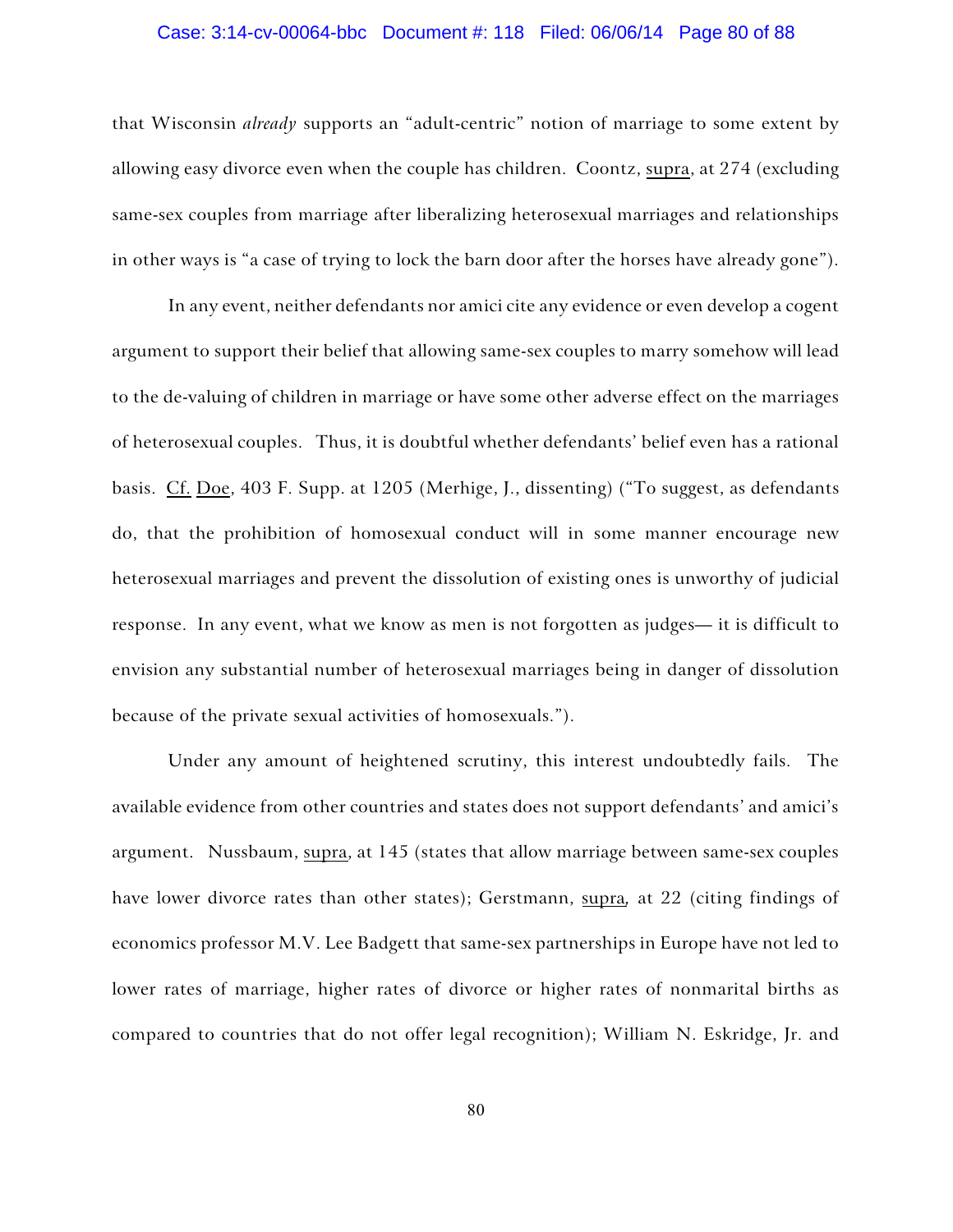that Wisconsin *already* supports an "adult-centric" notion of marriage to some extent by allowing easy divorce even when the couple has children. Coontz, supra, at 274 (excluding same-sex couples from marriage after liberalizing heterosexual marriages and relationships in other ways is "a case of trying to lock the barn door after the horses have already gone").

In any event, neither defendants nor amici cite any evidence or even develop a cogent argument to support their belief that allowing same-sex couples to marry somehow will lead to the de-valuing of children in marriage or have some other adverse effect on the marriages of heterosexual couples. Thus, it is doubtful whether defendants' belief even has a rational basis. Cf. Doe, 403 F. Supp. at 1205 (Merhige, J., dissenting) ("To suggest, as defendants do, that the prohibition of homosexual conduct will in some manner encourage new heterosexual marriages and prevent the dissolution of existing ones is unworthy of judicial response. In any event, what we know as men is not forgotten as judges— it is difficult to envision any substantial number of heterosexual marriages being in danger of dissolution because of the private sexual activities of homosexuals.").

Under any amount of heightened scrutiny, this interest undoubtedly fails. The available evidence from other countries and states does not support defendants' and amici's argument. Nussbaum, supra, at 145 (states that allow marriage between same-sex couples have lower divorce rates than other states); Gerstmann, supra, at 22 (citing findings of economics professor M.V. Lee Badgett that same-sex partnerships in Europe have not led to lower rates of marriage, higher rates of divorce or higher rates of nonmarital births as compared to countries that do not offer legal recognition); William N. Eskridge, Jr. and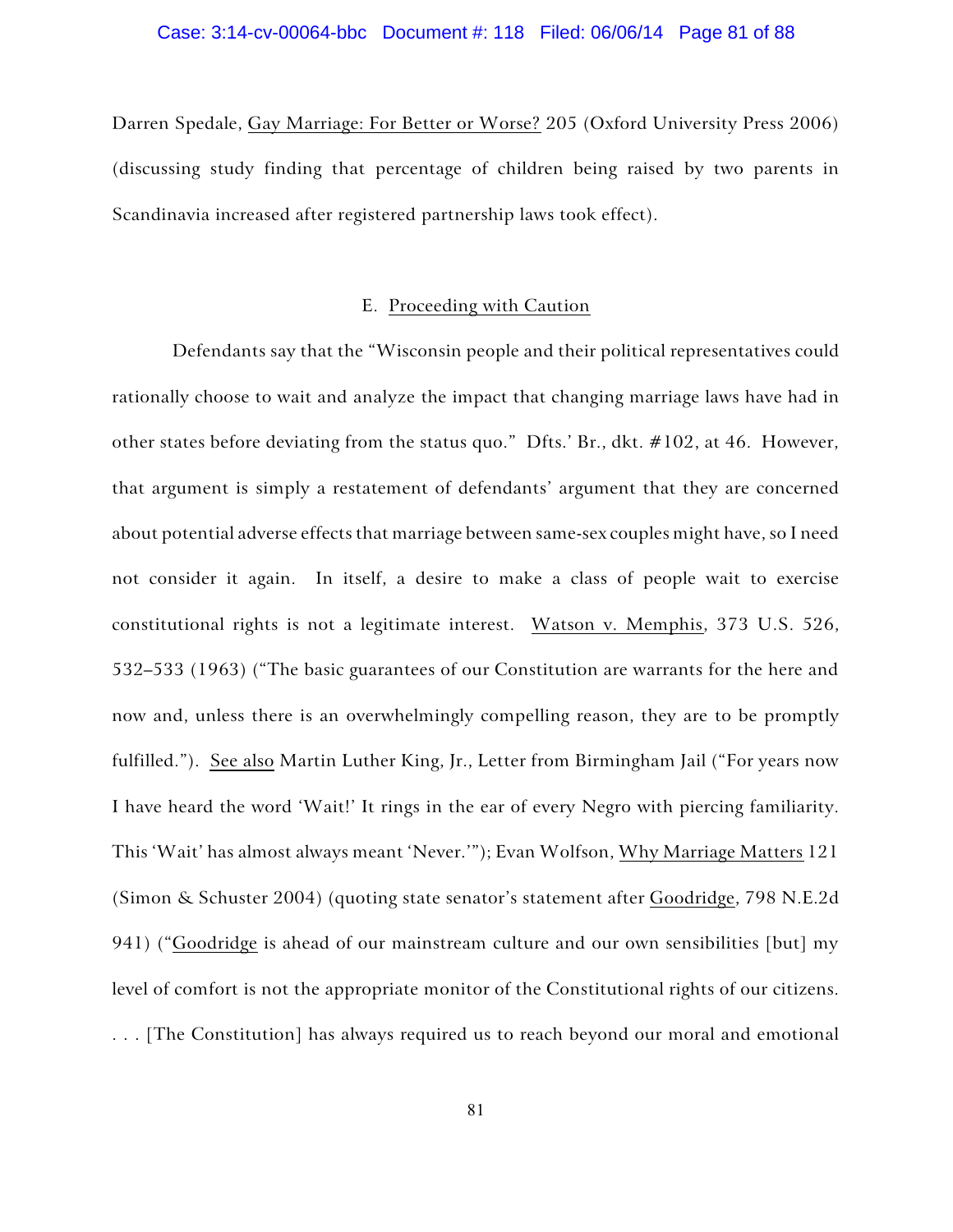Darren Spedale, Gay Marriage: For Better or Worse? 205 (Oxford University Press 2006) (discussing study finding that percentage of children being raised by two parents in Scandinavia increased after registered partnership laws took effect).

### E. Proceeding with Caution

Defendants say that the "Wisconsin people and their political representatives could rationally choose to wait and analyze the impact that changing marriage laws have had in other states before deviating from the status quo." Dfts.' Br., dkt. #102, at 46. However, that argument is simply a restatement of defendants' argument that they are concerned about potential adverse effects that marriage between same-sex couples might have, so I need not consider it again. In itself, a desire to make a class of people wait to exercise constitutional rights is not a legitimate interest. Watson v. Memphis, 373 U.S. 526, 532–533 (1963) ("The basic guarantees of our Constitution are warrants for the here and now and, unless there is an overwhelmingly compelling reason, they are to be promptly fulfilled."). See also Martin Luther King, Jr., Letter from Birmingham Jail ("For years now I have heard the word 'Wait!' It rings in the ear of every Negro with piercing familiarity. This 'Wait' has almost always meant 'Never.'"); Evan Wolfson, Why Marriage Matters 121 (Simon & Schuster 2004) (quoting state senator's statement after Goodridge, 798 N.E.2d 941) ("Goodridge is ahead of our mainstream culture and our own sensibilities [but] my level of comfort is not the appropriate monitor of the Constitutional rights of our citizens. . . . [The Constitution] has always required us to reach beyond our moral and emotional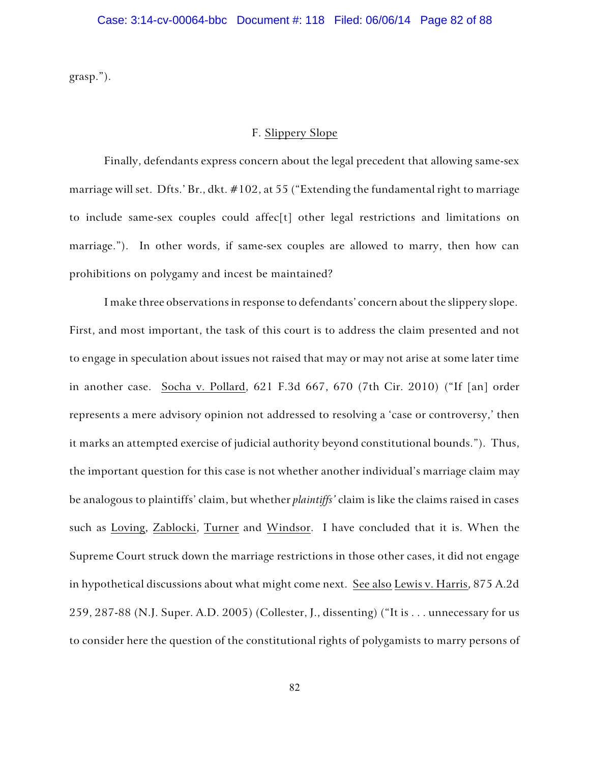grasp.").

### F. Slippery Slope

Finally, defendants express concern about the legal precedent that allowing same-sex marriage will set. Dfts.' Br., dkt. #102, at 55 ("Extending the fundamental right to marriage to include same-sex couples could affec[t] other legal restrictions and limitations on marriage."). In other words, if same-sex couples are allowed to marry, then how can prohibitions on polygamy and incest be maintained?

I make three observations in response to defendants' concern about the slippery slope. First, and most important, the task of this court is to address the claim presented and not to engage in speculation about issues not raised that may or may not arise at some later time in another case. Socha v. Pollard, 621 F.3d 667, 670 (7th Cir. 2010) ("If [an] order represents a mere advisory opinion not addressed to resolving a 'case or controversy,' then it marks an attempted exercise of judicial authority beyond constitutional bounds."). Thus, the important question for this case is not whether another individual's marriage claim may be analogous to plaintiffs' claim, but whether *plaintiffs'* claim is like the claims raised in cases such as Loving, Zablocki, Turner and Windsor. I have concluded that it is. When the Supreme Court struck down the marriage restrictions in those other cases, it did not engage in hypothetical discussions about what might come next. See also Lewis v. Harris, 875 A.2d 259, 287-88 (N.J. Super. A.D. 2005) (Collester, J., dissenting) ("It is . . . unnecessary for us to consider here the question of the constitutional rights of polygamists to marry persons of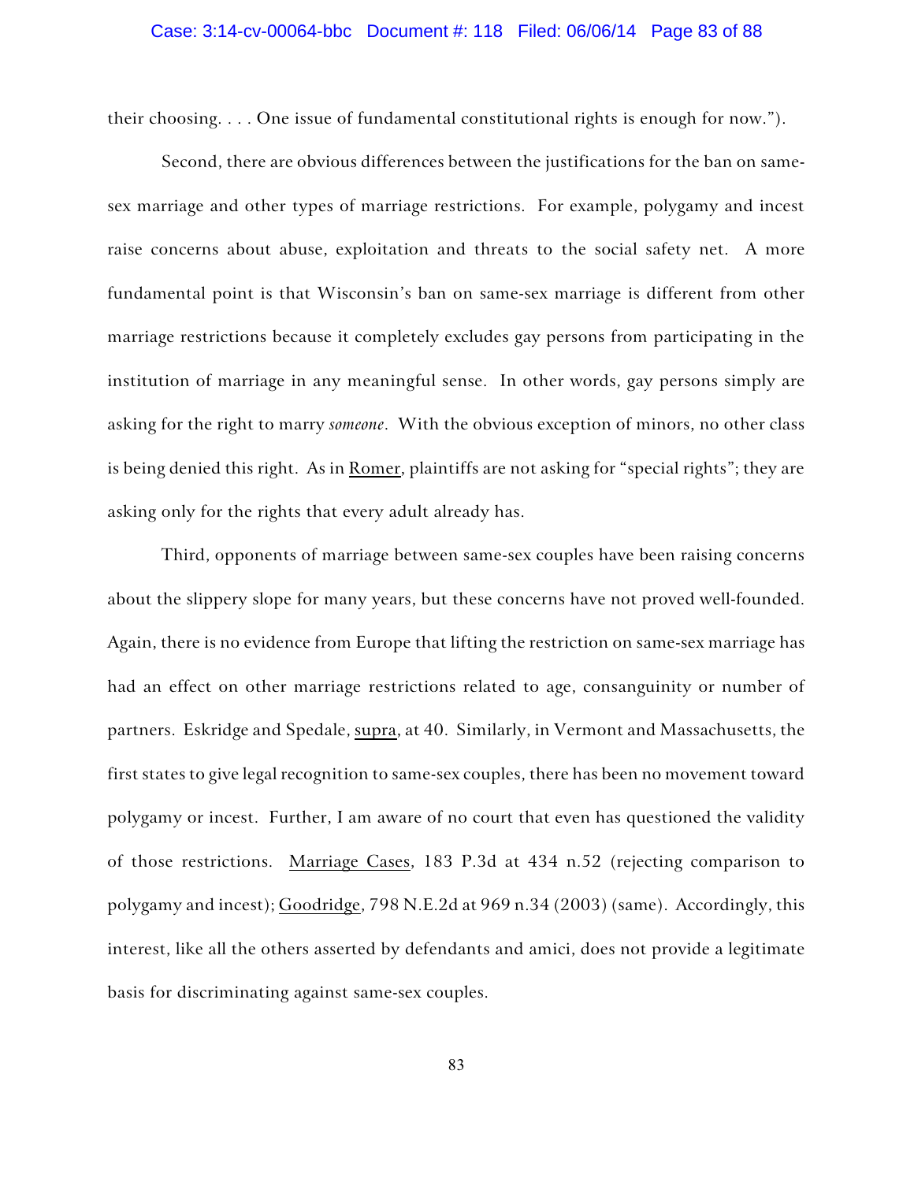their choosing. . . . One issue of fundamental constitutional rights is enough for now.").

Second, there are obvious differences between the justifications for the ban on same-sex marriage and other types of marriage restrictions. For example, polygamy and incest raise concerns about abuse, exploitation and threats to the social safety net. A more fundamental point is that Wisconsin's ban on same-sex marriage is different from other marriage restrictions because it completely excludes gay persons from participating in the institution of marriage in any meaningful sense. In other words, gay persons simply are asking for the right to marry *someone*. With the obvious exception of minors, no other class is being denied this right. As in Romer, plaintiffs are not asking for "special rights"; they are asking only for the rights that every adult already has.

Third, opponents of marriage between same-sex couples have been raising concerns about the slippery slope for many years, but these concerns have not proved well-founded. Again, there is no evidence from Europe that lifting the restriction on same-sex marriage has had an effect on other marriage restrictions related to age, consanguinity or number of partners. Eskridge and Spedale, supra, at 40. Similarly, in Vermont and Massachusetts, the first states to give legal recognition to same-sex couples, there has been no movement toward polygamy or incest. Further, I am aware of no court that even has questioned the validity of those restrictions. Marriage Cases, 183 P.3d at 434 n.52 (rejecting comparison to polygamy and incest); Goodridge, 798 N.E.2d at 969 n.34 (2003) (same). Accordingly, this interest, like all the others asserted by defendants and amici, does not provide a legitimate basis for discriminating against same-sex couples.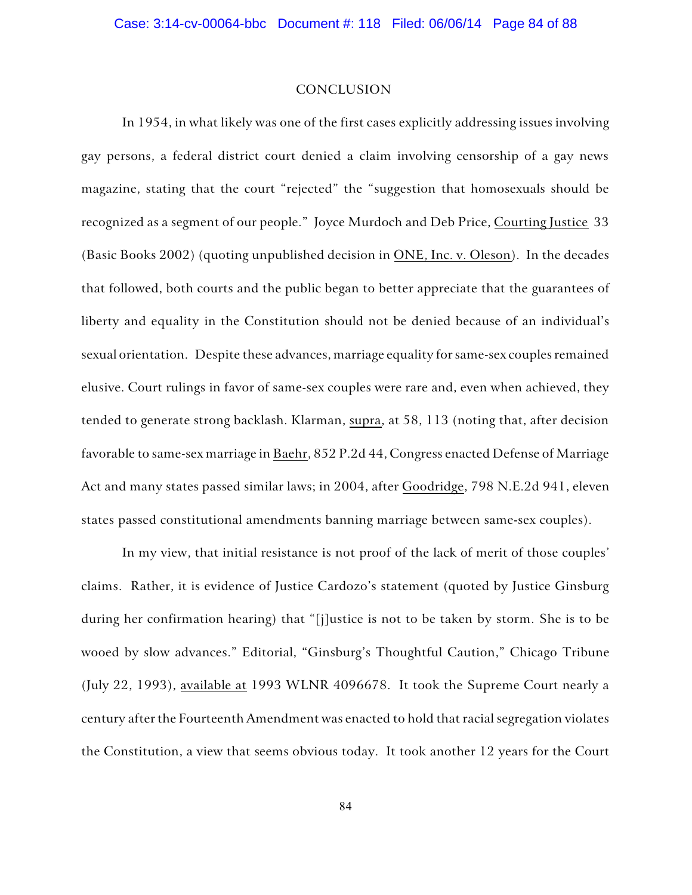## CONCLUSION

In 1954, in what likely was one of the first cases explicitly addressing issues involving gay persons, a federal district court denied a claim involving censorship of a gay news magazine, stating that the court "rejected" the "suggestion that homosexuals should be recognized as a segment of our people." Joyce Murdoch and Deb Price, Courting Justice 33 (Basic Books 2002) (quoting unpublished decision in ONE, Inc. v. Oleson). In the decades that followed, both courts and the public began to better appreciate that the guarantees of liberty and equality in the Constitution should not be denied because of an individual's sexual orientation. Despite these advances, marriage equality for same-sex couples remained elusive. Court rulings in favor of same-sex couples were rare and, even when achieved, they tended to generate strong backlash. Klarman, supra, at 58, 113 (noting that, after decision favorable to same-sex marriage in Baehr, 852 P.2d 44, Congress enacted Defense of Marriage Act and many states passed similar laws; in 2004, after Goodridge, 798 N.E.2d 941, eleven states passed constitutional amendments banning marriage between same-sex couples).

In my view, that initial resistance is not proof of the lack of merit of those couples' claims. Rather, it is evidence of Justice Cardozo's statement (quoted by Justice Ginsburg during her confirmation hearing) that "[j]ustice is not to be taken by storm. She is to be wooed by slow advances." Editorial, "Ginsburg's Thoughtful Caution," Chicago Tribune (July 22, 1993), available at 1993 WLNR 4096678. It took the Supreme Court nearly a century after the Fourteenth Amendment was enacted to hold that racial segregation violates the Constitution, a view that seems obvious today. It took another 12 years for the Court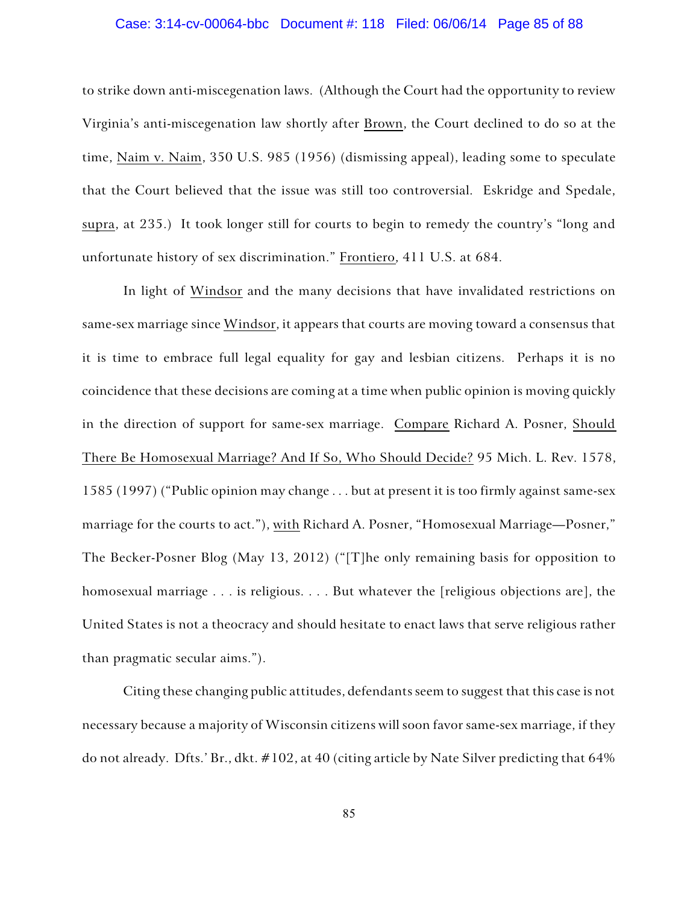to strike down anti-miscegenation laws. (Although the Court had the opportunity to review Virginia's anti-miscegenation law shortly after Brown, the Court declined to do so at the time, Naim v. Naim, 350 U.S. 985 (1956) (dismissing appeal), leading some to speculate that the Court believed that the issue was still too controversial. Eskridge and Spedale, supra, at 235.) It took longer still for courts to begin to remedy the country's "long and unfortunate history of sex discrimination." Frontiero, 411 U.S. at 684.

In light of Windsor and the many decisions that have invalidated restrictions on same-sex marriage since Windsor, it appears that courts are moving toward a consensus that it is time to embrace full legal equality for gay and lesbian citizens. Perhaps it is no coincidence that these decisions are coming at a time when public opinion is moving quickly in the direction of support for same-sex marriage. Compare Richard A. Posner, Should There Be Homosexual Marriage? And If So, Who Should Decide? 95 Mich. L. Rev. 1578, 1585 (1997) ("Public opinion may change . . . but at present it is too firmly against same-sex marriage for the courts to act."), with Richard A. Posner, "Homosexual Marriage—Posner," The Becker-Posner Blog (May 13, 2012) ("[T]he only remaining basis for opposition to homosexual marriage . . . is religious. . . . But whatever the [religious objections are], the United States is not a theocracy and should hesitate to enact laws that serve religious rather than pragmatic secular aims.").

Citing these changing public attitudes, defendants seem to suggest that this case is not necessary because a majority of Wisconsin citizens will soon favor same-sex marriage, if they do not already. Dfts.' Br., dkt. #102, at 40 (citing article by Nate Silver predicting that 64%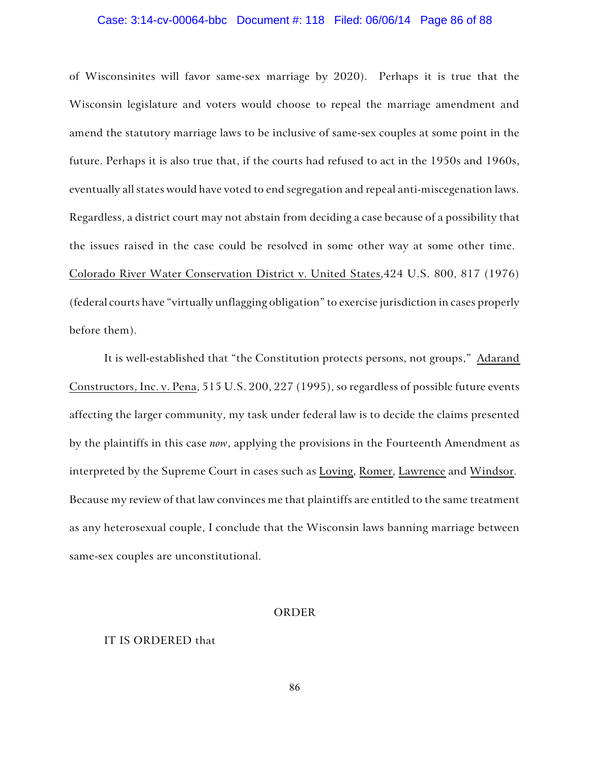of Wisconsinites will favor same-sex marriage by 2020). Perhaps it is true that the Wisconsin legislature and voters would choose to repeal the marriage amendment and amend the statutory marriage laws to be inclusive of same-sex couples at some point in the future. Perhaps it is also true that, if the courts had refused to act in the 1950s and 1960s, eventually all states would have voted to end segregation and repeal anti-miscegenation laws. Regardless, a district court may not abstain from deciding a case because of a possibility that the issues raised in the case could be resolved in some other way at some other time. Colorado River Water Conservation District v. United States,424 U.S. 800, 817 (1976) (federal courts have "virtually unflagging obligation" to exercise jurisdiction in cases properly before them).

It is well-established that "the Constitution protects persons, not groups," Adarand Constructors, Inc. v. Pena, 515 U.S. 200, 227 (1995), so regardless of possible future events affecting the larger community, my task under federal law is to decide the claims presented by the plaintiffs in this case *now*, applying the provisions in the Fourteenth Amendment as interpreted by the Supreme Court in cases such as Loving, Romer, Lawrence and Windsor. Because my review of that law convinces me that plaintiffs are entitled to the same treatment as any heterosexual couple, I conclude that the Wisconsin laws banning marriage between same-sex couples are unconstitutional.

## ORDER

IT IS ORDERED that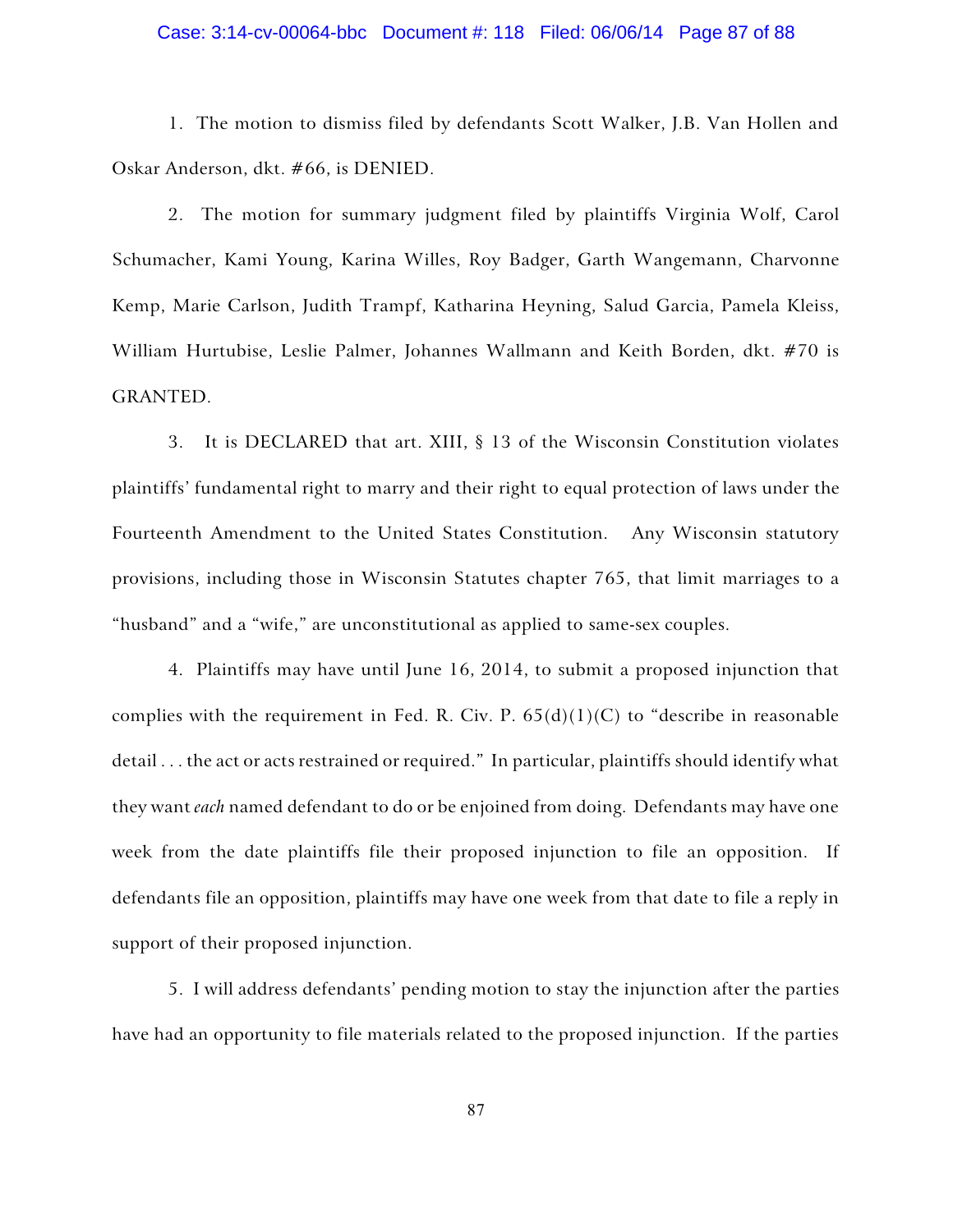1. The motion to dismiss filed by defendants Scott Walker, J.B. Van Hollen and Oskar Anderson, dkt. #66, is DENIED.

2. The motion for summary judgment filed by plaintiffs Virginia Wolf, Carol Schumacher, Kami Young, Karina Willes, Roy Badger, Garth Wangemann, Charvonne Kemp, Marie Carlson, Judith Trampf, Katharina Heyning, Salud Garcia, Pamela Kleiss, William Hurtubise, Leslie Palmer, Johannes Wallmann and Keith Borden, dkt. #70 is GRANTED.

3. It is DECLARED that art. XIII, § 13 of the Wisconsin Constitution violates plaintiffs' fundamental right to marry and their right to equal protection of laws under the Fourteenth Amendment to the United States Constitution. Any Wisconsin statutory provisions, including those in Wisconsin Statutes chapter 765, that limit marriages to a "husband" and a "wife," are unconstitutional as applied to same-sex couples.

4. Plaintiffs may have until June 16, 2014, to submit a proposed injunction that complies with the requirement in Fed. R. Civ. P. 65(d)(1)(C) to "describe in reasonable detail . . . the act or acts restrained or required." In particular, plaintiffs should identify what they want *each* named defendant to do or be enjoined from doing. Defendants may have one week from the date plaintiffs file their proposed injunction to file an opposition. If defendants file an opposition, plaintiffs may have one week from that date to file a reply in support of their proposed injunction.

5. I will address defendants' pending motion to stay the injunction after the parties have had an opportunity to file materials related to the proposed injunction. If the parties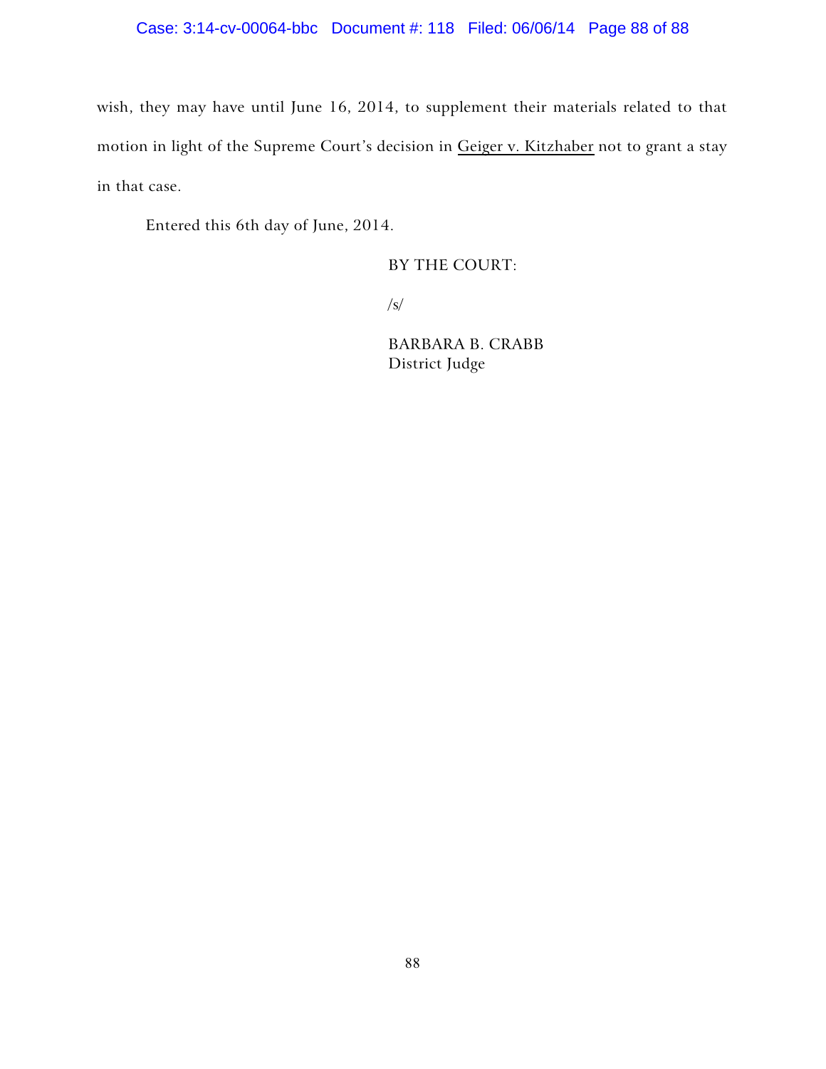wish, they may have until June 16, 2014, to supplement their materials related to that motion in light of the Supreme Court's decision in Geiger v. Kitzhaber not to grant a stay in that case.

Entered this 6th day of June, 2014.

BY THE COURT:

/s/

BARBARA B. CRABB
District Judge